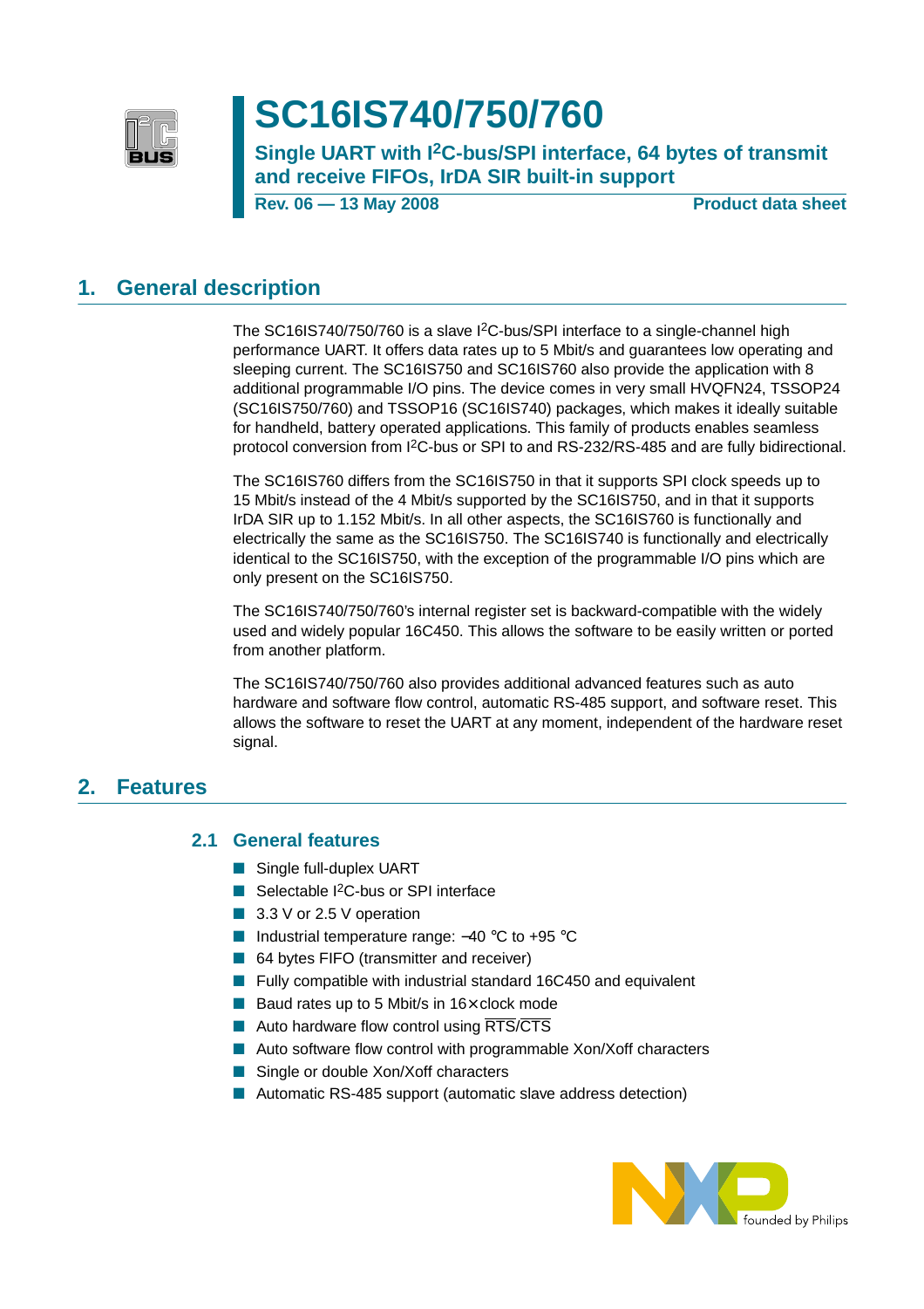# SC16IS740/750/760

**Single UART with I²C-bus/SPI interface, 64 bytes of transmit and receive FIFOs, IrDA SIR built-in support**

**Rev. 06 — 13 May 2008** **Product data sheet**

## 1. General description

The SC16IS740/750/760 is a slave I²C-bus/SPI interface to a single-channel high performance UART. It offers data rates up to 5 Mbit/s and guarantees low operating and sleeping current. The SC16IS750 and SC16IS760 also provide the application with 8 additional programmable I/O pins. The device comes in very small HVQFN24, TSSOP24 (SC16IS750/760) and TSSOP16 (SC16IS740) packages, which makes it ideally suitable for handheld, battery operated applications. This family of products enables seamless protocol conversion from I²C-bus or SPI to and RS-232/RS-485 and are fully bidirectional.

The SC16IS760 differs from the SC16IS750 in that it supports SPI clock speeds up to 15 Mbit/s instead of the 4 Mbit/s supported by the SC16IS750, and in that it supports IrDA SIR up to 1.152 Mbit/s. In all other aspects, the SC16IS760 is functionally and electrically the same as the SC16IS750. The SC16IS740 is functionally and electrically identical to the SC16IS750, with the exception of the programmable I/O pins which are only present on the SC16IS750.

The SC16IS740/750/760's internal register set is backward-compatible with the widely used and widely popular 16C450. This allows the software to be easily written or ported from another platform.

The SC16IS740/750/760 also provides additional advanced features such as auto hardware and software flow control, automatic RS-485 support, and software reset. This allows the software to reset the UART at any moment, independent of the hardware reset signal.

## 2. Features

### 2.1 General features

- Single full-duplex UART
- Selectable I²C-bus or SPI interface
- 3.3 V or 2.5 V operation
- Industrial temperature range: −40 °C to +95 °C
- 64 bytes FIFO (transmitter and receiver)
- Fully compatible with industrial standard 16C450 and equivalent
- Baud rates up to 5 Mbit/s in 16× clock mode
- Auto hardware flow control using $\overline{\text{RTS}}$/$\overline{\text{CTS}}$
- Auto software flow control with programmable Xon/Xoff characters
- Single or double Xon/Xoff characters
- Automatic RS-485 support (automatic slave address detection)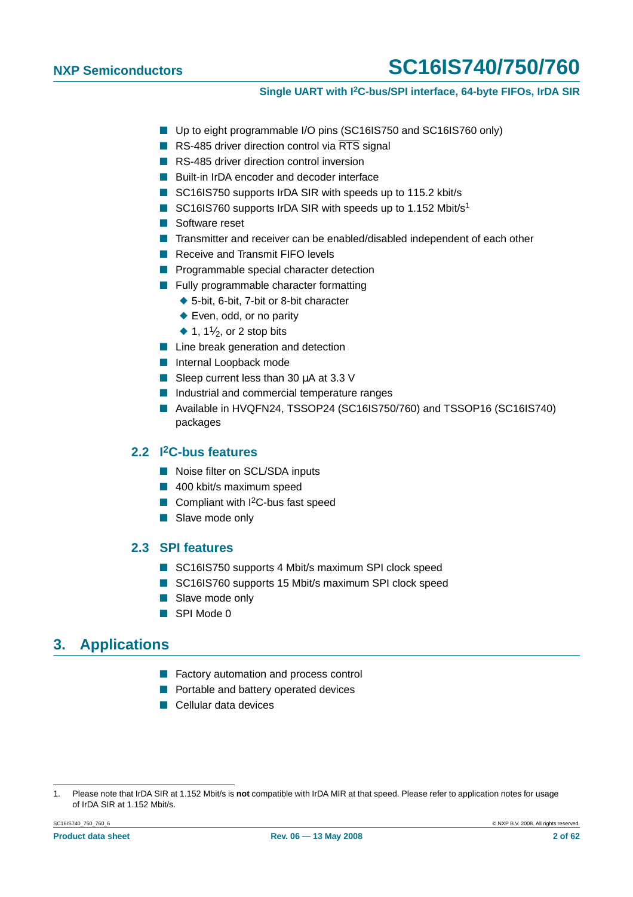- Up to eight programmable I/O pins (SC16IS750 and SC16IS760 only)
- RS-485 driver direction control via $\overline{\text{RTS}}$ signal
- RS-485 driver direction control inversion
- Built-in IrDA encoder and decoder interface
- SC16IS750 supports IrDA SIR with speeds up to 115.2 kbit/s
- SC16IS760 supports IrDA SIR with speeds up to 1.152 Mbit/s[1]
- Software reset
- Transmitter and receiver can be enabled/disabled independent of each other
- Receive and Transmit FIFO levels
- Programmable special character detection
- Fully programmable character formatting
  - 5-bit, 6-bit, 7-bit or 8-bit character
  - Even, odd, or no parity
  - 1, $1\frac{1}{2}$, or 2 stop bits
- Line break generation and detection
- Internal Loopback mode
- Sleep current less than 30 μA at 3.3 V
- Industrial and commercial temperature ranges
- Available in HVQFN24, TSSOP24 (SC16IS750/760) and TSSOP16 (SC16IS740) packages

### 2.2 I²C-bus features

- Noise filter on SCL/SDA inputs
- 400 kbit/s maximum speed
- Compliant with I²C-bus fast speed
- Slave mode only

### 2.3 SPI features

- SC16IS750 supports 4 Mbit/s maximum SPI clock speed
- SC16IS760 supports 15 Mbit/s maximum SPI clock speed
- Slave mode only
- SPI Mode 0

## 3. Applications

- Factory automation and process control
- Portable and battery operated devices
- Cellular data devices

1. Please note that IrDA SIR at 1.152 Mbit/s is **not** compatible with IrDA MIR at that speed. Please refer to application notes for usage of IrDA SIR at 1.152 Mbit/s.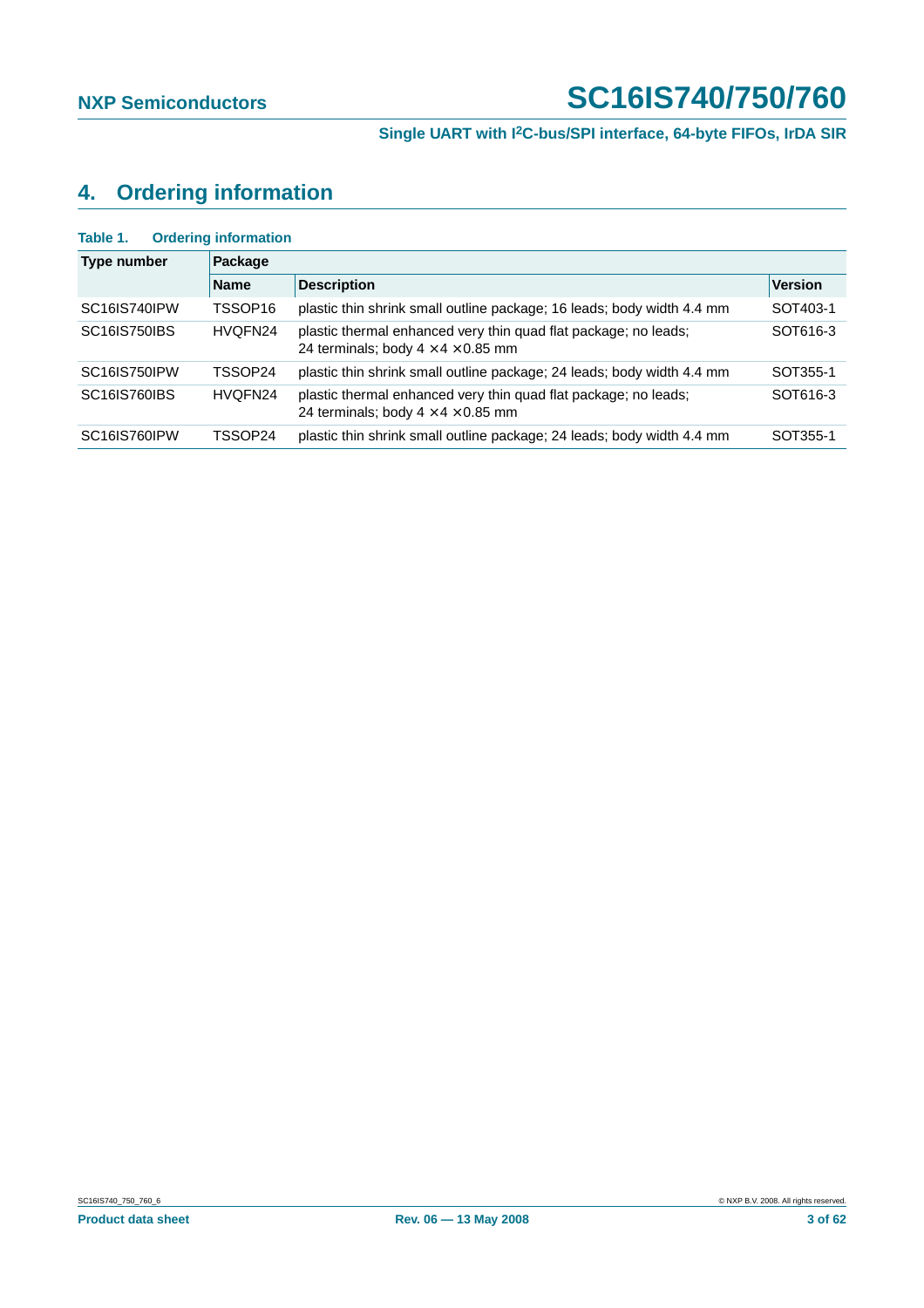## 4. Ordering information

**Table 1. Ordering information**

| Type number | Package | | |
|---|---|---|---|
| | Name | Description | Version |
| SC16IS740IPW | TSSOP16 | plastic thin shrink small outline package; 16 leads; body width 4.4 mm | SOT403-1 |
| SC16IS750IBS | HVQFN24 | plastic thermal enhanced very thin quad flat package; no leads; 24 terminals; body 4 × 4 × 0.85 mm | SOT616-3 |
| SC16IS750IPW | TSSOP24 | plastic thin shrink small outline package; 24 leads; body width 4.4 mm | SOT355-1 |
| SC16IS760IBS | HVQFN24 | plastic thermal enhanced very thin quad flat package; no leads; 24 terminals; body 4 × 4 × 0.85 mm | SOT616-3 |
| SC16IS760IPW | TSSOP24 | plastic thin shrink small outline package; 24 leads; body width 4.4 mm | SOT355-1 |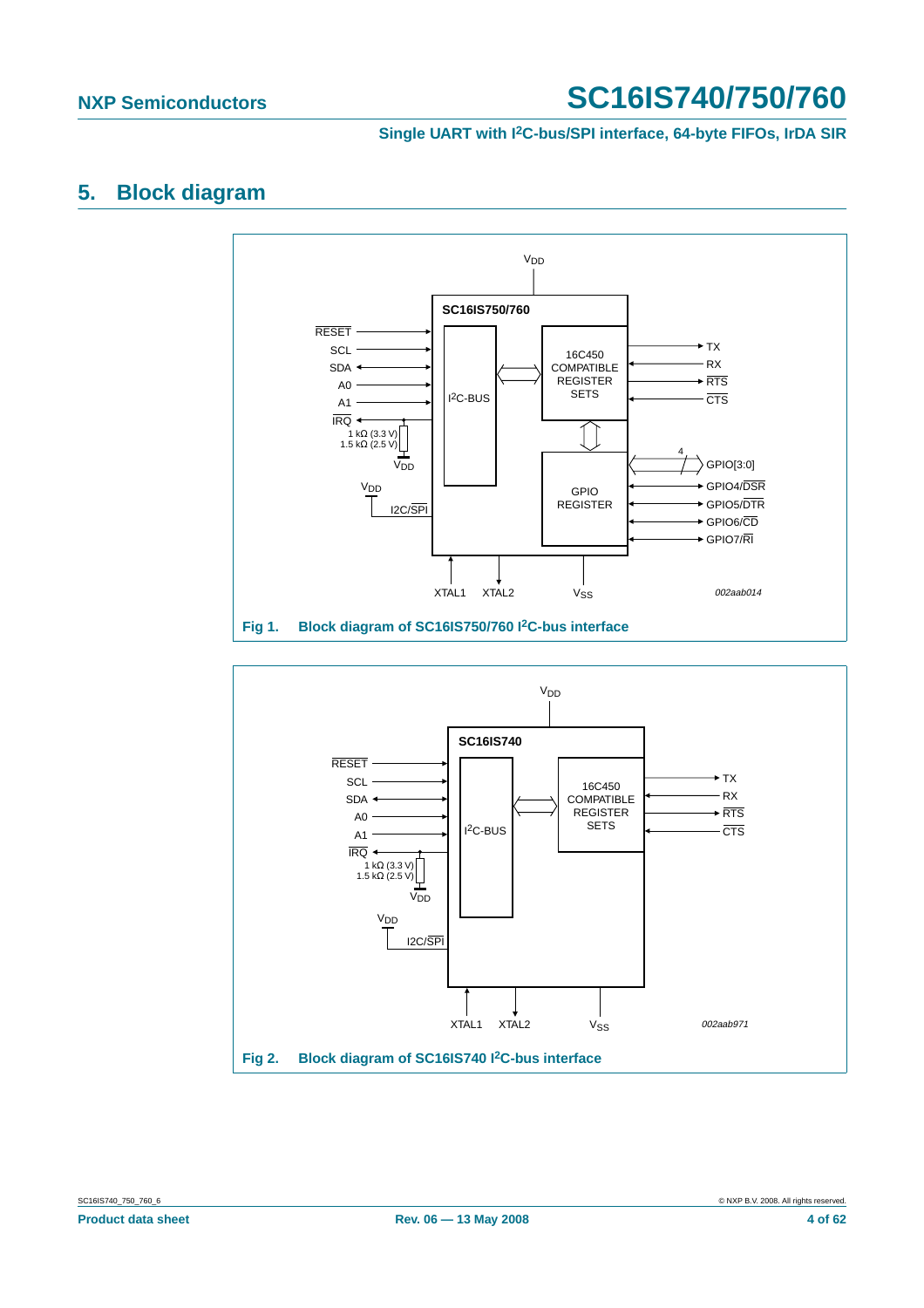## 5. Block diagram

Fig 1. Block diagram of SC16IS750/760 I²C-bus interface

Fig 2. Block diagram of SC16IS740 I²C-bus interface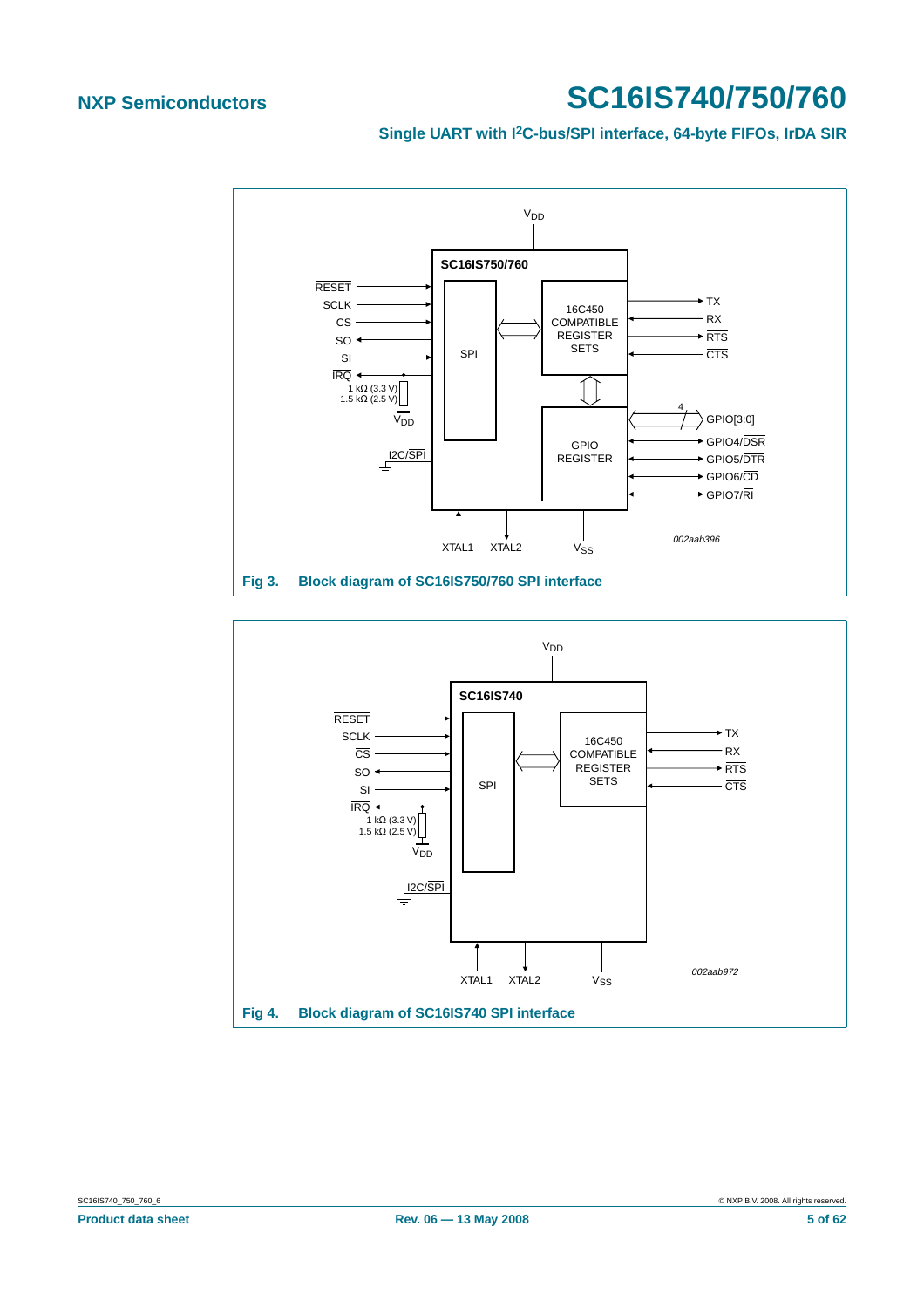Fig 3. Block diagram of SC16IS750/760 SPI interface

Fig 4. Block diagram of SC16IS740 SPI interface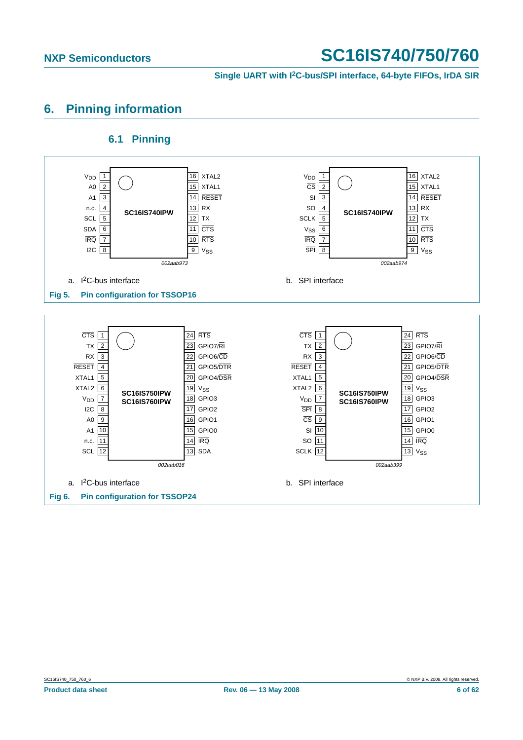# 6. Pinning information

## 6.1 Pinning

**a. I²C-bus interface** — SC16IS740IPW (002aab973)

| Pin | Name | Pin | Name |
|---|---|---|---|
| 1 | $V_{DD}$ | 16 | XTAL2 |
| 2 | A0 | 15 | XTAL1 |
| 3 | A1 | 14 | $\overline{RESET}$ |
| 4 | n.c. | 13 | RX |
| 5 | SCL | 12 | TX |
| 6 | SDA | 11 | $\overline{CTS}$ |
| 7 | $\overline{IRQ}$ | 10 | $\overline{RTS}$ |
| 8 | I2C | 9 | $V_{SS}$ |

**b. SPI interface** — SC16IS740IPW (002aab974)

| Pin | Name | Pin | Name |
|---|---|---|---|
| 1 | $V_{DD}$ | 16 | XTAL2 |
| 2 | $\overline{CS}$ | 15 | XTAL1 |
| 3 | SI | 14 | $\overline{RESET}$ |
| 4 | SO | 13 | RX |
| 5 | SCLK | 12 | TX |
| 6 | $V_{SS}$ | 11 | $\overline{CTS}$ |
| 7 | $\overline{IRQ}$ | 10 | $\overline{RTS}$ |
| 8 | $\overline{SPI}$ | 9 | $V_{SS}$ |

**Fig 5. Pin configuration for TSSOP16**

**a. I²C-bus interface** — SC16IS750IPW / SC16IS760IPW (002aab016)

| Pin | Name | Pin | Name |
|---|---|---|---|
| 1 | $\overline{CTS}$ | 24 | $\overline{RTS}$ |
| 2 | TX | 23 | GPIO7/$\overline{RI}$ |
| 3 | RX | 22 | GPIO6/$\overline{CD}$ |
| 4 | $\overline{RESET}$ | 21 | GPIO5/$\overline{DTR}$ |
| 5 | XTAL1 | 20 | GPIO4/$\overline{DSR}$ |
| 6 | XTAL2 | 19 | $V_{SS}$ |
| 7 | $V_{DD}$ | 18 | GPIO3 |
| 8 | I2C | 17 | GPIO2 |
| 9 | A0 | 16 | GPIO1 |
| 10 | A1 | 15 | GPIO0 |
| 11 | n.c. | 14 | $\overline{IRQ}$ |
| 12 | SCL | 13 | SDA |

**b. SPI interface** — SC16IS750IPW / SC16IS760IPW (002aab399)

| Pin | Name | Pin | Name |
|---|---|---|---|
| 1 | $\overline{CTS}$ | 24 | $\overline{RTS}$ |
| 2 | TX | 23 | GPIO7/$\overline{RI}$ |
| 3 | RX | 22 | GPIO6/$\overline{CD}$ |
| 4 | $\overline{RESET}$ | 21 | GPIO5/$\overline{DTR}$ |
| 5 | XTAL1 | 20 | GPIO4/$\overline{DSR}$ |
| 6 | XTAL2 | 19 | $V_{SS}$ |
| 7 | $V_{DD}$ | 18 | GPIO3 |
| 8 | $\overline{SPI}$ | 17 | GPIO2 |
| 9 | $\overline{CS}$ | 16 | GPIO1 |
| 10 | SI | 15 | GPIO0 |
| 11 | SO | 14 | $\overline{IRQ}$ |
| 12 | SCLK | 13 | $V_{SS}$ |

**Fig 6. Pin configuration for TSSOP24**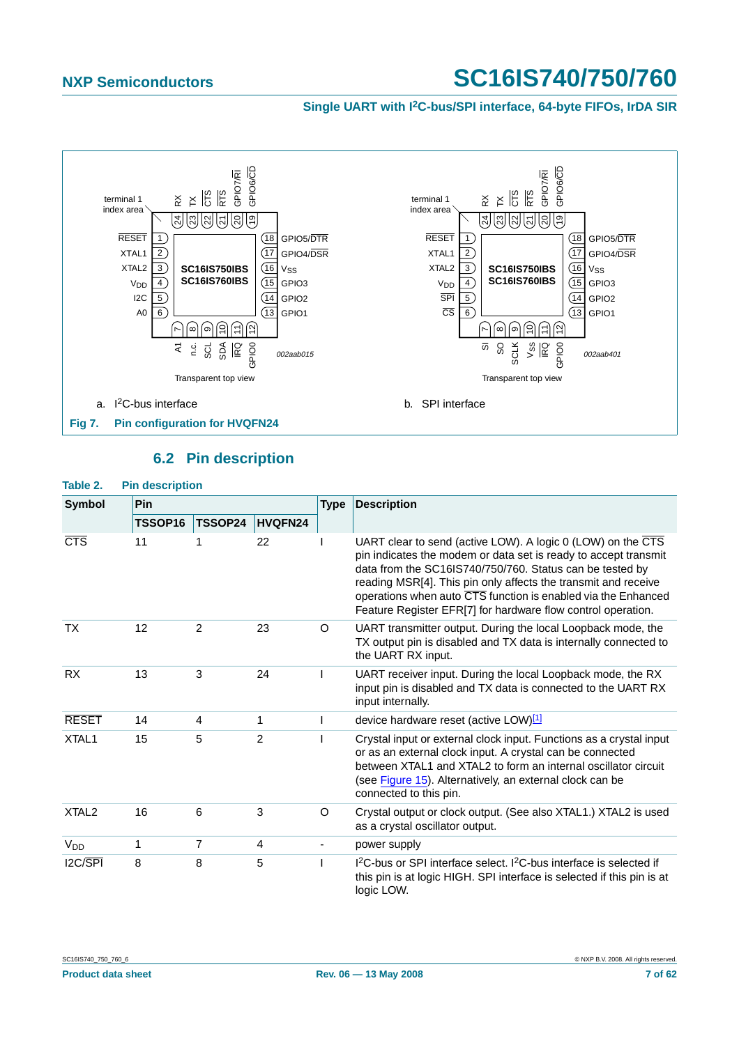Transparent top view

a. $I^2C$-bus interface

Transparent top view

b. SPI interface

**Fig 7. Pin configuration for HVQFN24**

## 6.2 Pin description

**Table 2. Pin description**

| Symbol | Pin | | | Type | Description |
|---|---|---|---|---|---|
| | TSSOP16 | TSSOP24 | HVQFN24 | | |
| $\overline{CTS}$ | 11 | 1 | 22 | I | UART clear to send (active LOW). A logic 0 (LOW) on the $\overline{CTS}$ pin indicates the modem or data set is ready to accept transmit data from the SC16IS740/750/760. Status can be tested by reading MSR[4]. This pin only affects the transmit and receive operations when auto $\overline{CTS}$ function is enabled via the Enhanced Feature Register EFR[7] for hardware flow control operation. |
| TX | 12 | 2 | 23 | O | UART transmitter output. During the local Loopback mode, the TX output pin is disabled and TX data is internally connected to the UART RX input. |
| RX | 13 | 3 | 24 | I | UART receiver input. During the local Loopback mode, the RX input pin is disabled and TX data is connected to the UART RX input internally. |
| $\overline{RESET}$ | 14 | 4 | 1 | I | device hardware reset (active LOW)[1] |
| XTAL1 | 15 | 5 | 2 | I | Crystal input or external clock input. Functions as a crystal input or as an external clock input. A crystal can be connected between XTAL1 and XTAL2 to form an internal oscillator circuit (see Figure 15). Alternatively, an external clock can be connected to this pin. |
| XTAL2 | 16 | 6 | 3 | O | Crystal output or clock output. (See also XTAL1.) XTAL2 is used as a crystal oscillator output. |
| $V_{DD}$ | 1 | 7 | 4 | - | power supply |
| I2C/$\overline{SPI}$ | 8 | 8 | 5 | I | $I^2C$-bus or SPI interface select. $I^2C$-bus interface is selected if this pin is at logic HIGH. SPI interface is selected if this pin is at logic LOW. |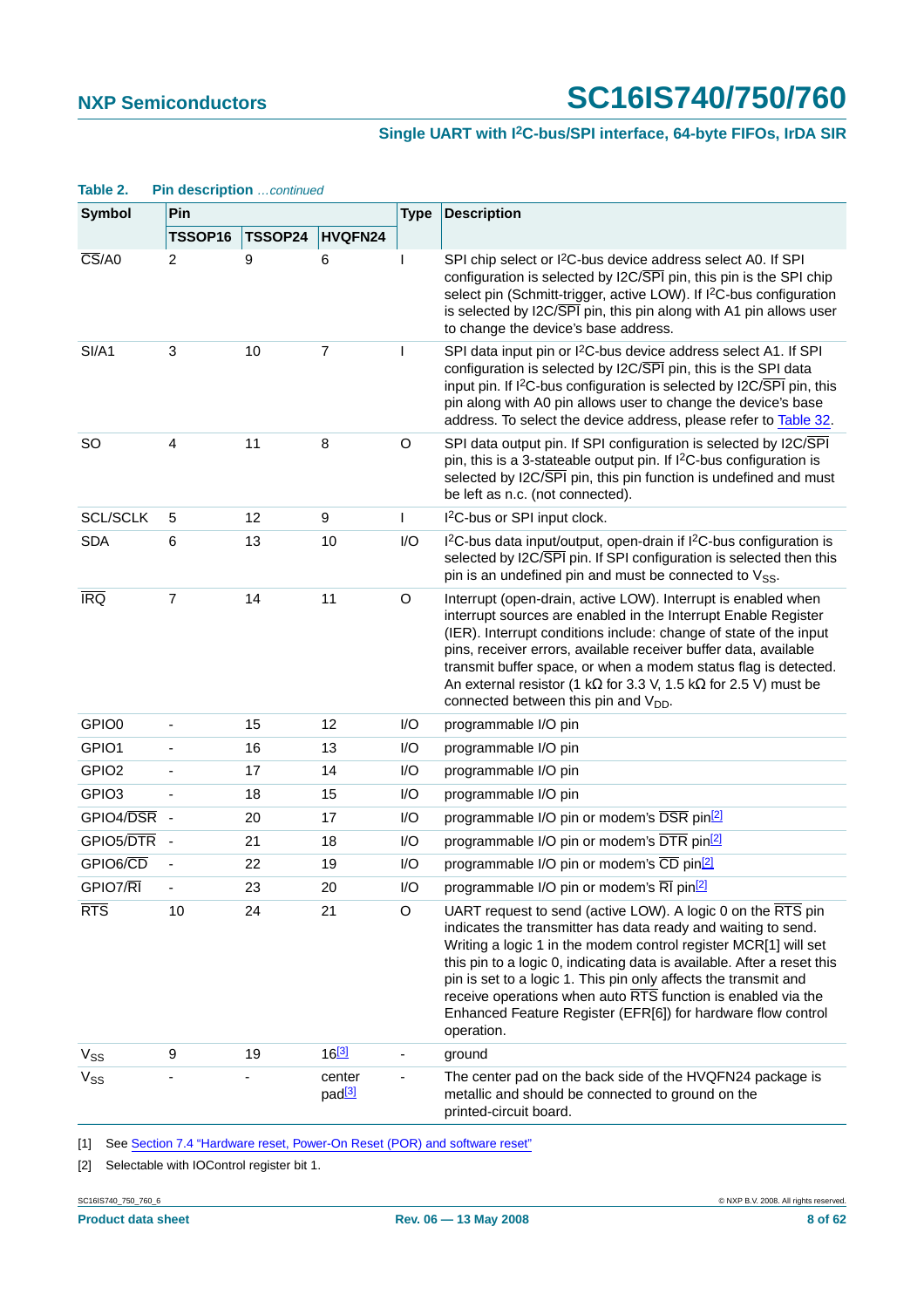**Table 2. Pin description** *…continued*

| Symbol | Pin | | | Type | Description |
|---|---|---|---|---|---|
| | TSSOP16 | TSSOP24 | HVQFN24 | | |
| $\overline{CS}$/A0 | 2 | 9 | 6 | I | SPI chip select or I²C-bus device address select A0. If SPI configuration is selected by I2C/$\overline{SPI}$ pin, this pin is the SPI chip select pin (Schmitt-trigger, active LOW). If I²C-bus configuration is selected by I2C/$\overline{SPI}$ pin, this pin along with A1 pin allows user to change the device's base address. |
| SI/A1 | 3 | 10 | 7 | I | SPI data input pin or I²C-bus device address select A1. If SPI configuration is selected by I2C/$\overline{SPI}$ pin, this is the SPI data input pin. If I²C-bus configuration is selected by I2C/$\overline{SPI}$ pin, this pin along with A0 pin allows user to change the device's base address. To select the device address, please refer to Table 32. |
| SO | 4 | 11 | 8 | O | SPI data output pin. If SPI configuration is selected by I2C/$\overline{SPI}$ pin, this is a 3-stateable output pin. If I²C-bus configuration is selected by I2C/$\overline{SPI}$ pin, this pin function is undefined and must be left as n.c. (not connected). |
| SCL/SCLK | 5 | 12 | 9 | I | I²C-bus or SPI input clock. |
| SDA | 6 | 13 | 10 | I/O | I²C-bus data input/output, open-drain if I²C-bus configuration is selected by I2C/$\overline{SPI}$ pin. If SPI configuration is selected then this pin is an undefined pin and must be connected to $V_{SS}$. |
| $\overline{IRQ}$ | 7 | 14 | 11 | O | Interrupt (open-drain, active LOW). Interrupt is enabled when interrupt sources are enabled in the Interrupt Enable Register (IER). Interrupt conditions include: change of state of the input pins, receiver errors, available receiver buffer data, available transmit buffer space, or when a modem status flag is detected. An external resistor (1 kΩ for 3.3 V, 1.5 kΩ for 2.5 V) must be connected between this pin and $V_{DD}$. |
| GPIO0 | - | 15 | 12 | I/O | programmable I/O pin |
| GPIO1 | - | 16 | 13 | I/O | programmable I/O pin |
| GPIO2 | - | 17 | 14 | I/O | programmable I/O pin |
| GPIO3 | - | 18 | 15 | I/O | programmable I/O pin |
| GPIO4/$\overline{DSR}$ | - | 20 | 17 | I/O | programmable I/O pin or modem's $\overline{DSR}$ pin[2] |
| GPIO5/$\overline{DTR}$ | - | 21 | 18 | I/O | programmable I/O pin or modem's $\overline{DTR}$ pin[2] |
| GPIO6/$\overline{CD}$ | - | 22 | 19 | I/O | programmable I/O pin or modem's $\overline{CD}$ pin[2] |
| GPIO7/$\overline{RI}$ | - | 23 | 20 | I/O | programmable I/O pin or modem's $\overline{RI}$ pin[2] |
| $\overline{RTS}$ | 10 | 24 | 21 | O | UART request to send (active LOW). A logic 0 on the $\overline{RTS}$ pin indicates the transmitter has data ready and waiting to send. Writing a logic 1 in the modem control register MCR[1] will set this pin to a logic 0, indicating data is available. After a reset this pin is set to a logic 1. This pin only affects the transmit and receive operations when auto $\overline{RTS}$ function is enabled via the Enhanced Feature Register (EFR[6]) for hardware flow control operation. |
| $V_{SS}$ | 9 | 19 | 16[3] | - | ground |
| $V_{SS}$ | - | - | center pad[3] | - | The center pad on the back side of the HVQFN24 package is metallic and should be connected to ground on the printed-circuit board. |

[1] See Section 7.4 "Hardware reset, Power-On Reset (POR) and software reset"

[2] Selectable with IOControl register bit 1.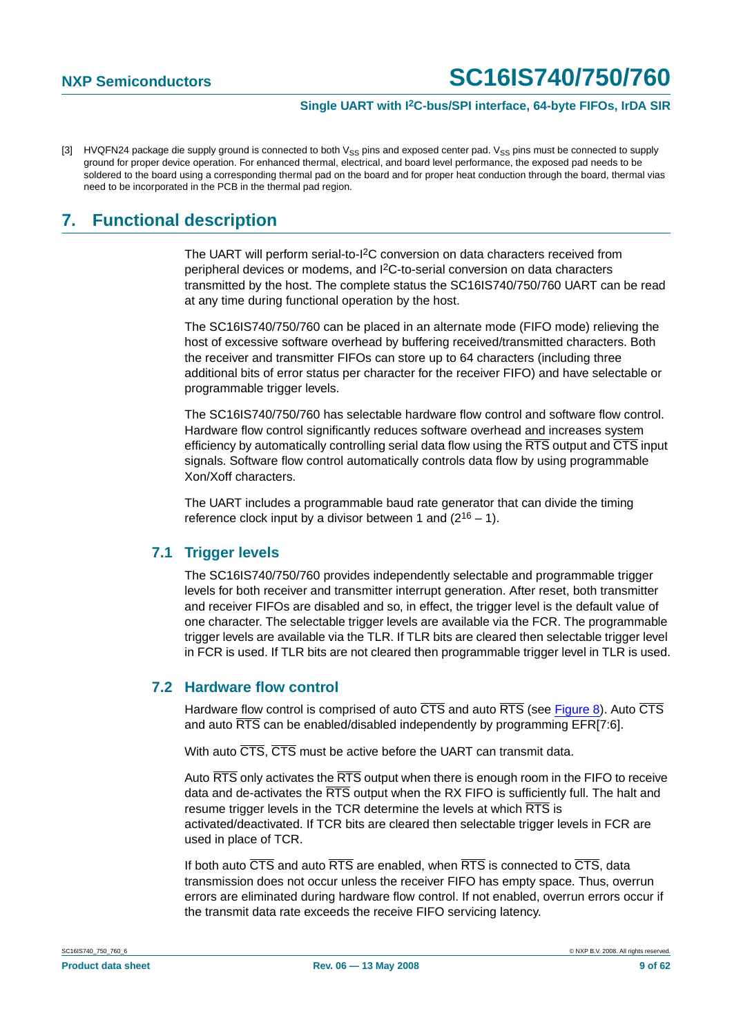[3] HVQFN24 package die supply ground is connected to both $V_{SS}$ pins and exposed center pad. $V_{SS}$ pins must be connected to supply ground for proper device operation. For enhanced thermal, electrical, and board level performance, the exposed pad needs to be soldered to the board using a corresponding thermal pad on the board and for proper heat conduction through the board, thermal vias need to be incorporated in the PCB in the thermal pad region.

# 7. Functional description

The UART will perform serial-to-I2C conversion on data characters received from peripheral devices or modems, and I2C-to-serial conversion on data characters transmitted by the host. The complete status the SC16IS740/750/760 UART can be read at any time during functional operation by the host.

The SC16IS740/750/760 can be placed in an alternate mode (FIFO mode) relieving the host of excessive software overhead by buffering received/transmitted characters. Both the receiver and transmitter FIFOs can store up to 64 characters (including three additional bits of error status per character for the receiver FIFO) and have selectable or programmable trigger levels.

The SC16IS740/750/760 has selectable hardware flow control and software flow control. Hardware flow control significantly reduces software overhead and increases system efficiency by automatically controlling serial data flow using the $\overline{RTS}$ output and $\overline{CTS}$ input signals. Software flow control automatically controls data flow by using programmable Xon/Xoff characters.

The UART includes a programmable baud rate generator that can divide the timing reference clock input by a divisor between 1 and $(2^{16} - 1)$.

## 7.1 Trigger levels

The SC16IS740/750/760 provides independently selectable and programmable trigger levels for both receiver and transmitter interrupt generation. After reset, both transmitter and receiver FIFOs are disabled and so, in effect, the trigger level is the default value of one character. The selectable trigger levels are available via the FCR. The programmable trigger levels are available via the TLR. If TLR bits are cleared then selectable trigger level in FCR is used. If TLR bits are not cleared then programmable trigger level in TLR is used.

## 7.2 Hardware flow control

Hardware flow control is comprised of auto $\overline{CTS}$ and auto $\overline{RTS}$ (see Figure 8). Auto $\overline{CTS}$ and auto $\overline{RTS}$ can be enabled/disabled independently by programming EFR[7:6].

With auto $\overline{CTS}$, $\overline{CTS}$ must be active before the UART can transmit data.

Auto $\overline{RTS}$ only activates the $\overline{RTS}$ output when there is enough room in the FIFO to receive data and de-activates the $\overline{RTS}$ output when the RX FIFO is sufficiently full. The halt and resume trigger levels in the TCR determine the levels at which $\overline{RTS}$ is activated/deactivated. If TCR bits are cleared then selectable trigger levels in FCR are used in place of TCR.

If both auto $\overline{CTS}$ and auto $\overline{RTS}$ are enabled, when $\overline{RTS}$ is connected to $\overline{CTS}$, data transmission does not occur unless the receiver FIFO has empty space. Thus, overrun errors are eliminated during hardware flow control. If not enabled, overrun errors occur if the transmit data rate exceeds the receive FIFO servicing latency.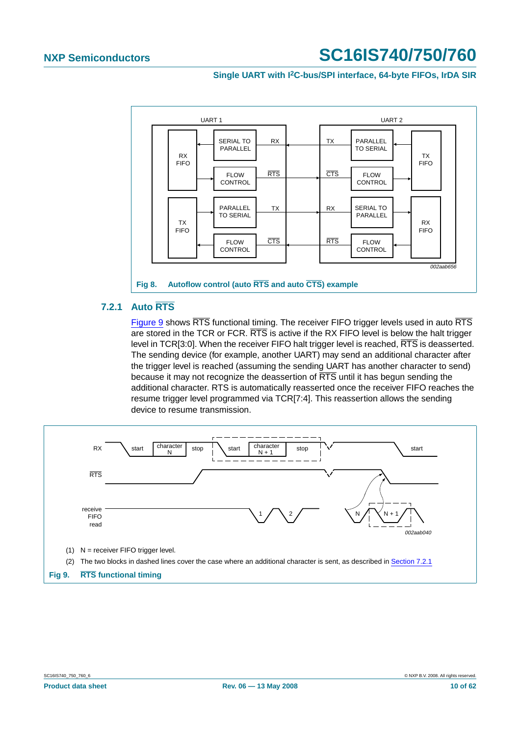Fig 8. Autoflow control (auto $\overline{RTS}$ and auto $\overline{CTS}$) example

### 7.2.1 Auto $\overline{RTS}$

Figure 9 shows $\overline{RTS}$ functional timing. The receiver FIFO trigger levels used in auto $\overline{RTS}$ are stored in the TCR or FCR. $\overline{RTS}$ is active if the RX FIFO level is below the halt trigger level in TCR[3:0]. When the receiver FIFO halt trigger level is reached, $\overline{RTS}$ is deasserted. The sending device (for example, another UART) may send an additional character after the trigger level is reached (assuming the sending UART has another character to send) because it may not recognize the deassertion of $\overline{RTS}$ until it has begun sending the additional character. RTS is automatically reasserted once the receiver FIFO reaches the resume trigger level programmed via TCR[7:4]. This reassertion allows the sending device to resume transmission.

(1) N = receiver FIFO trigger level.

(2) The two blocks in dashed lines cover the case where an additional character is sent, as described in Section 7.2.1

Fig 9. $\overline{RTS}$ functional timing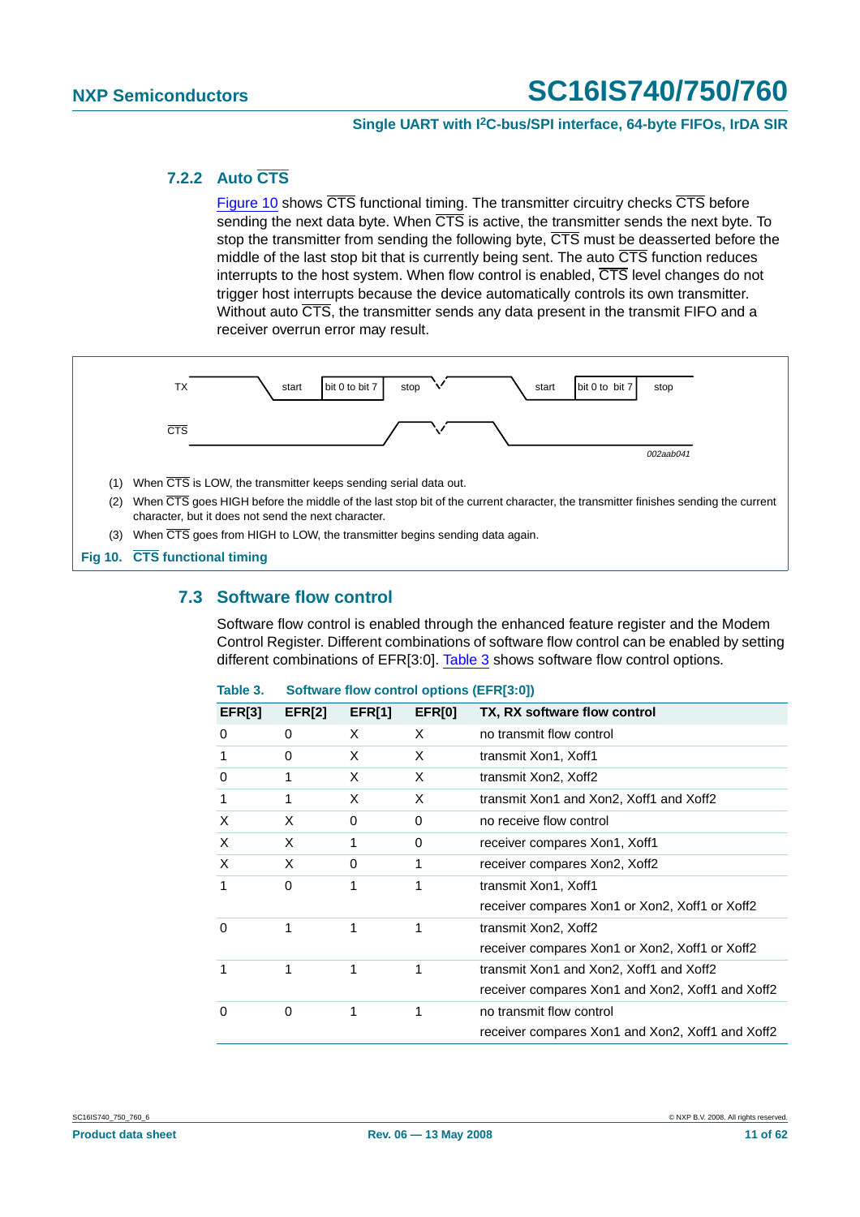### 7.2.2 Auto $\overline{CTS}$

Figure 10 shows $\overline{CTS}$ functional timing. The transmitter circuitry checks $\overline{CTS}$ before sending the next data byte. When $\overline{CTS}$ is active, the transmitter sends the next byte. To stop the transmitter from sending the following byte, $\overline{CTS}$ must be deasserted before the middle of the last stop bit that is currently being sent. The auto $\overline{CTS}$ function reduces interrupts to the host system. When flow control is enabled, $\overline{CTS}$ level changes do not trigger host interrupts because the device automatically controls its own transmitter. Without auto $\overline{CTS}$, the transmitter sends any data present in the transmit FIFO and a receiver overrun error may result.

TX start | bit 0 to bit 7 | stop ... start | bit 0 to bit 7 | stop

$\overline{CTS}$

002aab041

(1) When $\overline{CTS}$ is LOW, the transmitter keeps sending serial data out.

(2) When $\overline{CTS}$ goes HIGH before the middle of the last stop bit of the current character, the transmitter finishes sending the current character, but it does not send the next character.

(3) When $\overline{CTS}$ goes from HIGH to LOW, the transmitter begins sending data again.

**Fig 10. $\overline{CTS}$ functional timing**

## 7.3 Software flow control

Software flow control is enabled through the enhanced feature register and the Modem Control Register. Different combinations of software flow control can be enabled by setting different combinations of EFR[3:0]. Table 3 shows software flow control options.

**Table 3. Software flow control options (EFR[3:0])**

| EFR[3] | EFR[2] | EFR[1] | EFR[0] | TX, RX software flow control |
|---|---|---|---|---|
| 0 | 0 | X | X | no transmit flow control |
| 1 | 0 | X | X | transmit Xon1, Xoff1 |
| 0 | 1 | X | X | transmit Xon2, Xoff2 |
| 1 | 1 | X | X | transmit Xon1 and Xon2, Xoff1 and Xoff2 |
| X | X | 0 | 0 | no receive flow control |
| X | X | 1 | 0 | receiver compares Xon1, Xoff1 |
| X | X | 0 | 1 | receiver compares Xon2, Xoff2 |
| 1 | 0 | 1 | 1 | transmit Xon1, Xoff1<br>receiver compares Xon1 or Xon2, Xoff1 or Xoff2 |
| 0 | 1 | 1 | 1 | transmit Xon2, Xoff2<br>receiver compares Xon1 or Xon2, Xoff1 or Xoff2 |
| 1 | 1 | 1 | 1 | transmit Xon1 and Xon2, Xoff1 and Xoff2<br>receiver compares Xon1 and Xon2, Xoff1 and Xoff2 |
| 0 | 0 | 1 | 1 | no transmit flow control<br>receiver compares Xon1 and Xon2, Xoff1 and Xoff2 |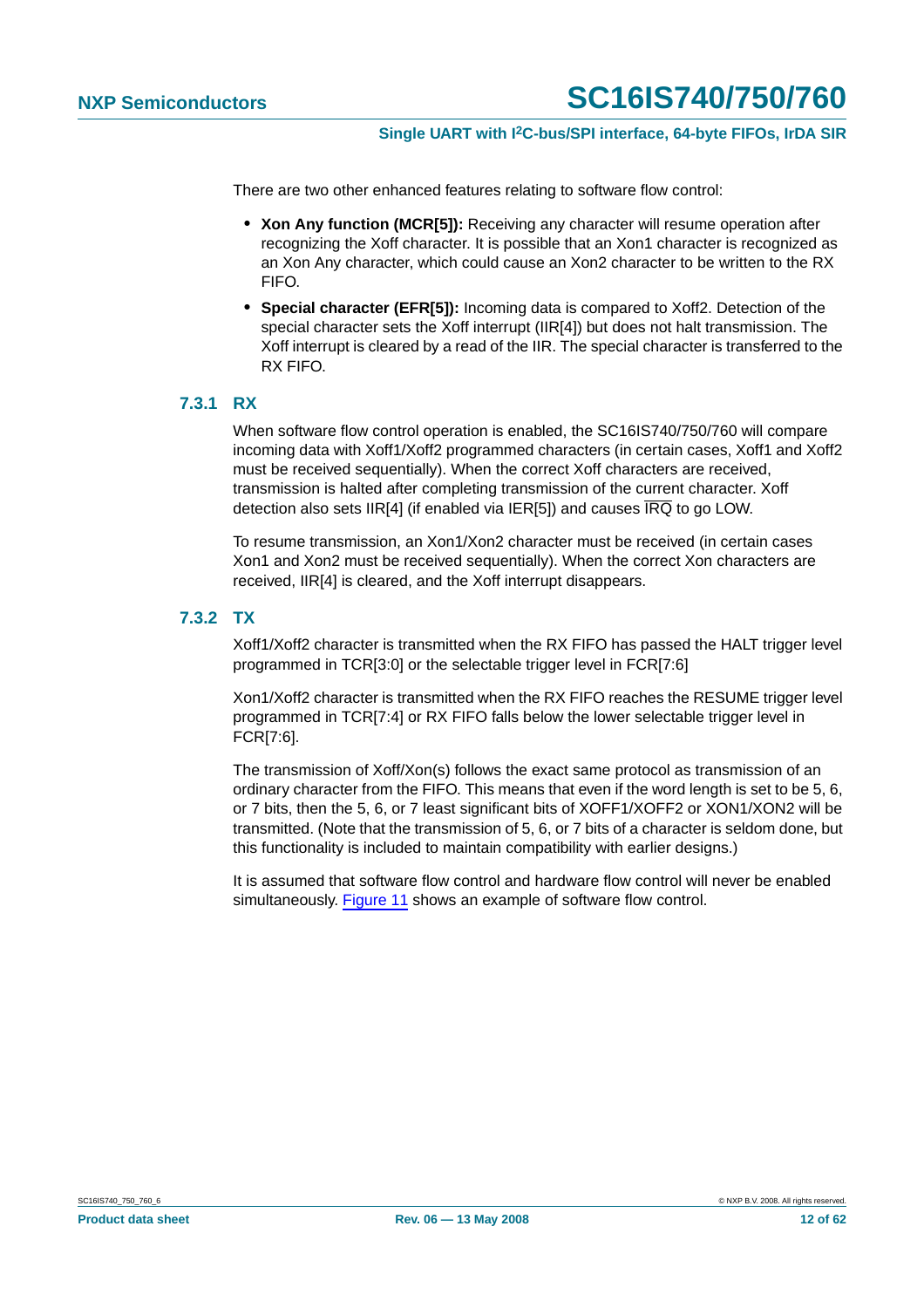There are two other enhanced features relating to software flow control:

- **Xon Any function (MCR[5]):** Receiving any character will resume operation after recognizing the Xoff character. It is possible that an Xon1 character is recognized as an Xon Any character, which could cause an Xon2 character to be written to the RX FIFO.
- **Special character (EFR[5]):** Incoming data is compared to Xoff2. Detection of the special character sets the Xoff interrupt (IIR[4]) but does not halt transmission. The Xoff interrupt is cleared by a read of the IIR. The special character is transferred to the RX FIFO.

### 7.3.1 RX

When software flow control operation is enabled, the SC16IS740/750/760 will compare incoming data with Xoff1/Xoff2 programmed characters (in certain cases, Xoff1 and Xoff2 must be received sequentially). When the correct Xoff characters are received, transmission is halted after completing transmission of the current character. Xoff detection also sets IIR[4] (if enabled via IER[5]) and causes $\overline{IRQ}$ to go LOW.

To resume transmission, an Xon1/Xon2 character must be received (in certain cases Xon1 and Xon2 must be received sequentially). When the correct Xon characters are received, IIR[4] is cleared, and the Xoff interrupt disappears.

### 7.3.2 TX

Xoff1/Xoff2 character is transmitted when the RX FIFO has passed the HALT trigger level programmed in TCR[3:0] or the selectable trigger level in FCR[7:6]

Xon1/Xon2 character is transmitted when the RX FIFO reaches the RESUME trigger level programmed in TCR[7:4] or RX FIFO falls below the lower selectable trigger level in FCR[7:6].

The transmission of Xoff/Xon(s) follows the exact same protocol as transmission of an ordinary character from the FIFO. This means that even if the word length is set to be 5, 6, or 7 bits, then the 5, 6, or 7 least significant bits of XOFF1/XOFF2 or XON1/XON2 will be transmitted. (Note that the transmission of 5, 6, or 7 bits of a character is seldom done, but this functionality is included to maintain compatibility with earlier designs.)

It is assumed that software flow control and hardware flow control will never be enabled simultaneously. Figure 11 shows an example of software flow control.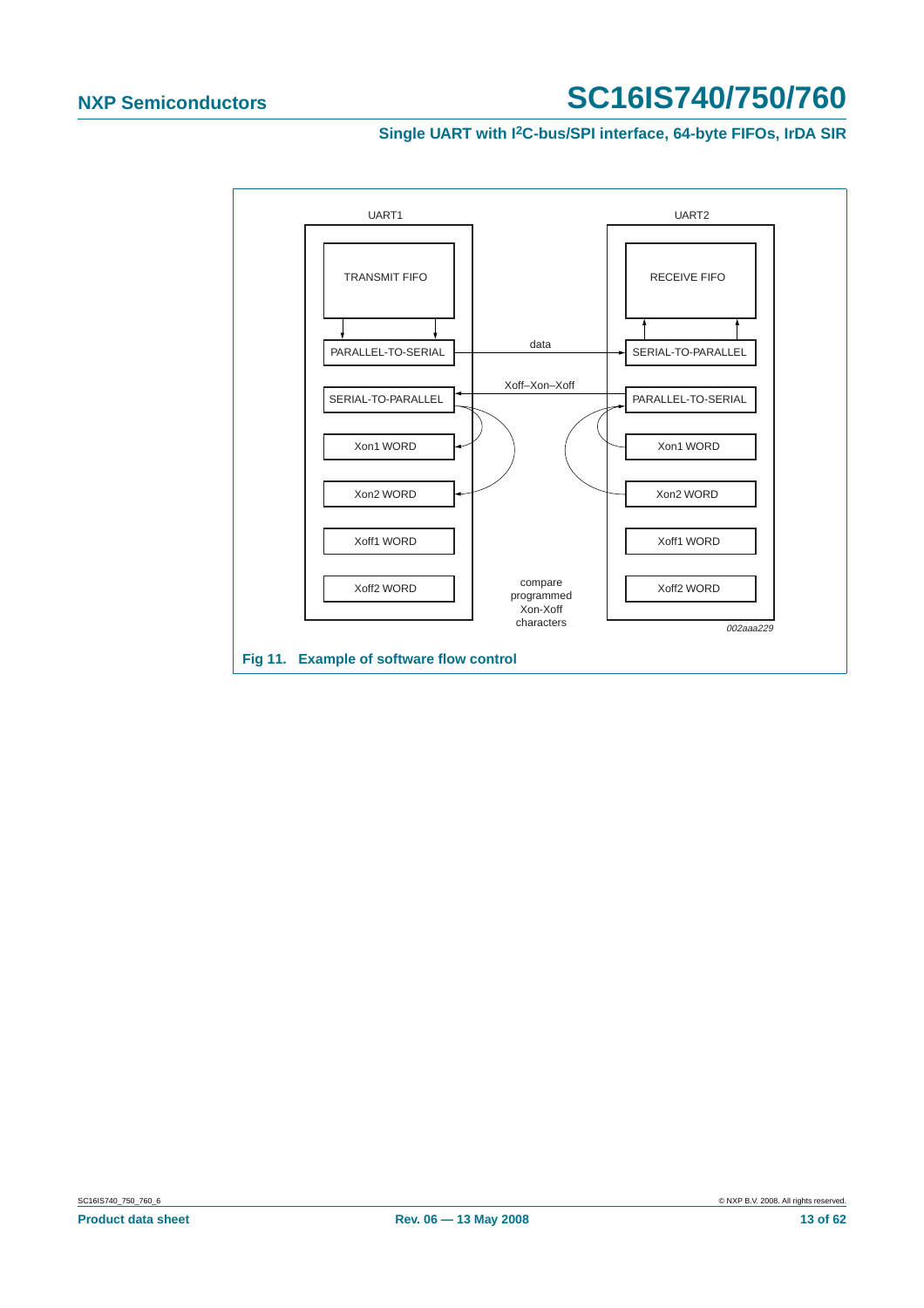UART1

TRANSMIT FIFO

PARALLEL-TO-SERIAL

SERIAL-TO-PARALLEL

Xon1 WORD

Xon2 WORD

Xoff1 WORD

Xoff2 WORD

UART2

RECEIVE FIFO

SERIAL-TO-PARALLEL

PARALLEL-TO-SERIAL

Xon1 WORD

Xon2 WORD

Xoff1 WORD

Xoff2 WORD

data

Xoff–Xon–Xoff

compare programmed Xon-Xoff characters

*002aaa229*

**Fig 11. Example of software flow control**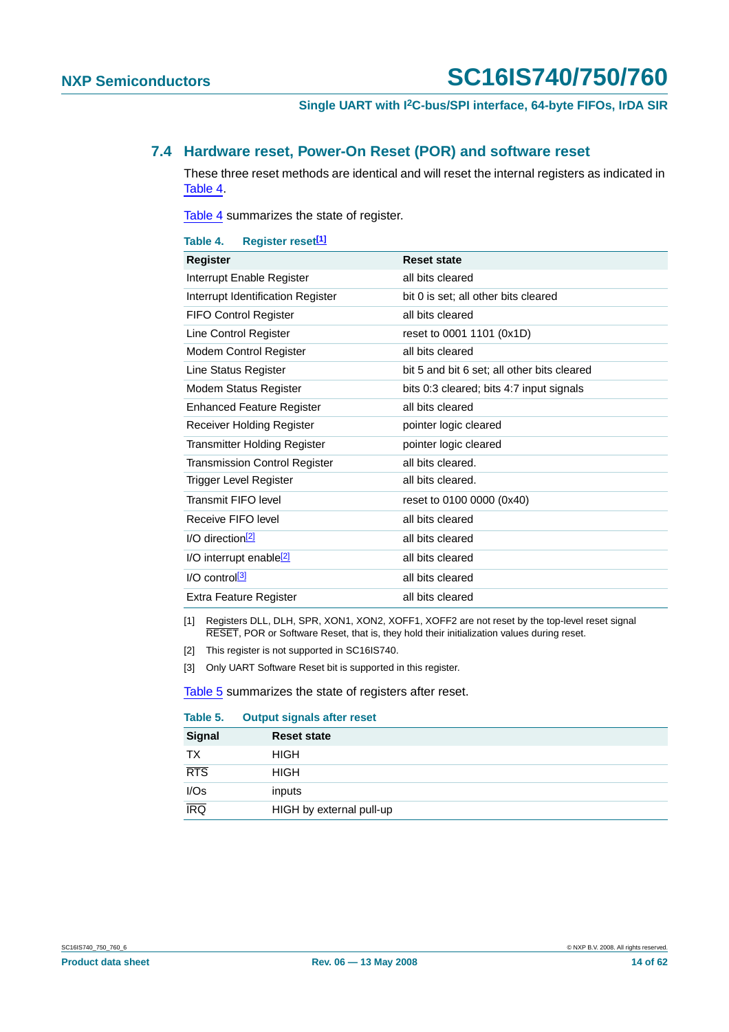## 7.4 Hardware reset, Power-On Reset (POR) and software reset

These three reset methods are identical and will reset the internal registers as indicated in Table 4.

Table 4 summarizes the state of register.

**Table 4. Register reset[1]**

| Register | Reset state |
|---|---|
| Interrupt Enable Register | all bits cleared |
| Interrupt Identification Register | bit 0 is set; all other bits cleared |
| FIFO Control Register | all bits cleared |
| Line Control Register | reset to 0001 1101 (0x1D) |
| Modem Control Register | all bits cleared |
| Line Status Register | bit 5 and bit 6 set; all other bits cleared |
| Modem Status Register | bits 0:3 cleared; bits 4:7 input signals |
| Enhanced Feature Register | all bits cleared |
| Receiver Holding Register | pointer logic cleared |
| Transmitter Holding Register | pointer logic cleared |
| Transmission Control Register | all bits cleared. |
| Trigger Level Register | all bits cleared. |
| Transmit FIFO level | reset to 0100 0000 (0x40) |
| Receive FIFO level | all bits cleared |
| I/O direction[2] | all bits cleared |
| I/O interrupt enable[2] | all bits cleared |
| I/O control[3] | all bits cleared |
| Extra Feature Register | all bits cleared |

[1] Registers DLL, DLH, SPR, XON1, XON2, XOFF1, XOFF2 are not reset by the top-level reset signal $\overline{\text{RESET}}$, POR or Software Reset, that is, they hold their initialization values during reset.

[2] This register is not supported in SC16IS740.

[3] Only UART Software Reset bit is supported in this register.

Table 5 summarizes the state of registers after reset.

**Table 5. Output signals after reset**

| Signal | Reset state |
|---|---|
| TX | HIGH |
| $\overline{\text{RTS}}$ | HIGH |
| I/Os | inputs |
| $\overline{\text{IRQ}}$ | HIGH by external pull-up |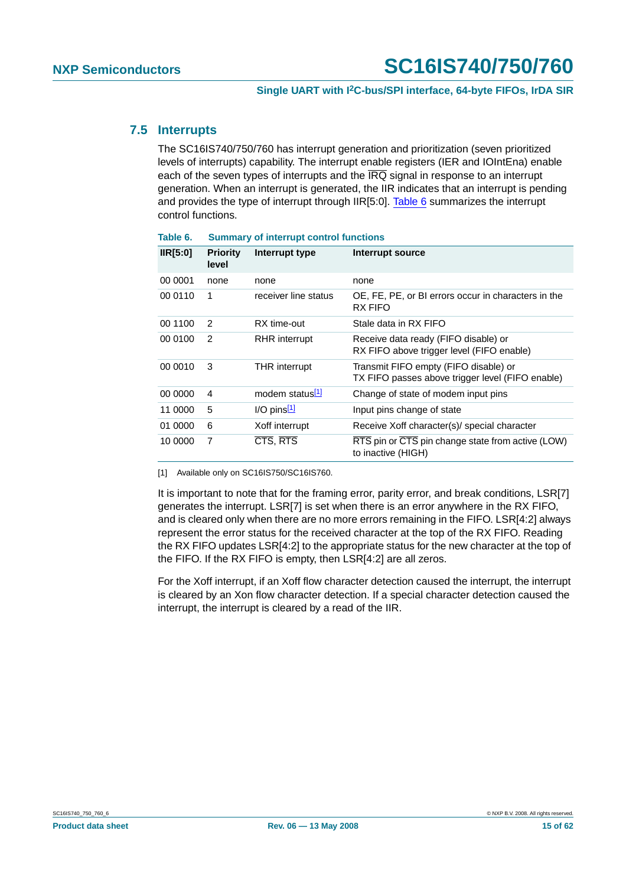### 7.5 Interrupts

The SC16IS740/750/760 has interrupt generation and prioritization (seven prioritized levels of interrupts) capability. The interrupt enable registers (IER and IOIntEna) enable each of the seven types of interrupts and the $\overline{\text{IRQ}}$ signal in response to an interrupt generation. When an interrupt is generated, the IIR indicates that an interrupt is pending and provides the type of interrupt through IIR[5:0]. Table 6 summarizes the interrupt control functions.

**Table 6. Summary of interrupt control functions**

| IIR[5:0] | Priority level | Interrupt type | Interrupt source |
|---|---|---|---|
| 00 0001 | none | none | none |
| 00 0110 | 1 | receiver line status | OE, FE, PE, or BI errors occur in characters in the RX FIFO |
| 00 1100 | 2 | RX time-out | Stale data in RX FIFO |
| 00 0100 | 2 | RHR interrupt | Receive data ready (FIFO disable) or RX FIFO above trigger level (FIFO enable) |
| 00 0010 | 3 | THR interrupt | Transmit FIFO empty (FIFO disable) or TX FIFO passes above trigger level (FIFO enable) |
| 00 0000 | 4 | modem status[1] | Change of state of modem input pins |
| 11 0000 | 5 | I/O pins[1] | Input pins change of state |
| 01 0000 | 6 | Xoff interrupt | Receive Xoff character(s)/ special character |
| 10 0000 | 7 | $\overline{\text{CTS}}$, $\overline{\text{RTS}}$ | $\overline{\text{RTS}}$ pin or $\overline{\text{CTS}}$ pin change state from active (LOW) to inactive (HIGH) |

[1] Available only on SC16IS750/SC16IS760.

It is important to note that for the framing error, parity error, and break conditions, LSR[7] generates the interrupt. LSR[7] is set when there is an error anywhere in the RX FIFO, and is cleared only when there are no more errors remaining in the FIFO. LSR[4:2] always represent the error status for the received character at the top of the RX FIFO. Reading the RX FIFO updates LSR[4:2] to the appropriate status for the new character at the top of the FIFO. If the RX FIFO is empty, then LSR[4:2] are all zeros.

For the Xoff interrupt, if an Xoff flow character detection caused the interrupt, the interrupt is cleared by an Xon flow character detection. If a special character detection caused the interrupt, the interrupt is cleared by a read of the IIR.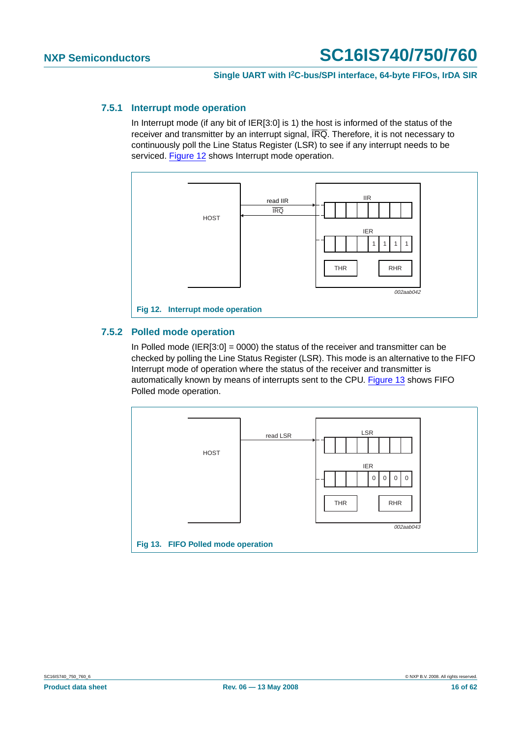### 7.5.1 Interrupt mode operation

In Interrupt mode (if any bit of IER[3:0] is 1) the host is informed of the status of the receiver and transmitter by an interrupt signal, $\overline{\text{IRQ}}$. Therefore, it is not necessary to continuously poll the Line Status Register (LSR) to see if any interrupt needs to be serviced. Figure 12 shows Interrupt mode operation.

**Fig 12. Interrupt mode operation**

### 7.5.2 Polled mode operation

In Polled mode (IER[3:0] = 0000) the status of the receiver and transmitter can be checked by polling the Line Status Register (LSR). This mode is an alternative to the FIFO Interrupt mode of operation where the status of the receiver and transmitter is automatically known by means of interrupts sent to the CPU. Figure 13 shows FIFO Polled mode operation.

**Fig 13. FIFO Polled mode operation**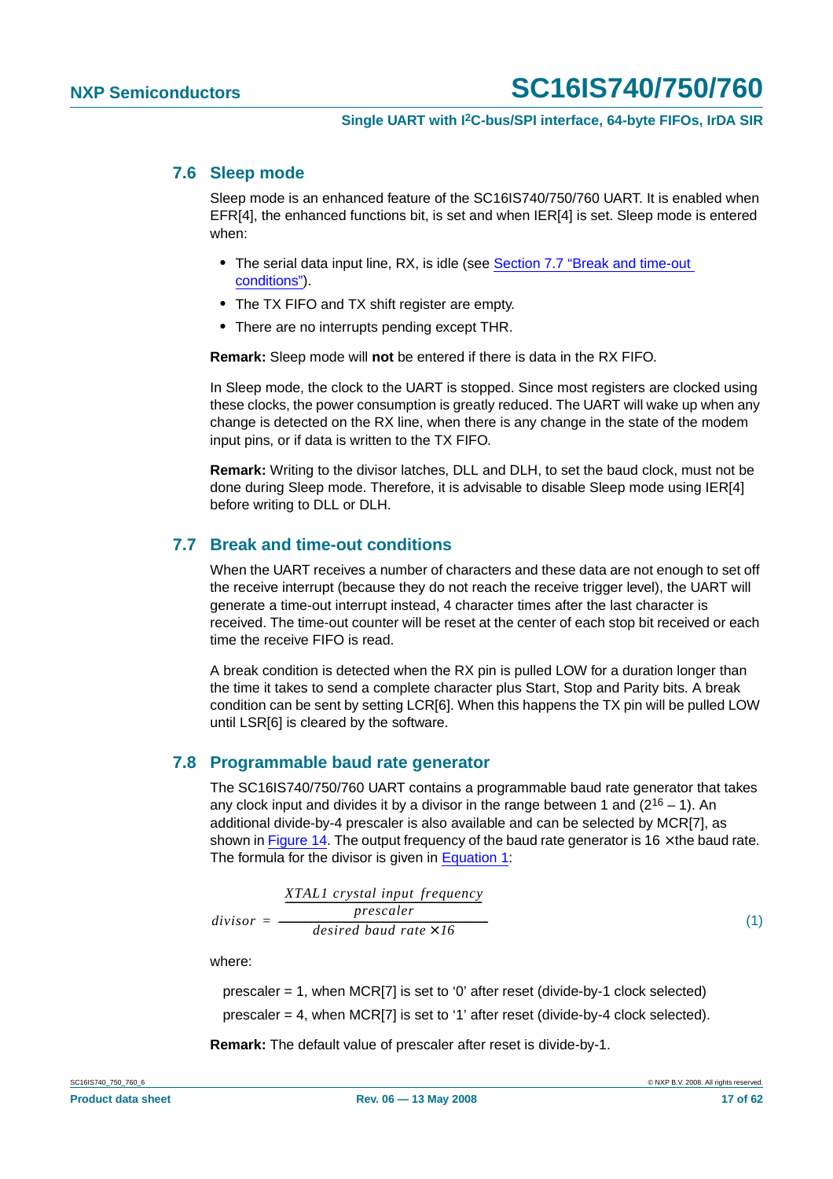## 7.6 Sleep mode

Sleep mode is an enhanced feature of the SC16IS740/750/760 UART. It is enabled when EFR[4], the enhanced functions bit, is set and when IER[4] is set. Sleep mode is entered when:

- The serial data input line, RX, is idle (see Section 7.7 "Break and time-out conditions").
- The TX FIFO and TX shift register are empty.
- There are no interrupts pending except THR.

**Remark:** Sleep mode will **not** be entered if there is data in the RX FIFO.

In Sleep mode, the clock to the UART is stopped. Since most registers are clocked using these clocks, the power consumption is greatly reduced. The UART will wake up when any change is detected on the RX line, when there is any change in the state of the modem input pins, or if data is written to the TX FIFO.

**Remark:** Writing to the divisor latches, DLL and DLH, to set the baud clock, must not be done during Sleep mode. Therefore, it is advisable to disable Sleep mode using IER[4] before writing to DLL or DLH.

## 7.7 Break and time-out conditions

When the UART receives a number of characters and these data are not enough to set off the receive interrupt (because they do not reach the receive trigger level), the UART will generate a time-out interrupt instead, 4 character times after the last character is received. The time-out counter will be reset at the center of each stop bit received or each time the receive FIFO is read.

A break condition is detected when the RX pin is pulled LOW for a duration longer than the time it takes to send a complete character plus Start, Stop and Parity bits. A break condition can be sent by setting LCR[6]. When this happens the TX pin will be pulled LOW until LSR[6] is cleared by the software.

## 7.8 Programmable baud rate generator

The SC16IS740/750/760 UART contains a programmable baud rate generator that takes any clock input and divides it by a divisor in the range between 1 and ($2^{16}$ – 1). An additional divide-by-4 prescaler is also available and can be selected by MCR[7], as shown in Figure 14. The output frequency of the baud rate generator is 16 × the baud rate. The formula for the divisor is given in Equation 1:

$$divisor = \frac{\left(\frac{XTAL1\ crystal\ input\ frequency}{prescaler}\right)}{desired\ baud\ rate \times 16} \quad (1)$$

where:

prescaler = 1, when MCR[7] is set to '0' after reset (divide-by-1 clock selected)

prescaler = 4, when MCR[7] is set to '1' after reset (divide-by-4 clock selected).

**Remark:** The default value of prescaler after reset is divide-by-1.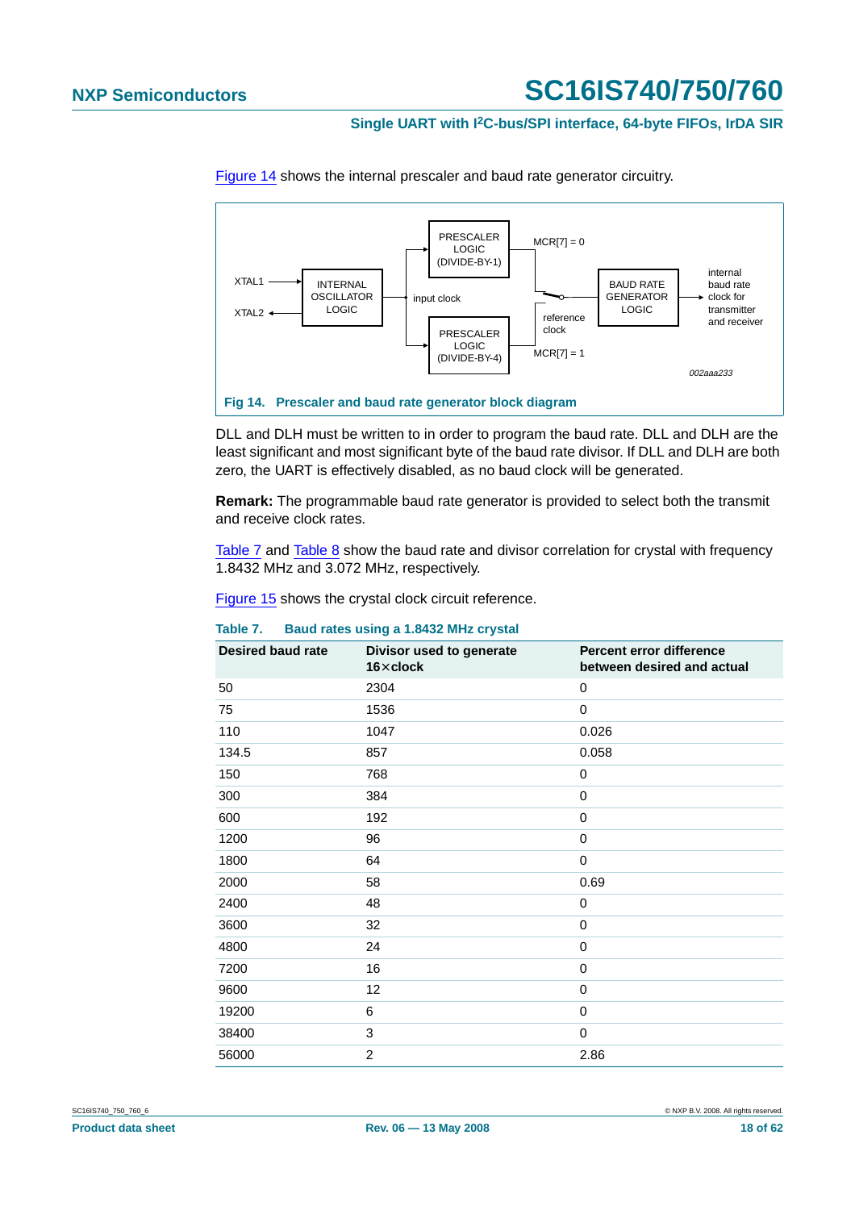Figure 14 shows the internal prescaler and baud rate generator circuitry.

Fig 14. Prescaler and baud rate generator block diagram

DLL and DLH must be written to in order to program the baud rate. DLL and DLH are the least significant and most significant byte of the baud rate divisor. If DLL and DLH are both zero, the UART is effectively disabled, as no baud clock will be generated.

**Remark:** The programmable baud rate generator is provided to select both the transmit and receive clock rates.

Table 7 and Table 8 show the baud rate and divisor correlation for crystal with frequency 1.8432 MHz and 3.072 MHz, respectively.

Figure 15 shows the crystal clock circuit reference.

**Table 7. Baud rates using a 1.8432 MHz crystal**

| Desired baud rate | Divisor used to generate 16×clock | Percent error difference between desired and actual |
|---|---|---|
| 50 | 2304 | 0 |
| 75 | 1536 | 0 |
| 110 | 1047 | 0.026 |
| 134.5 | 857 | 0.058 |
| 150 | 768 | 0 |
| 300 | 384 | 0 |
| 600 | 192 | 0 |
| 1200 | 96 | 0 |
| 1800 | 64 | 0 |
| 2000 | 58 | 0.69 |
| 2400 | 48 | 0 |
| 3600 | 32 | 0 |
| 4800 | 24 | 0 |
| 7200 | 16 | 0 |
| 9600 | 12 | 0 |
| 19200 | 6 | 0 |
| 38400 | 3 | 0 |
| 56000 | 2 | 2.86 |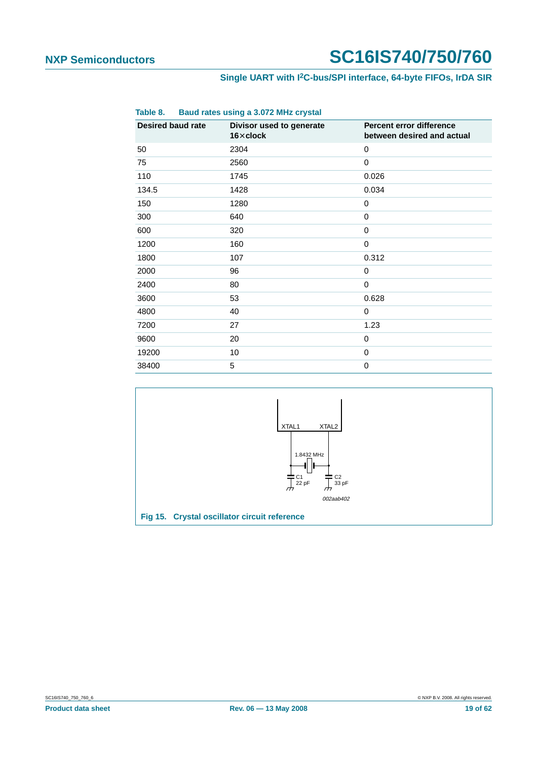**Table 8. Baud rates using a 3.072 MHz crystal**

| Desired baud rate | Divisor used to generate 16×clock | Percent error difference between desired and actual |
|---|---|---|
| 50 | 2304 | 0 |
| 75 | 2560 | 0 |
| 110 | 1745 | 0.026 |
| 134.5 | 1428 | 0.034 |
| 150 | 1280 | 0 |
| 300 | 640 | 0 |
| 600 | 320 | 0 |
| 1200 | 160 | 0 |
| 1800 | 107 | 0.312 |
| 2000 | 96 | 0 |
| 2400 | 80 | 0 |
| 3600 | 53 | 0.628 |
| 4800 | 40 | 0 |
| 7200 | 27 | 1.23 |
| 9600 | 20 | 0 |
| 19200 | 10 | 0 |
| 38400 | 5 | 0 |

XTAL1 XTAL2

1.8432 MHz

C1 22 pF

C2 33 pF

002aab402

**Fig 15. Crystal oscillator circuit reference**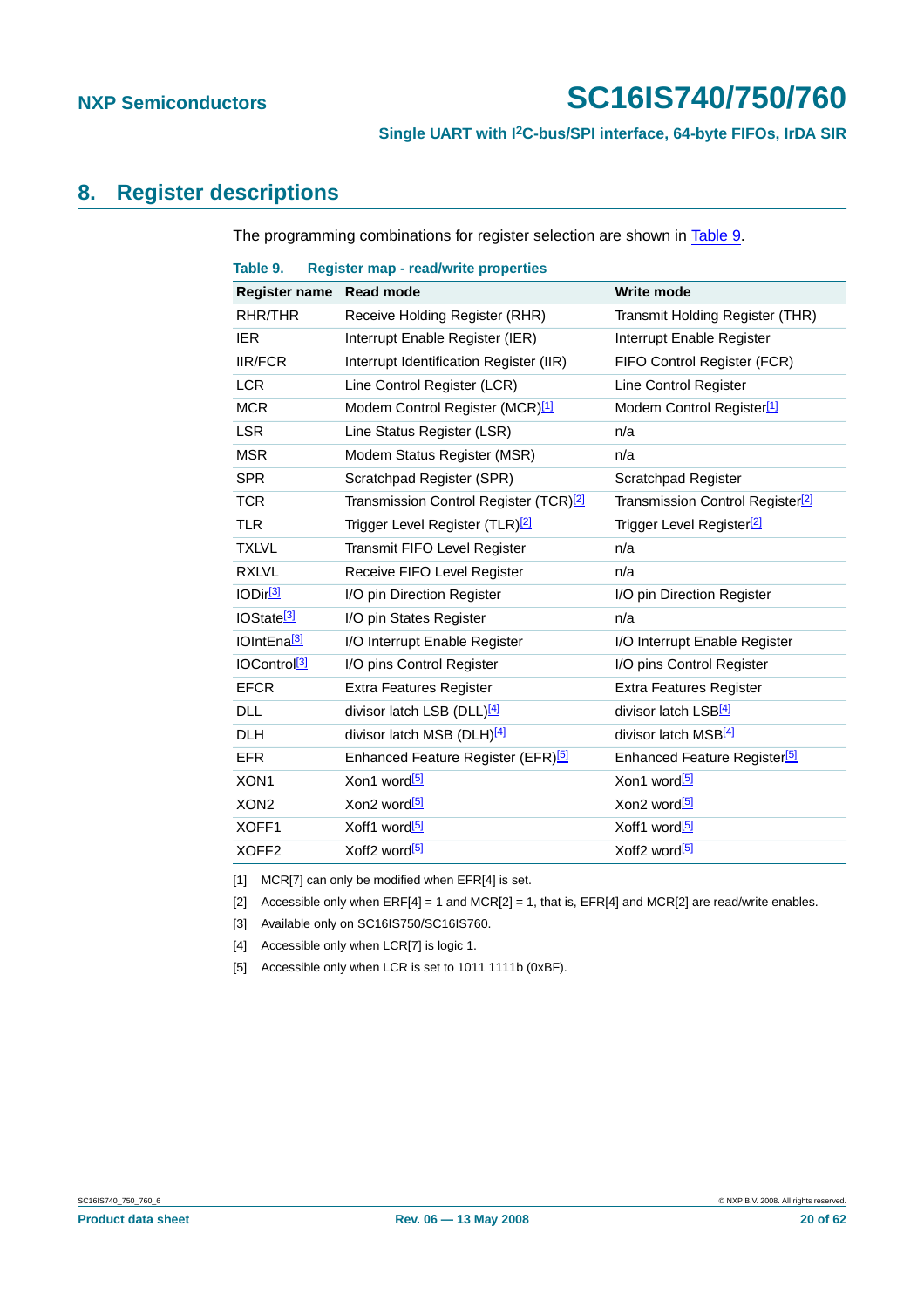## 8. Register descriptions

The programming combinations for register selection are shown in Table 9.

**Table 9. Register map - read/write properties**

| Register name | Read mode | Write mode |
|---|---|---|
| RHR/THR | Receive Holding Register (RHR) | Transmit Holding Register (THR) |
| IER | Interrupt Enable Register (IER) | Interrupt Enable Register |
| IIR/FCR | Interrupt Identification Register (IIR) | FIFO Control Register (FCR) |
| LCR | Line Control Register (LCR) | Line Control Register |
| MCR | Modem Control Register (MCR)[1] | Modem Control Register[1] |
| LSR | Line Status Register (LSR) | n/a |
| MSR | Modem Status Register (MSR) | n/a |
| SPR | Scratchpad Register (SPR) | Scratchpad Register |
| TCR | Transmission Control Register (TCR)[2] | Transmission Control Register[2] |
| TLR | Trigger Level Register (TLR)[2] | Trigger Level Register[2] |
| TXLVL | Transmit FIFO Level Register | n/a |
| RXLVL | Receive FIFO Level Register | n/a |
| IODir[3] | I/O pin Direction Register | I/O pin Direction Register |
| IOState[3] | I/O pin States Register | n/a |
| IOIntEna[3] | I/O Interrupt Enable Register | I/O Interrupt Enable Register |
| IOControl[3] | I/O pins Control Register | I/O pins Control Register |
| EFCR | Extra Features Register | Extra Features Register |
| DLL | divisor latch LSB (DLL)[4] | divisor latch LSB[4] |
| DLH | divisor latch MSB (DLH)[4] | divisor latch MSB[4] |
| EFR | Enhanced Feature Register (EFR)[5] | Enhanced Feature Register[5] |
| XON1 | Xon1 word[5] | Xon1 word[5] |
| XON2 | Xon2 word[5] | Xon2 word[5] |
| XOFF1 | Xoff1 word[5] | Xoff1 word[5] |
| XOFF2 | Xoff2 word[5] | Xoff2 word[5] |

[1] MCR[7] can only be modified when EFR[4] is set.

[2] Accessible only when ERF[4] = 1 and MCR[2] = 1, that is, EFR[4] and MCR[2] are read/write enables.

[3] Available only on SC16IS750/SC16IS760.

[4] Accessible only when LCR[7] is logic 1.

[5] Accessible only when LCR is set to 1011 1111b (0xBF).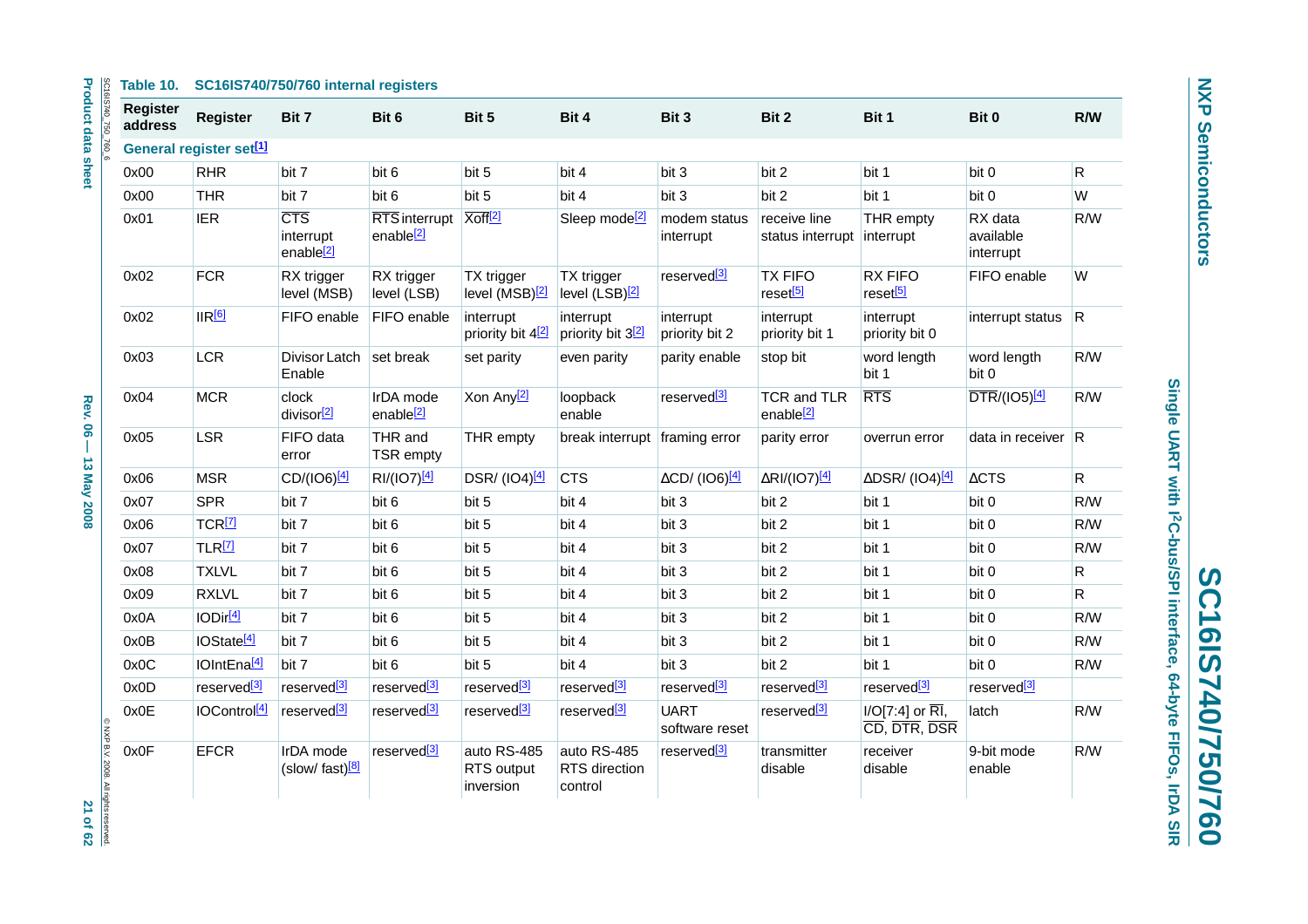**Table 10. SC16IS740/750/760 internal registers**

| Register address | Register | Bit 7 | Bit 6 | Bit 5 | Bit 4 | Bit 3 | Bit 2 | Bit 1 | Bit 0 | R/W |
|---|---|---|---|---|---|---|---|---|---|---|
| **General register set[1]** | | | | | | | | | | |
| 0x00 | RHR | bit 7 | bit 6 | bit 5 | bit 4 | bit 3 | bit 2 | bit 1 | bit 0 | R |
| 0x00 | THR | bit 7 | bit 6 | bit 5 | bit 4 | bit 3 | bit 2 | bit 1 | bit 0 | W |
| 0x01 | IER | $\overline{CTS}$ interrupt enable[2] | $\overline{RTS}$ interrupt enable[2] | Xoff[2] | Sleep mode[2] | modem status interrupt | receive line status interrupt | THR empty interrupt | RX data available interrupt | R/W |
| 0x02 | FCR | RX trigger level (MSB) | RX trigger level (LSB) | TX trigger level (MSB)[2] | TX trigger level (LSB)[2] | reserved[3] | TX FIFO reset[5] | RX FIFO reset[5] | FIFO enable | W |
| 0x02 | IIR[6] | FIFO enable | FIFO enable | interrupt priority bit 4[2] | interrupt priority bit 3[2] | interrupt priority bit 2 | interrupt priority bit 1 | interrupt priority bit 0 | interrupt status | R |
| 0x03 | LCR | Divisor Latch Enable | set break | set parity | even parity | parity enable | stop bit | word length bit 1 | word length bit 0 | R/W |
| 0x04 | MCR | clock divisor[2] | IrDA mode enable[2] | Xon Any[2] | loopback enable | reserved[3] | TCR and TLR enable[2] | $\overline{RTS}$ | $\overline{DTR}$/(IO5)[4] | R/W |
| 0x05 | LSR | FIFO data error | THR and TSR empty | THR empty | break interrupt | framing error | parity error | overrun error | data in receiver | R |
| 0x06 | MSR | CD/(IO6)[4] | RI/(IO7)[4] | DSR/ (IO4)[4] | CTS | ΔCD/ (IO6)[4] | ΔRI/(IO7)[4] | ΔDSR/ (IO4)[4] | ΔCTS | R |
| 0x07 | SPR | bit 7 | bit 6 | bit 5 | bit 4 | bit 3 | bit 2 | bit 1 | bit 0 | R/W |
| 0x06 | TCR[7] | bit 7 | bit 6 | bit 5 | bit 4 | bit 3 | bit 2 | bit 1 | bit 0 | R/W |
| 0x07 | TLR[7] | bit 7 | bit 6 | bit 5 | bit 4 | bit 3 | bit 2 | bit 1 | bit 0 | R/W |
| 0x08 | TXLVL | bit 7 | bit 6 | bit 5 | bit 4 | bit 3 | bit 2 | bit 1 | bit 0 | R |
| 0x09 | RXLVL | bit 7 | bit 6 | bit 5 | bit 4 | bit 3 | bit 2 | bit 1 | bit 0 | R |
| 0x0A | IODir[4] | bit 7 | bit 6 | bit 5 | bit 4 | bit 3 | bit 2 | bit 1 | bit 0 | R/W |
| 0x0B | IOState[4] | bit 7 | bit 6 | bit 5 | bit 4 | bit 3 | bit 2 | bit 1 | bit 0 | R/W |
| 0x0C | IOIntEna[4] | bit 7 | bit 6 | bit 5 | bit 4 | bit 3 | bit 2 | bit 1 | bit 0 | R/W |
| 0x0D | reserved[3] | reserved[3] | reserved[3] | reserved[3] | reserved[3] | reserved[3] | reserved[3] | reserved[3] | reserved[3] | |
| 0x0E | IOControl[4] | reserved[3] | reserved[3] | reserved[3] | reserved[3] | UART software reset | reserved[3] | I/O[7:4] or $\overline{RI}$, $\overline{CD}$, $\overline{DTR}$, $\overline{DSR}$ | latch | R/W |
| 0x0F | EFCR | IrDA mode (slow/ fast)[8] | reserved[3] | auto RS-485 RTS output inversion | auto RS-485 RTS direction control | reserved[3] | transmitter disable | receiver disable | 9-bit mode enable | R/W |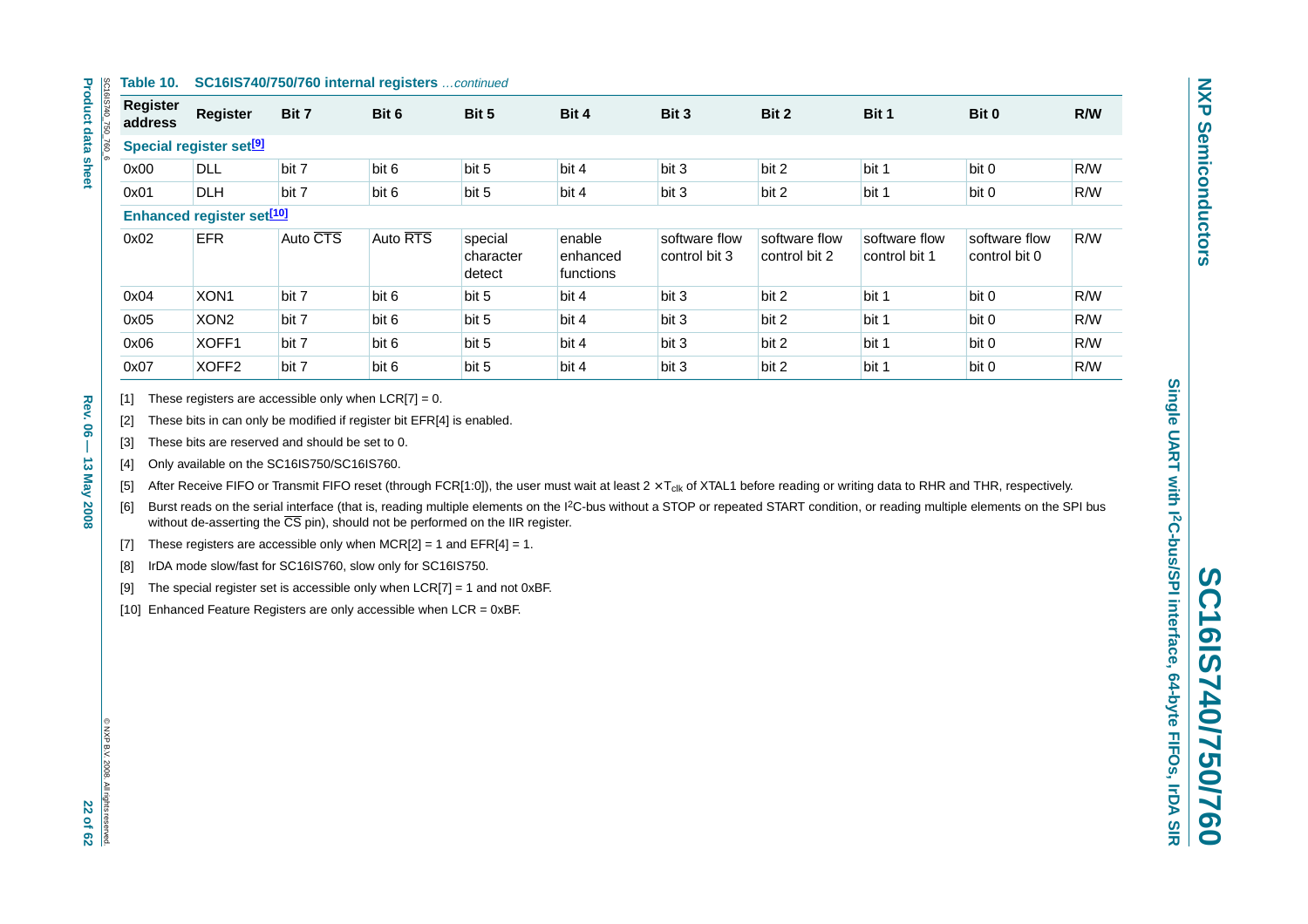**Table 10. SC16IS740/750/760 internal registers** *…continued*

| Register address | Register | Bit 7 | Bit 6 | Bit 5 | Bit 4 | Bit 3 | Bit 2 | Bit 1 | Bit 0 | R/W |
|---|---|---|---|---|---|---|---|---|---|---|
| **Special register set[9]** | | | | | | | | | | |
| 0x00 | DLL | bit 7 | bit 6 | bit 5 | bit 4 | bit 3 | bit 2 | bit 1 | bit 0 | R/W |
| 0x01 | DLH | bit 7 | bit 6 | bit 5 | bit 4 | bit 3 | bit 2 | bit 1 | bit 0 | R/W |
| **Enhanced register set[10]** | | | | | | | | | | |
| 0x02 | EFR | Auto $\overline{CTS}$ | Auto $\overline{RTS}$ | special character detect | enable enhanced functions | software flow control bit 3 | software flow control bit 2 | software flow control bit 1 | software flow control bit 0 | R/W |
| 0x04 | XON1 | bit 7 | bit 6 | bit 5 | bit 4 | bit 3 | bit 2 | bit 1 | bit 0 | R/W |
| 0x05 | XON2 | bit 7 | bit 6 | bit 5 | bit 4 | bit 3 | bit 2 | bit 1 | bit 0 | R/W |
| 0x06 | XOFF1 | bit 7 | bit 6 | bit 5 | bit 4 | bit 3 | bit 2 | bit 1 | bit 0 | R/W |
| 0x07 | XOFF2 | bit 7 | bit 6 | bit 5 | bit 4 | bit 3 | bit 2 | bit 1 | bit 0 | R/W |

[1] These registers are accessible only when LCR[7] = 0.

[2] These bits in can only be modified if register bit EFR[4] is enabled.

[3] These bits are reserved and should be set to 0.

[4] Only available on the SC16IS750/SC16IS760.

[5] After Receive FIFO or Transmit FIFO reset (through FCR[1:0]), the user must wait at least $2 \times T_{clk}$ of XTAL1 before reading or writing data to RHR and THR, respectively.

[6] Burst reads on the serial interface (that is, reading multiple elements on the I²C-bus without a STOP or repeated START condition, or reading multiple elements on the SPI bus without de-asserting the $\overline{CS}$ pin), should not be performed on the IIR register.

[7] These registers are accessible only when MCR[2] = 1 and EFR[4] = 1.

[8] IrDA mode slow/fast for SC16IS760, slow only for SC16IS750.

[9] The special register set is accessible only when LCR[7] = 1 and not 0xBF.

[10] Enhanced Feature Registers are only accessible when LCR = 0xBF.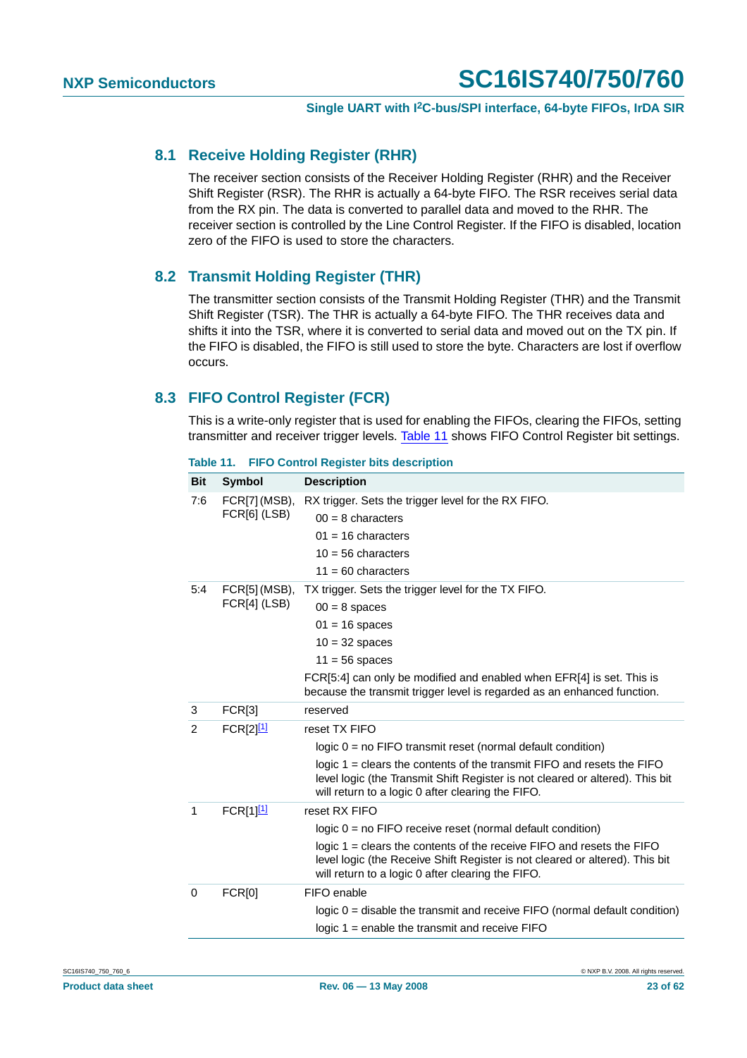## 8.1 Receive Holding Register (RHR)

The receiver section consists of the Receiver Holding Register (RHR) and the Receiver Shift Register (RSR). The RHR is actually a 64-byte FIFO. The RSR receives serial data from the RX pin. The data is converted to parallel data and moved to the RHR. The receiver section is controlled by the Line Control Register. If the FIFO is disabled, location zero of the FIFO is used to store the characters.

## 8.2 Transmit Holding Register (THR)

The transmitter section consists of the Transmit Holding Register (THR) and the Transmit Shift Register (TSR). The THR is actually a 64-byte FIFO. The THR receives data and shifts it into the TSR, where it is converted to serial data and moved out on the TX pin. If the FIFO is disabled, the FIFO is still used to store the byte. Characters are lost if overflow occurs.

## 8.3 FIFO Control Register (FCR)

This is a write-only register that is used for enabling the FIFOs, clearing the FIFOs, setting transmitter and receiver trigger levels. Table 11 shows FIFO Control Register bit settings.

**Table 11. FIFO Control Register bits description**

| Bit | Symbol | Description |
|---|---|---|
| 7:6 | FCR[7] (MSB), FCR[6] (LSB) | RX trigger. Sets the trigger level for the RX FIFO.<br>00 = 8 characters<br>01 = 16 characters<br>10 = 56 characters<br>11 = 60 characters |
| 5:4 | FCR[5] (MSB), FCR[4] (LSB) | TX trigger. Sets the trigger level for the TX FIFO.<br>00 = 8 spaces<br>01 = 16 spaces<br>10 = 32 spaces<br>11 = 56 spaces<br>FCR[5:4] can only be modified and enabled when EFR[4] is set. This is because the transmit trigger level is regarded as an enhanced function. |
| 3 | FCR[3] | reserved |
| 2 | FCR[2][1] | reset TX FIFO<br>logic 0 = no FIFO transmit reset (normal default condition)<br>logic 1 = clears the contents of the transmit FIFO and resets the FIFO level logic (the Transmit Shift Register is not cleared or altered). This bit will return to a logic 0 after clearing the FIFO. |
| 1 | FCR[1][1] | reset RX FIFO<br>logic 0 = no FIFO receive reset (normal default condition)<br>logic 1 = clears the contents of the receive FIFO and resets the FIFO level logic (the Receive Shift Register is not cleared or altered). This bit will return to a logic 0 after clearing the FIFO. |
| 0 | FCR[0] | FIFO enable<br>logic 0 = disable the transmit and receive FIFO (normal default condition)<br>logic 1 = enable the transmit and receive FIFO |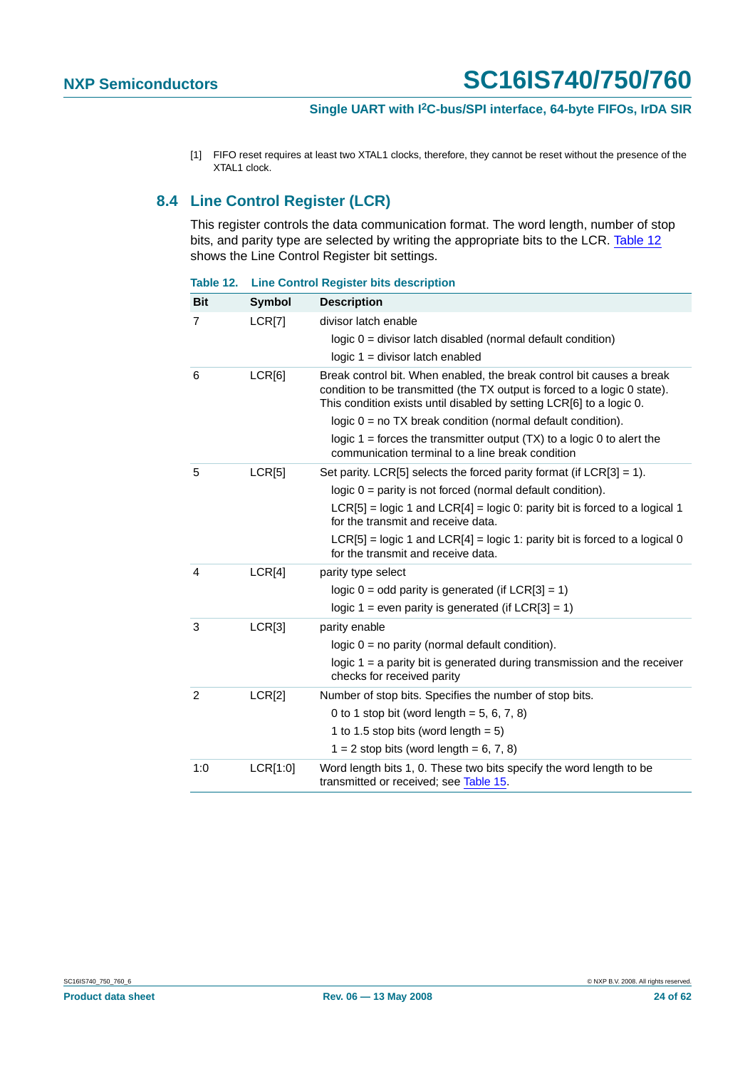[1] FIFO reset requires at least two XTAL1 clocks, therefore, they cannot be reset without the presence of the XTAL1 clock.

## 8.4 Line Control Register (LCR)

This register controls the data communication format. The word length, number of stop bits, and parity type are selected by writing the appropriate bits to the LCR. Table 12 shows the Line Control Register bit settings.

**Table 12. Line Control Register bits description**

| Bit | Symbol | Description |
|---|---|---|
| 7 | LCR[7] | divisor latch enable |
| | | logic 0 = divisor latch disabled (normal default condition) |
| | | logic 1 = divisor latch enabled |
| 6 | LCR[6] | Break control bit. When enabled, the break control bit causes a break condition to be transmitted (the TX output is forced to a logic 0 state). This condition exists until disabled by setting LCR[6] to a logic 0. |
| | | logic 0 = no TX break condition (normal default condition). |
| | | logic 1 = forces the transmitter output (TX) to a logic 0 to alert the communication terminal to a line break condition |
| 5 | LCR[5] | Set parity. LCR[5] selects the forced parity format (if LCR[3] = 1). |
| | | logic 0 = parity is not forced (normal default condition). |
| | | LCR[5] = logic 1 and LCR[4] = logic 0: parity bit is forced to a logical 1 for the transmit and receive data. |
| | | LCR[5] = logic 1 and LCR[4] = logic 1: parity bit is forced to a logical 0 for the transmit and receive data. |
| 4 | LCR[4] | parity type select |
| | | logic 0 = odd parity is generated (if LCR[3] = 1) |
| | | logic 1 = even parity is generated (if LCR[3] = 1) |
| 3 | LCR[3] | parity enable |
| | | logic 0 = no parity (normal default condition). |
| | | logic 1 = a parity bit is generated during transmission and the receiver checks for received parity |
| 2 | LCR[2] | Number of stop bits. Specifies the number of stop bits. |
| | | 0 to 1 stop bit (word length = 5, 6, 7, 8) |
| | | 1 to 1.5 stop bits (word length = 5) |
| | | 1 = 2 stop bits (word length = 6, 7, 8) |
| 1:0 | LCR[1:0] | Word length bits 1, 0. These two bits specify the word length to be transmitted or received; see Table 15. |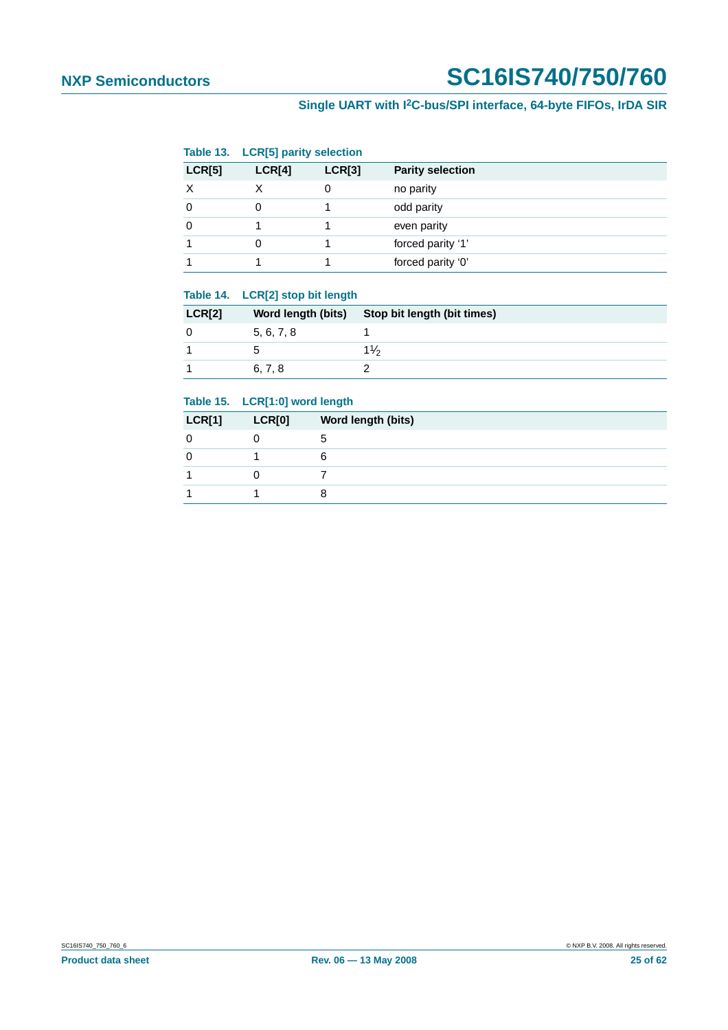**Table 13. LCR[5] parity selection**

| LCR[5] | LCR[4] | LCR[3] | Parity selection |
|---|---|---|---|
| X | X | 0 | no parity |
| 0 | 0 | 1 | odd parity |
| 0 | 1 | 1 | even parity |
| 1 | 0 | 1 | forced parity ‘1’ |
| 1 | 1 | 1 | forced parity ‘0’ |

**Table 14. LCR[2] stop bit length**

| LCR[2] | Word length (bits) | Stop bit length (bit times) |
|---|---|---|
| 0 | 5, 6, 7, 8 | 1 |
| 1 | 5 | $1\frac{1}{2}$ |
| 1 | 6, 7, 8 | 2 |

**Table 15. LCR[1:0] word length**

| LCR[1] | LCR[0] | Word length (bits) |
|---|---|---|
| 0 | 0 | 5 |
| 0 | 1 | 6 |
| 1 | 0 | 7 |
| 1 | 1 | 8 |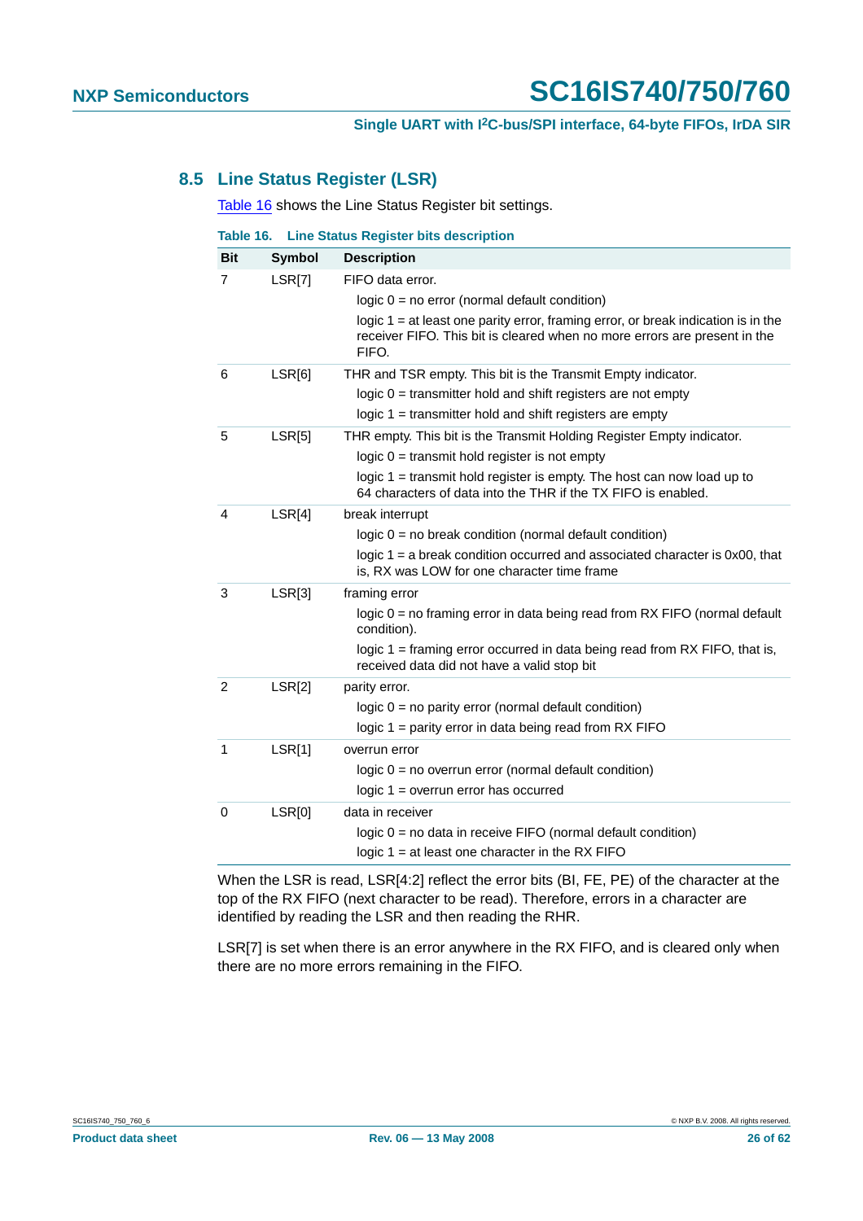## 8.5 Line Status Register (LSR)

Table 16 shows the Line Status Register bit settings.

**Table 16. Line Status Register bits description**

| Bit | Symbol | Description |
|---|---|---|
| 7 | LSR[7] | FIFO data error.<br>logic 0 = no error (normal default condition)<br>logic 1 = at least one parity error, framing error, or break indication is in the receiver FIFO. This bit is cleared when no more errors are present in the FIFO. |
| 6 | LSR[6] | THR and TSR empty. This bit is the Transmit Empty indicator.<br>logic 0 = transmitter hold and shift registers are not empty<br>logic 1 = transmitter hold and shift registers are empty |
| 5 | LSR[5] | THR empty. This bit is the Transmit Holding Register Empty indicator.<br>logic 0 = transmit hold register is not empty<br>logic 1 = transmit hold register is empty. The host can now load up to 64 characters of data into the THR if the TX FIFO is enabled. |
| 4 | LSR[4] | break interrupt<br>logic 0 = no break condition (normal default condition)<br>logic 1 = a break condition occurred and associated character is 0x00, that is, RX was LOW for one character time frame |
| 3 | LSR[3] | framing error<br>logic 0 = no framing error in data being read from RX FIFO (normal default condition).<br>logic 1 = framing error occurred in data being read from RX FIFO, that is, received data did not have a valid stop bit |
| 2 | LSR[2] | parity error.<br>logic 0 = no parity error (normal default condition)<br>logic 1 = parity error in data being read from RX FIFO |
| 1 | LSR[1] | overrun error<br>logic 0 = no overrun error (normal default condition)<br>logic 1 = overrun error has occurred |
| 0 | LSR[0] | data in receiver<br>logic 0 = no data in receive FIFO (normal default condition)<br>logic 1 = at least one character in the RX FIFO |

When the LSR is read, LSR[4:2] reflect the error bits (BI, FE, PE) of the character at the top of the RX FIFO (next character to be read). Therefore, errors in a character are identified by reading the LSR and then reading the RHR.

LSR[7] is set when there is an error anywhere in the RX FIFO, and is cleared only when there are no more errors remaining in the FIFO.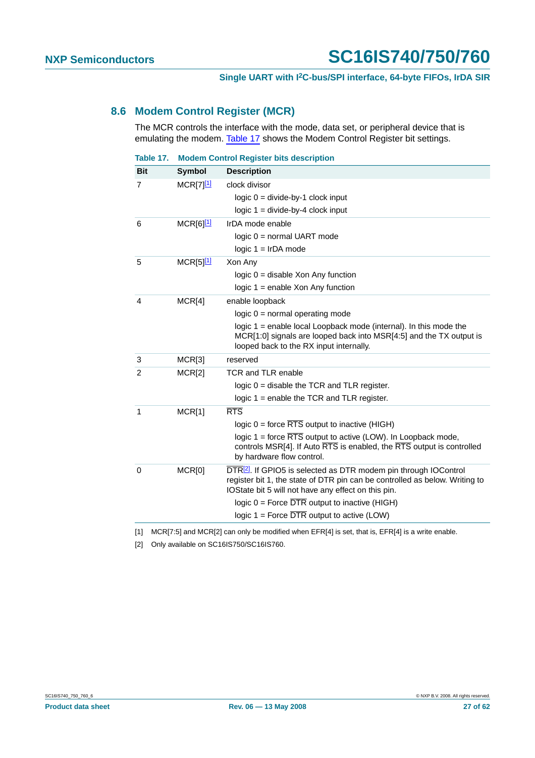## 8.6 Modem Control Register (MCR)

The MCR controls the interface with the mode, data set, or peripheral device that is emulating the modem. Table 17 shows the Modem Control Register bit settings.

**Table 17. Modem Control Register bits description**

| Bit | Symbol | Description |
|---|---|---|
| 7 | MCR[7][1] | clock divisor<br>logic 0 = divide-by-1 clock input<br>logic 1 = divide-by-4 clock input |
| 6 | MCR[6][1] | IrDA mode enable<br>logic 0 = normal UART mode<br>logic 1 = IrDA mode |
| 5 | MCR[5][1] | Xon Any<br>logic 0 = disable Xon Any function<br>logic 1 = enable Xon Any function |
| 4 | MCR[4] | enable loopback<br>logic 0 = normal operating mode<br>logic 1 = enable local Loopback mode (internal). In this mode the MCR[1:0] signals are looped back into MSR[4:5] and the TX output is looped back to the RX input internally. |
| 3 | MCR[3] | reserved |
| 2 | MCR[2] | TCR and TLR enable<br>logic 0 = disable the TCR and TLR register.<br>logic 1 = enable the TCR and TLR register. |
| 1 | MCR[1] | $\overline{\text{RTS}}$<br>logic 0 = force $\overline{\text{RTS}}$ output to inactive (HIGH)<br>logic 1 = force $\overline{\text{RTS}}$ output to active (LOW). In Loopback mode, controls MSR[4]. If Auto $\overline{\text{RTS}}$ is enabled, the $\overline{\text{RTS}}$ output is controlled by hardware flow control. |
| 0 | MCR[0] | $\overline{\text{DTR}}$[2]. If GPIO5 is selected as DTR modem pin through IOControl register bit 1, the state of DTR pin can be controlled as below. Writing to IOState bit 5 will not have any effect on this pin.<br>logic 0 = Force $\overline{\text{DTR}}$ output to inactive (HIGH)<br>logic 1 = Force $\overline{\text{DTR}}$ output to active (LOW) |

[1] MCR[7:5] and MCR[2] can only be modified when EFR[4] is set, that is, EFR[4] is a write enable.

[2] Only available on SC16IS750/SC16IS760.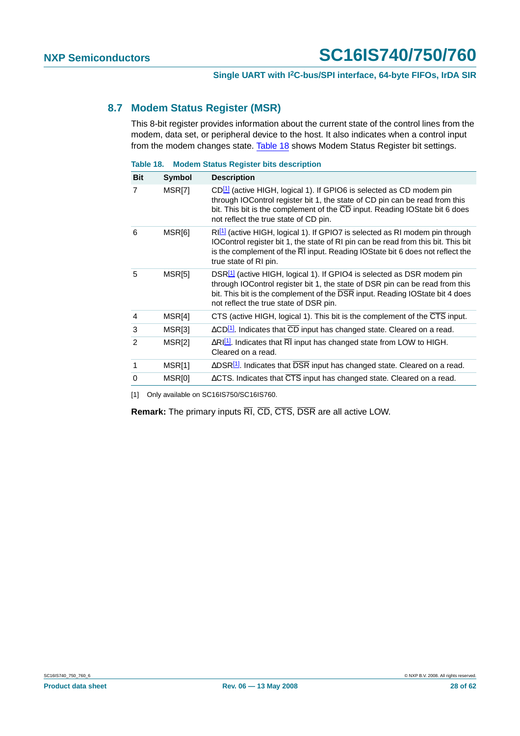## 8.7 Modem Status Register (MSR)

This 8-bit register provides information about the current state of the control lines from the modem, data set, or peripheral device to the host. It also indicates when a control input from the modem changes state. Table 18 shows Modem Status Register bit settings.

**Table 18. Modem Status Register bits description**

| Bit | Symbol | Description |
|---|---|---|
| 7 | MSR[7] | CD[1] (active HIGH, logical 1). If GPIO6 is selected as CD modem pin through IOControl register bit 1, the state of CD pin can be read from this bit. This bit is the complement of the $\overline{CD}$ input. Reading IOState bit 6 does not reflect the true state of CD pin. |
| 6 | MSR[6] | RI[1] (active HIGH, logical 1). If GPIO7 is selected as RI modem pin through IOControl register bit 1, the state of RI pin can be read from this bit. This bit is the complement of the $\overline{RI}$ input. Reading IOState bit 6 does not reflect the true state of RI pin. |
| 5 | MSR[5] | DSR[1] (active HIGH, logical 1). If GPIO4 is selected as DSR modem pin through IOControl register bit 1, the state of DSR pin can be read from this bit. This bit is the complement of the $\overline{DSR}$ input. Reading IOState bit 4 does not reflect the true state of DSR pin. |
| 4 | MSR[4] | CTS (active HIGH, logical 1). This bit is the complement of the $\overline{CTS}$ input. |
| 3 | MSR[3] | ΔCD[1]. Indicates that $\overline{CD}$ input has changed state. Cleared on a read. |
| 2 | MSR[2] | ΔRI[1]. Indicates that $\overline{RI}$ input has changed state from LOW to HIGH. Cleared on a read. |
| 1 | MSR[1] | ΔDSR[1]. Indicates that $\overline{DSR}$ input has changed state. Cleared on a read. |
| 0 | MSR[0] | ΔCTS. Indicates that $\overline{CTS}$ input has changed state. Cleared on a read. |

[1] Only available on SC16IS750/SC16IS760.

**Remark:** The primary inputs $\overline{RI}$, $\overline{CD}$, $\overline{CTS}$, $\overline{DSR}$ are all active LOW.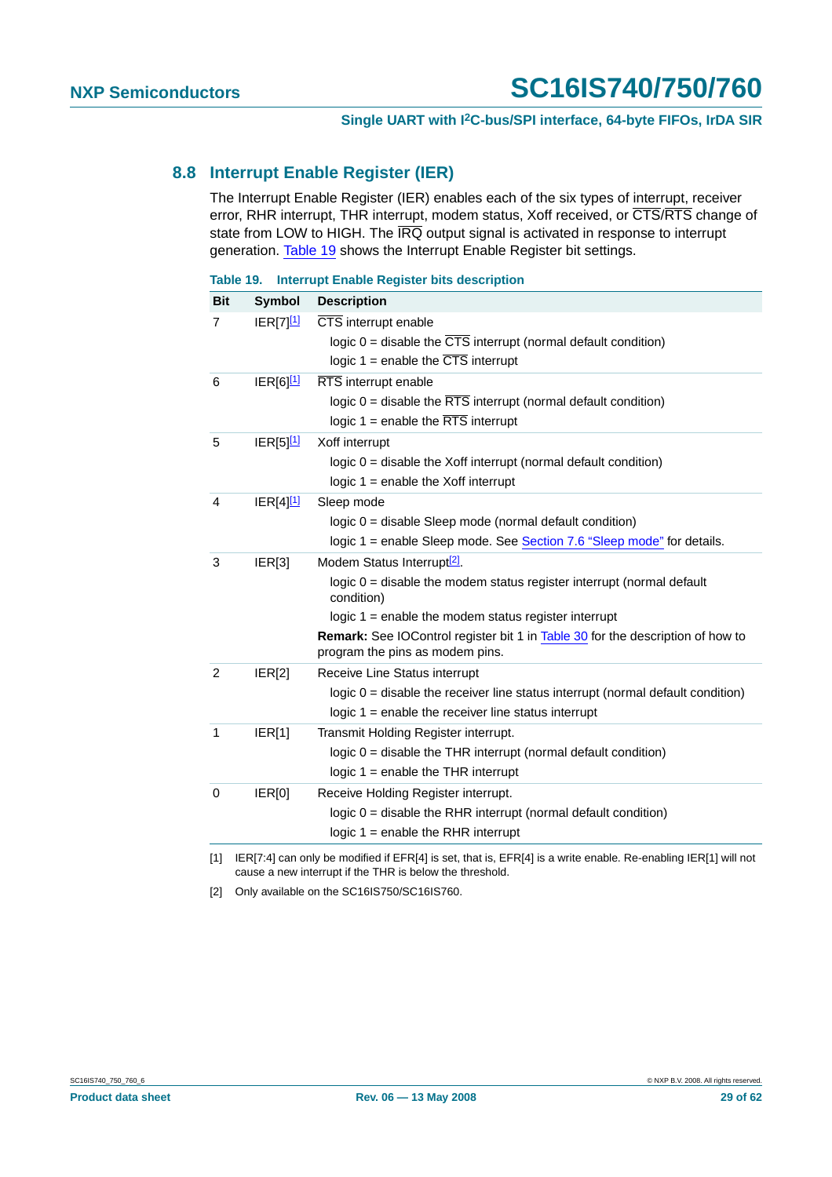## 8.8 Interrupt Enable Register (IER)

The Interrupt Enable Register (IER) enables each of the six types of interrupt, receiver error, RHR interrupt, THR interrupt, modem status, Xoff received, or $\overline{CTS}$/$\overline{RTS}$ change of state from LOW to HIGH. The $\overline{IRQ}$ output signal is activated in response to interrupt generation. Table 19 shows the Interrupt Enable Register bit settings.

**Table 19. Interrupt Enable Register bits description**

| Bit | Symbol | Description |
|---|---|---|
| 7 | IER[7][1] | $\overline{CTS}$ interrupt enable<br>logic 0 = disable the $\overline{CTS}$ interrupt (normal default condition)<br>logic 1 = enable the $\overline{CTS}$ interrupt |
| 6 | IER[6][1] | $\overline{RTS}$ interrupt enable<br>logic 0 = disable the $\overline{RTS}$ interrupt (normal default condition)<br>logic 1 = enable the $\overline{RTS}$ interrupt |
| 5 | IER[5][1] | Xoff interrupt<br>logic 0 = disable the Xoff interrupt (normal default condition)<br>logic 1 = enable the Xoff interrupt |
| 4 | IER[4][1] | Sleep mode<br>logic 0 = disable Sleep mode (normal default condition)<br>logic 1 = enable Sleep mode. See Section 7.6 “Sleep mode” for details. |
| 3 | IER[3] | Modem Status Interrupt[2].<br>logic 0 = disable the modem status register interrupt (normal default condition)<br>logic 1 = enable the modem status register interrupt<br>**Remark:** See IOControl register bit 1 in Table 30 for the description of how to program the pins as modem pins. |
| 2 | IER[2] | Receive Line Status interrupt<br>logic 0 = disable the receiver line status interrupt (normal default condition)<br>logic 1 = enable the receiver line status interrupt |
| 1 | IER[1] | Transmit Holding Register interrupt.<br>logic 0 = disable the THR interrupt (normal default condition)<br>logic 1 = enable the THR interrupt |
| 0 | IER[0] | Receive Holding Register interrupt.<br>logic 0 = disable the RHR interrupt (normal default condition)<br>logic 1 = enable the RHR interrupt |

[1] IER[7:4] can only be modified if EFR[4] is set, that is, EFR[4] is a write enable. Re-enabling IER[1] will not cause a new interrupt if the THR is below the threshold.

[2] Only available on the SC16IS750/SC16IS760.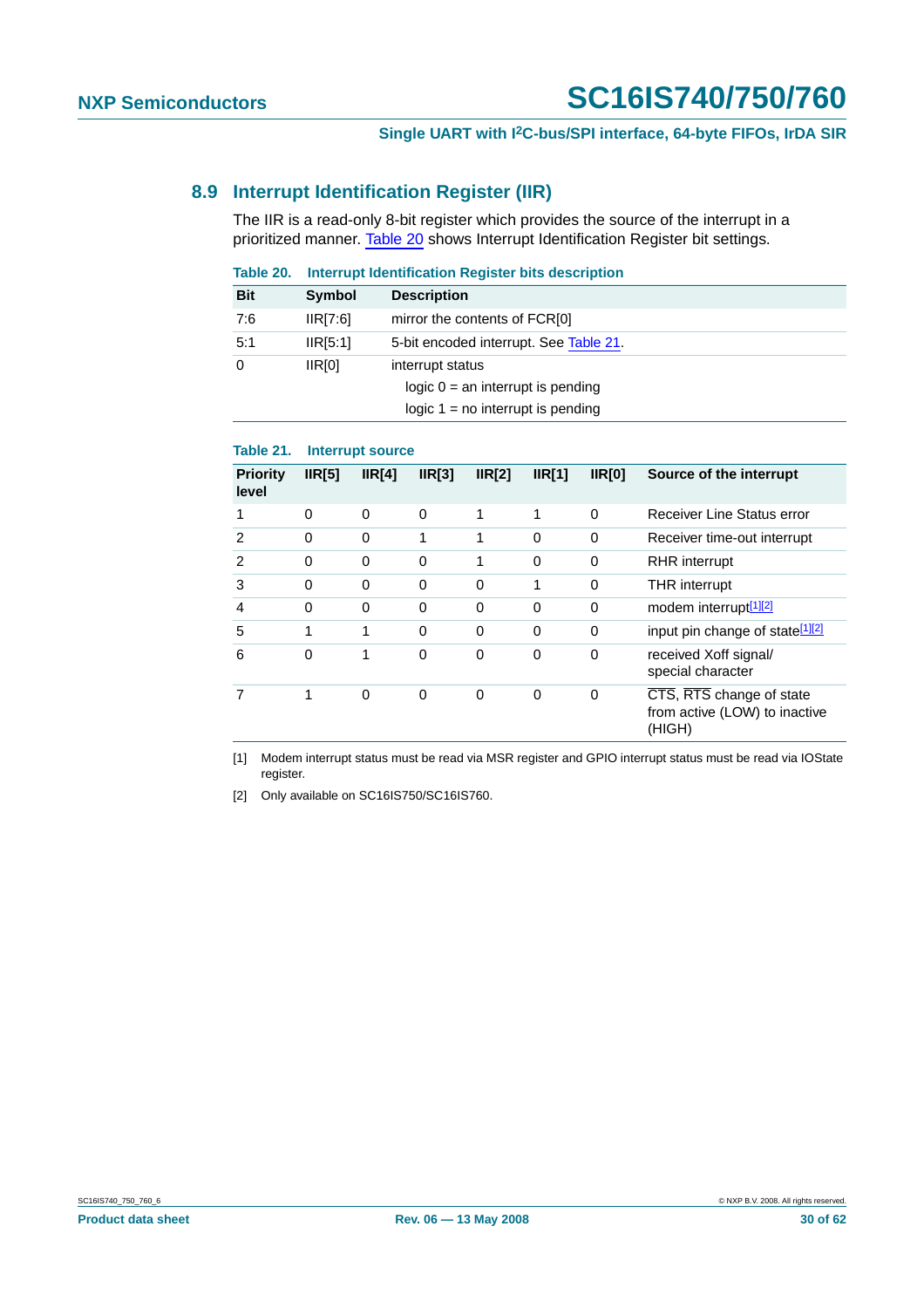## 8.9 Interrupt Identification Register (IIR)

The IIR is a read-only 8-bit register which provides the source of the interrupt in a prioritized manner. Table 20 shows Interrupt Identification Register bit settings.

**Table 20. Interrupt Identification Register bits description**

| Bit | Symbol | Description |
|---|---|---|
| 7:6 | IIR[7:6] | mirror the contents of FCR[0] |
| 5:1 | IIR[5:1] | 5-bit encoded interrupt. See Table 21. |
| 0 | IIR[0] | interrupt status<br>logic 0 = an interrupt is pending<br>logic 1 = no interrupt is pending |

**Table 21. Interrupt source**

| Priority level | IIR[5] | IIR[4] | IIR[3] | IIR[2] | IIR[1] | IIR[0] | Source of the interrupt |
|---|---|---|---|---|---|---|---|
| 1 | 0 | 0 | 0 | 1 | 1 | 0 | Receiver Line Status error |
| 2 | 0 | 0 | 1 | 1 | 0 | 0 | Receiver time-out interrupt |
| 2 | 0 | 0 | 0 | 1 | 0 | 0 | RHR interrupt |
| 3 | 0 | 0 | 0 | 0 | 1 | 0 | THR interrupt |
| 4 | 0 | 0 | 0 | 0 | 0 | 0 | modem interrupt[1][2] |
| 5 | 1 | 1 | 0 | 0 | 0 | 0 | input pin change of state[1][2] |
| 6 | 0 | 1 | 0 | 0 | 0 | 0 | received Xoff signal/ special character |
| 7 | 1 | 0 | 0 | 0 | 0 | 0 | $\overline{CTS}$, $\overline{RTS}$ change of state from active (LOW) to inactive (HIGH) |

[1] Modem interrupt status must be read via MSR register and GPIO interrupt status must be read via IOState register.

[2] Only available on SC16IS750/SC16IS760.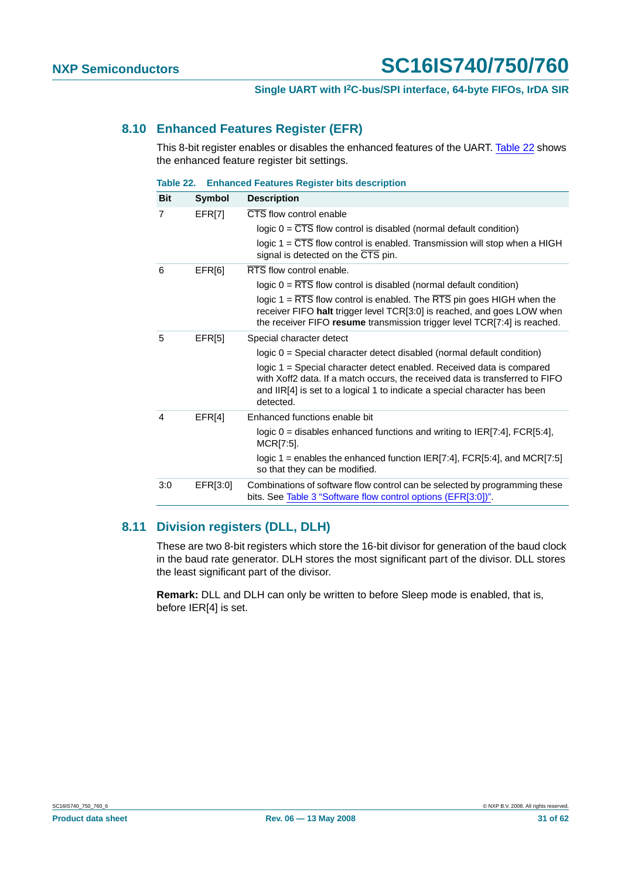## 8.10 Enhanced Features Register (EFR)

This 8-bit register enables or disables the enhanced features of the UART. Table 22 shows the enhanced feature register bit settings.

**Table 22. Enhanced Features Register bits description**

| Bit | Symbol | Description |
|---|---|---|
| 7 | EFR[7] | $\overline{CTS}$ flow control enable<br>logic 0 = $\overline{CTS}$ flow control is disabled (normal default condition)<br>logic 1 = $\overline{CTS}$ flow control is enabled. Transmission will stop when a HIGH signal is detected on the $\overline{CTS}$ pin. |
| 6 | EFR[6] | $\overline{RTS}$ flow control enable.<br>logic 0 = $\overline{RTS}$ flow control is disabled (normal default condition)<br>logic 1 = $\overline{RTS}$ flow control is enabled. The $\overline{RTS}$ pin goes HIGH when the receiver FIFO **halt** trigger level TCR[3:0] is reached, and goes LOW when the receiver FIFO **resume** transmission trigger level TCR[7:4] is reached. |
| 5 | EFR[5] | Special character detect<br>logic 0 = Special character detect disabled (normal default condition)<br>logic 1 = Special character detect enabled. Received data is compared with Xoff2 data. If a match occurs, the received data is transferred to FIFO and IIR[4] is set to a logical 1 to indicate a special character has been detected. |
| 4 | EFR[4] | Enhanced functions enable bit<br>logic 0 = disables enhanced functions and writing to IER[7:4], FCR[5:4], MCR[7:5].<br>logic 1 = enables the enhanced function IER[7:4], FCR[5:4], and MCR[7:5] so that they can be modified. |
| 3:0 | EFR[3:0] | Combinations of software flow control can be selected by programming these bits. See Table 3 "Software flow control options (EFR[3:0])". |

## 8.11 Division registers (DLL, DLH)

These are two 8-bit registers which store the 16-bit divisor for generation of the baud clock in the baud rate generator. DLH stores the most significant part of the divisor. DLL stores the least significant part of the divisor.

**Remark:** DLL and DLH can only be written to before Sleep mode is enabled, that is, before IER[4] is set.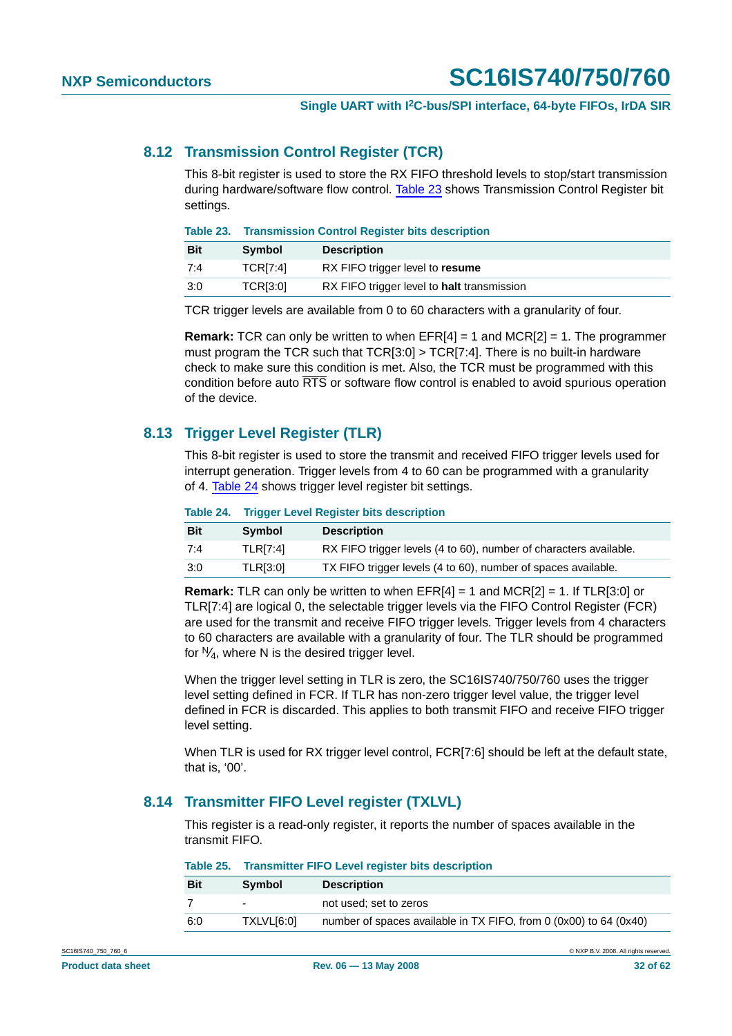## 8.12 Transmission Control Register (TCR)

This 8-bit register is used to store the RX FIFO threshold levels to stop/start transmission during hardware/software flow control. Table 23 shows Transmission Control Register bit settings.

**Table 23. Transmission Control Register bits description**

| Bit | Symbol | Description |
|---|---|---|
| 7:4 | TCR[7:4] | RX FIFO trigger level to **resume** |
| 3:0 | TCR[3:0] | RX FIFO trigger level to **halt** transmission |

TCR trigger levels are available from 0 to 60 characters with a granularity of four.

**Remark:** TCR can only be written to when EFR[4] = 1 and MCR[2] = 1. The programmer must program the TCR such that TCR[3:0] > TCR[7:4]. There is no built-in hardware check to make sure this condition is met. Also, the TCR must be programmed with this condition before auto $\overline{\text{RTS}}$ or software flow control is enabled to avoid spurious operation of the device.

## 8.13 Trigger Level Register (TLR)

This 8-bit register is used to store the transmit and received FIFO trigger levels used for interrupt generation. Trigger levels from 4 to 60 can be programmed with a granularity of 4. Table 24 shows trigger level register bit settings.

**Table 24. Trigger Level Register bits description**

| Bit | Symbol | Description |
|---|---|---|
| 7:4 | TLR[7:4] | RX FIFO trigger levels (4 to 60), number of characters available. |
| 3:0 | TLR[3:0] | TX FIFO trigger levels (4 to 60), number of spaces available. |

**Remark:** TLR can only be written to when EFR[4] = 1 and MCR[2] = 1. If TLR[3:0] or TLR[7:4] are logical 0, the selectable trigger levels via the FIFO Control Register (FCR) are used for the transmit and receive FIFO trigger levels. Trigger levels from 4 characters to 60 characters are available with a granularity of four. The TLR should be programmed for $^{N}\!/_{4}$, where N is the desired trigger level.

When the trigger level setting in TLR is zero, the SC16IS740/750/760 uses the trigger level setting defined in FCR. If TLR has non-zero trigger level value, the trigger level defined in FCR is discarded. This applies to both transmit FIFO and receive FIFO trigger level setting.

When TLR is used for RX trigger level control, FCR[7:6] should be left at the default state, that is, '00'.

## 8.14 Transmitter FIFO Level register (TXLVL)

This register is a read-only register, it reports the number of spaces available in the transmit FIFO.

**Table 25. Transmitter FIFO Level register bits description**

| Bit | Symbol | Description |
|---|---|---|
| 7 | - | not used; set to zeros |
| 6:0 | TXLVL[6:0] | number of spaces available in TX FIFO, from 0 (0x00) to 64 (0x40) |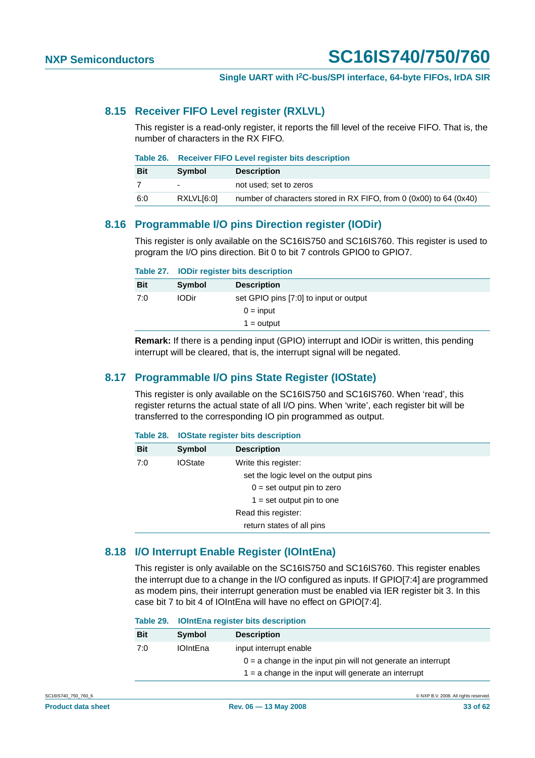### 8.15 Receiver FIFO Level register (RXLVL)

This register is a read-only register, it reports the fill level of the receive FIFO. That is, the number of characters in the RX FIFO.

**Table 26. Receiver FIFO Level register bits description**

| Bit | Symbol | Description |
|---|---|---|
| 7 | - | not used; set to zeros |
| 6:0 | RXLVL[6:0] | number of characters stored in RX FIFO, from 0 (0x00) to 64 (0x40) |

### 8.16 Programmable I/O pins Direction register (IODir)

This register is only available on the SC16IS750 and SC16IS760. This register is used to program the I/O pins direction. Bit 0 to bit 7 controls GPIO0 to GPIO7.

**Table 27. IODir register bits description**

| Bit | Symbol | Description |
|---|---|---|
| 7:0 | IODir | set GPIO pins [7:0] to input or output<br>0 = input<br>1 = output |

**Remark:** If there is a pending input (GPIO) interrupt and IODir is written, this pending interrupt will be cleared, that is, the interrupt signal will be negated.

### 8.17 Programmable I/O pins State Register (IOState)

This register is only available on the SC16IS750 and SC16IS760. When 'read', this register returns the actual state of all I/O pins. When 'write', each register bit will be transferred to the corresponding IO pin programmed as output.

**Table 28. IOState register bits description**

| Bit | Symbol | Description |
|---|---|---|
| 7:0 | IOState | Write this register:<br>set the logic level on the output pins<br>0 = set output pin to zero<br>1 = set output pin to one<br>Read this register:<br>return states of all pins |

### 8.18 I/O Interrupt Enable Register (IOIntEna)

This register is only available on the SC16IS750 and SC16IS760. This register enables the interrupt due to a change in the I/O configured as inputs. If GPIO[7:4] are programmed as modem pins, their interrupt generation must be enabled via IER register bit 3. In this case bit 7 to bit 4 of IOIntEna will have no effect on GPIO[7:4].

**Table 29. IOIntEna register bits description**

| Bit | Symbol | Description |
|---|---|---|
| 7:0 | IOIntEna | input interrupt enable<br>0 = a change in the input pin will not generate an interrupt<br>1 = a change in the input will generate an interrupt |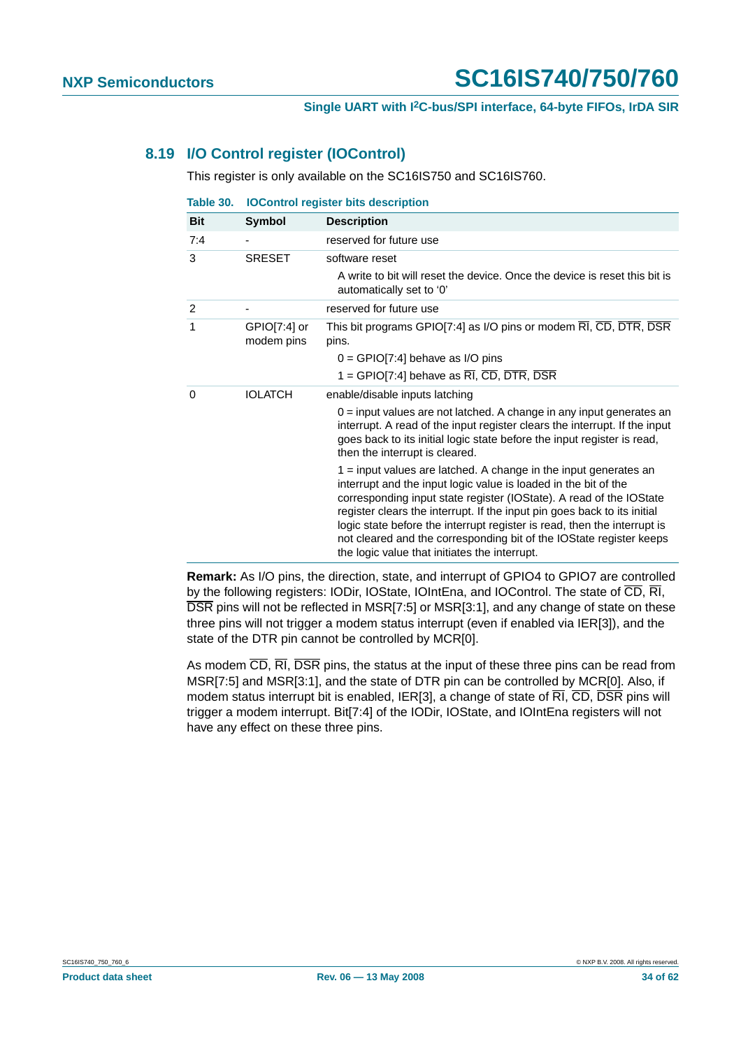## 8.19 I/O Control register (IOControl)

This register is only available on the SC16IS750 and SC16IS760.

**Table 30. IOControl register bits description**

| Bit | Symbol | Description |
|---|---|---|
| 7:4 | - | reserved for future use |
| 3 | SRESET | software reset<br>A write to bit will reset the device. Once the device is reset this bit is automatically set to '0' |
| 2 | - | reserved for future use |
| 1 | GPIO[7:4] or modem pins | This bit programs GPIO[7:4] as I/O pins or modem $\overline{RI}$, $\overline{CD}$, $\overline{DTR}$, $\overline{DSR}$ pins.<br>0 = GPIO[7:4] behave as I/O pins<br>1 = GPIO[7:4] behave as $\overline{RI}$, $\overline{CD}$, $\overline{DTR}$, $\overline{DSR}$ |
| 0 | IOLATCH | enable/disable inputs latching<br>0 = input values are not latched. A change in any input generates an interrupt. A read of the input register clears the interrupt. If the input goes back to its initial logic state before the input register is read, then the interrupt is cleared.<br>1 = input values are latched. A change in the input generates an interrupt and the input logic value is loaded in the bit of the corresponding input state register (IOState). A read of the IOState register clears the interrupt. If the input pin goes back to its initial logic state before the interrupt register is read, then the interrupt is not cleared and the corresponding bit of the IOState register keeps the logic value that initiates the interrupt. |

**Remark:** As I/O pins, the direction, state, and interrupt of GPIO4 to GPIO7 are controlled by the following registers: IODir, IOState, IOIntEna, and IOControl. The state of $\overline{CD}$, $\overline{RI}$, $\overline{DSR}$ pins will not be reflected in MSR[7:5] or MSR[3:1], and any change of state on these three pins will not trigger a modem status interrupt (even if enabled via IER[3]), and the state of the DTR pin cannot be controlled by MCR[0].

As modem $\overline{CD}$, $\overline{RI}$, $\overline{DSR}$ pins, the status at the input of these three pins can be read from MSR[7:5] and MSR[3:1], and the state of DTR pin can be controlled by MCR[0]. Also, if modem status interrupt bit is enabled, IER[3], a change of state of $\overline{RI}$, $\overline{CD}$, $\overline{DSR}$ pins will trigger a modem interrupt. Bit[7:4] of the IODir, IOState, and IOIntEna registers will not have any effect on these three pins.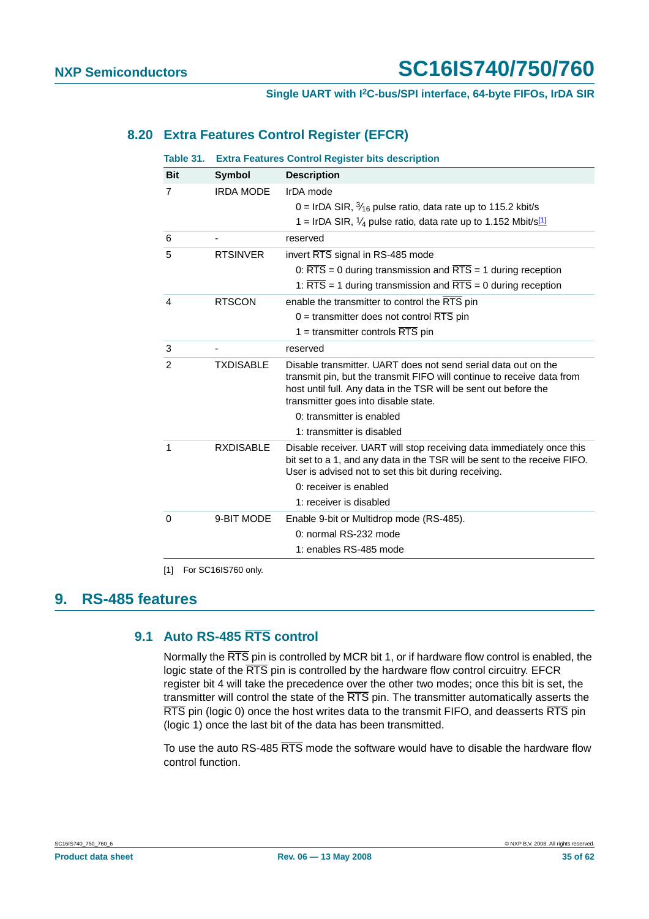### 8.20 Extra Features Control Register (EFCR)

**Table 31. Extra Features Control Register bits description**

| Bit | Symbol | Description |
|---|---|---|
| 7 | IRDA MODE | IrDA mode<br>0 = IrDA SIR, $^3/_{16}$ pulse ratio, data rate up to 115.2 kbit/s<br>1 = IrDA SIR, $^1/_4$ pulse ratio, data rate up to 1.152 Mbit/s[1] |
| 6 | - | reserved |
| 5 | RTSINVER | invert $\overline{RTS}$ signal in RS-485 mode<br>0: $\overline{RTS}$ = 0 during transmission and $\overline{RTS}$ = 1 during reception<br>1: $\overline{RTS}$ = 1 during transmission and $\overline{RTS}$ = 0 during reception |
| 4 | RTSCON | enable the transmitter to control the $\overline{RTS}$ pin<br>0 = transmitter does not control $\overline{RTS}$ pin<br>1 = transmitter controls $\overline{RTS}$ pin |
| 3 | - | reserved |
| 2 | TXDISABLE | Disable transmitter. UART does not send serial data out on the transmit pin, but the transmit FIFO will continue to receive data from host until full. Any data in the TSR will be sent out before the transmitter goes into disable state.<br>0: transmitter is enabled<br>1: transmitter is disabled |
| 1 | RXDISABLE | Disable receiver. UART will stop receiving data immediately once this bit set to a 1, and any data in the TSR will be sent to the receive FIFO. User is advised not to set this bit during receiving.<br>0: receiver is enabled<br>1: receiver is disabled |
| 0 | 9-BIT MODE | Enable 9-bit or Multidrop mode (RS-485).<br>0: normal RS-232 mode<br>1: enables RS-485 mode |

[1] For SC16IS760 only.

## 9. RS-485 features

### 9.1 Auto RS-485 $\overline{RTS}$ control

Normally the $\overline{RTS}$ pin is controlled by MCR bit 1, or if hardware flow control is enabled, the logic state of the $\overline{RTS}$ pin is controlled by the hardware flow control circuitry. EFCR register bit 4 will take the precedence over the other two modes; once this bit is set, the transmitter will control the state of the $\overline{RTS}$ pin. The transmitter automatically asserts the $\overline{RTS}$ pin (logic 0) once the host writes data to the transmit FIFO, and deasserts $\overline{RTS}$ pin (logic 1) once the last bit of the data has been transmitted.

To use the auto RS-485 $\overline{RTS}$ mode the software would have to disable the hardware flow control function.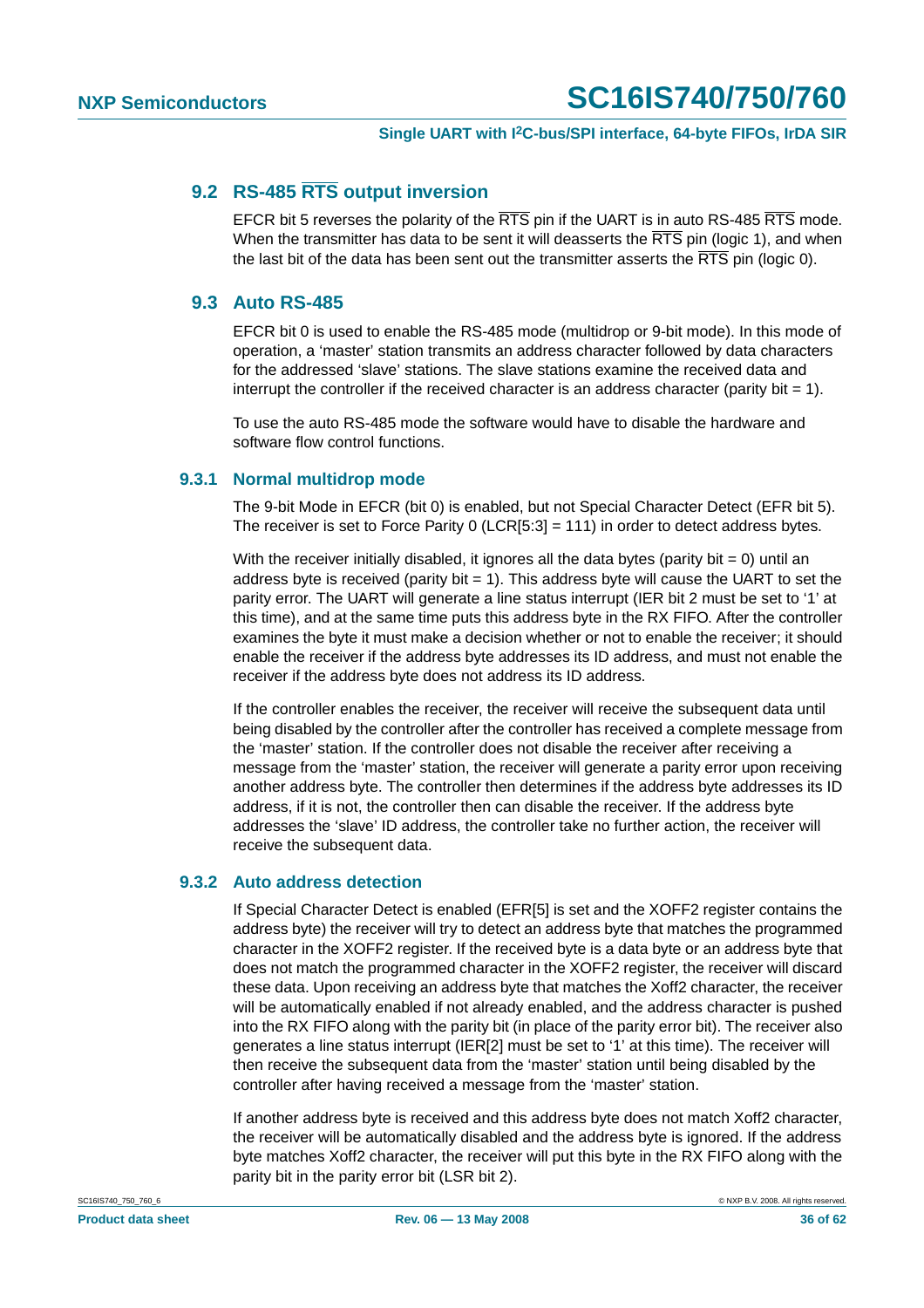## 9.2 RS-485 $\overline{\text{RTS}}$ output inversion

EFCR bit 5 reverses the polarity of the $\overline{\text{RTS}}$ pin if the UART is in auto RS-485 $\overline{\text{RTS}}$ mode. When the transmitter has data to be sent it will deasserts the $\overline{\text{RTS}}$ pin (logic 1), and when the last bit of the data has been sent out the transmitter asserts the $\overline{\text{RTS}}$ pin (logic 0).

## 9.3 Auto RS-485

EFCR bit 0 is used to enable the RS-485 mode (multidrop or 9-bit mode). In this mode of operation, a 'master' station transmits an address character followed by data characters for the addressed 'slave' stations. The slave stations examine the received data and interrupt the controller if the received character is an address character (parity bit = 1).

To use the auto RS-485 mode the software would have to disable the hardware and software flow control functions.

### 9.3.1 Normal multidrop mode

The 9-bit Mode in EFCR (bit 0) is enabled, but not Special Character Detect (EFR bit 5). The receiver is set to Force Parity 0 (LCR[5:3] = 111) in order to detect address bytes.

With the receiver initially disabled, it ignores all the data bytes (parity bit = 0) until an address byte is received (parity bit = 1). This address byte will cause the UART to set the parity error. The UART will generate a line status interrupt (IER bit 2 must be set to '1' at this time), and at the same time puts this address byte in the RX FIFO. After the controller examines the byte it must make a decision whether or not to enable the receiver; it should enable the receiver if the address byte addresses its ID address, and must not enable the receiver if the address byte does not address its ID address.

If the controller enables the receiver, the receiver will receive the subsequent data until being disabled by the controller after the controller has received a complete message from the 'master' station. If the controller does not disable the receiver after receiving a message from the 'master' station, the receiver will generate a parity error upon receiving another address byte. The controller then determines if the address byte addresses its ID address, if it is not, the controller then can disable the receiver. If the address byte addresses the 'slave' ID address, the controller take no further action, the receiver will receive the subsequent data.

### 9.3.2 Auto address detection

If Special Character Detect is enabled (EFR[5] is set and the XOFF2 register contains the address byte) the receiver will try to detect an address byte that matches the programmed character in the XOFF2 register. If the received byte is a data byte or an address byte that does not match the programmed character in the XOFF2 register, the receiver will discard these data. Upon receiving an address byte that matches the Xoff2 character, the receiver will be automatically enabled if not already enabled, and the address character is pushed into the RX FIFO along with the parity bit (in place of the parity error bit). The receiver also generates a line status interrupt (IER[2] must be set to '1' at this time). The receiver will then receive the subsequent data from the 'master' station until being disabled by the controller after having received a message from the 'master' station.

If another address byte is received and this address byte does not match Xoff2 character, the receiver will be automatically disabled and the address byte is ignored. If the address byte matches Xoff2 character, the receiver will put this byte in the RX FIFO along with the parity bit in the parity error bit (LSR bit 2).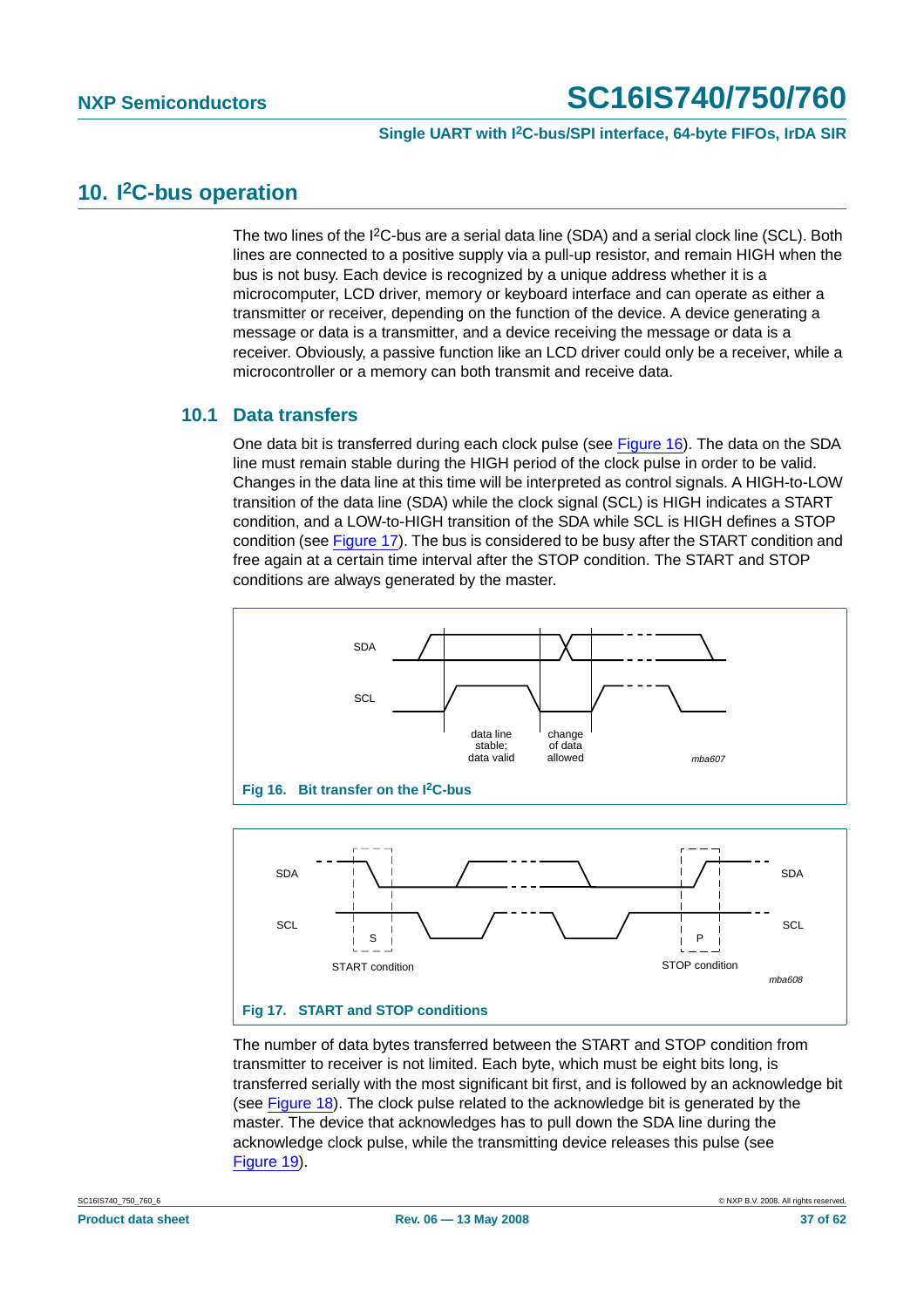# 10. I²C-bus operation

The two lines of the I²C-bus are a serial data line (SDA) and a serial clock line (SCL). Both lines are connected to a positive supply via a pull-up resistor, and remain HIGH when the bus is not busy. Each device is recognized by a unique address whether it is a microcomputer, LCD driver, memory or keyboard interface and can operate as either a transmitter or receiver, depending on the function of the device. A device generating a message or data is a transmitter, and a device receiving the message or data is a receiver. Obviously, a passive function like an LCD driver could only be a receiver, while a microcontroller or a memory can both transmit and receive data.

## 10.1 Data transfers

One data bit is transferred during each clock pulse (see Figure 16). The data on the SDA line must remain stable during the HIGH period of the clock pulse in order to be valid. Changes in the data line at this time will be interpreted as control signals. A HIGH-to-LOW transition of the data line (SDA) while the clock signal (SCL) is HIGH indicates a START condition, and a LOW-to-HIGH transition of the SDA while SCL is HIGH defines a STOP condition (see Figure 17). The bus is considered to be busy after the START condition and free again at a certain time interval after the STOP condition. The START and STOP conditions are always generated by the master.

SDA

SCL

data line stable; data valid

change of data allowed

mba607

**Fig 16. Bit transfer on the I²C-bus**

SDA

SCL

S

START condition

P

STOP condition

mba608

**Fig 17. START and STOP conditions**

The number of data bytes transferred between the START and STOP condition from transmitter to receiver is not limited. Each byte, which must be eight bits long, is transferred serially with the most significant bit first, and is followed by an acknowledge bit (see Figure 18). The clock pulse related to the acknowledge bit is generated by the master. The device that acknowledges has to pull down the SDA line during the acknowledge clock pulse, while the transmitting device releases this pulse (see Figure 19).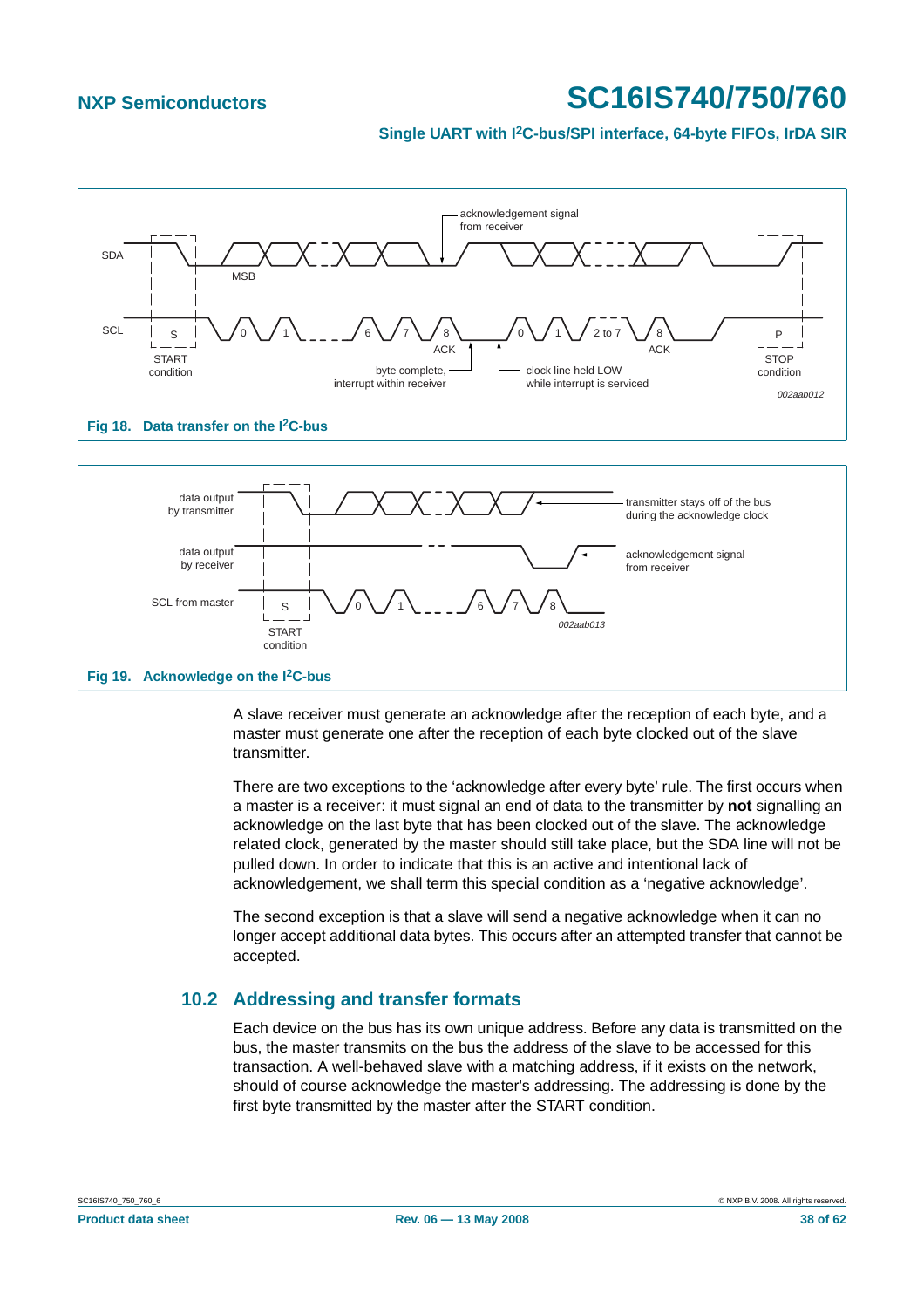**Fig 18. Data transfer on the I²C-bus**

**Fig 19. Acknowledge on the I²C-bus**

A slave receiver must generate an acknowledge after the reception of each byte, and a master must generate one after the reception of each byte clocked out of the slave transmitter.

There are two exceptions to the 'acknowledge after every byte' rule. The first occurs when a master is a receiver: it must signal an end of data to the transmitter by **not** signalling an acknowledge on the last byte that has been clocked out of the slave. The acknowledge related clock, generated by the master should still take place, but the SDA line will not be pulled down. In order to indicate that this is an active and intentional lack of acknowledgement, we shall term this special condition as a 'negative acknowledge'.

The second exception is that a slave will send a negative acknowledge when it can no longer accept additional data bytes. This occurs after an attempted transfer that cannot be accepted.

## 10.2 Addressing and transfer formats

Each device on the bus has its own unique address. Before any data is transmitted on the bus, the master transmits on the bus the address of the slave to be accessed for this transaction. A well-behaved slave with a matching address, if it exists on the network, should of course acknowledge the master's addressing. The addressing is done by the first byte transmitted by the master after the START condition.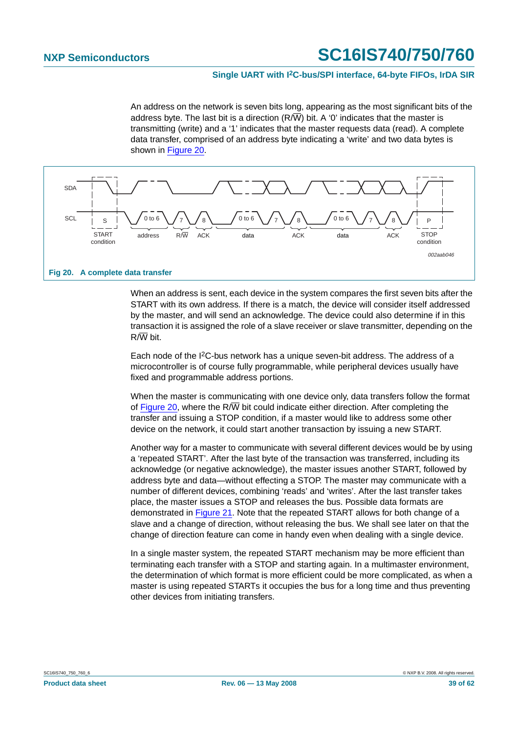An address on the network is seven bits long, appearing as the most significant bits of the address byte. The last bit is a direction (R/$\overline{W}$) bit. A ‘0’ indicates that the master is transmitting (write) and a ‘1’ indicates that the master requests data (read). A complete data transfer, comprised of an address byte indicating a ‘write’ and two data bytes is shown in Figure 20.

**Fig 20. A complete data transfer**

When an address is sent, each device in the system compares the first seven bits after the START with its own address. If there is a match, the device will consider itself addressed by the master, and will send an acknowledge. The device could also determine if in this transaction it is assigned the role of a slave receiver or slave transmitter, depending on the R/$\overline{W}$ bit.

Each node of the I²C-bus network has a unique seven-bit address. The address of a microcontroller is of course fully programmable, while peripheral devices usually have fixed and programmable address portions.

When the master is communicating with one device only, data transfers follow the format of Figure 20, where the R/$\overline{W}$ bit could indicate either direction. After completing the transfer and issuing a STOP condition, if a master would like to address some other device on the network, it could start another transaction by issuing a new START.

Another way for a master to communicate with several different devices would be by using a ‘repeated START’. After the last byte of the transaction was transferred, including its acknowledge (or negative acknowledge), the master issues another START, followed by address byte and data—without effecting a STOP. The master may communicate with a number of different devices, combining ‘reads’ and ‘writes’. After the last transfer takes place, the master issues a STOP and releases the bus. Possible data formats are demonstrated in Figure 21. Note that the repeated START allows for both change of a slave and a change of direction, without releasing the bus. We shall see later on that the change of direction feature can come in handy even when dealing with a single device.

In a single master system, the repeated START mechanism may be more efficient than terminating each transfer with a STOP and starting again. In a multimaster environment, the determination of which format is more efficient could be more complicated, as when a master is using repeated STARTs it occupies the bus for a long time and thus preventing other devices from initiating transfers.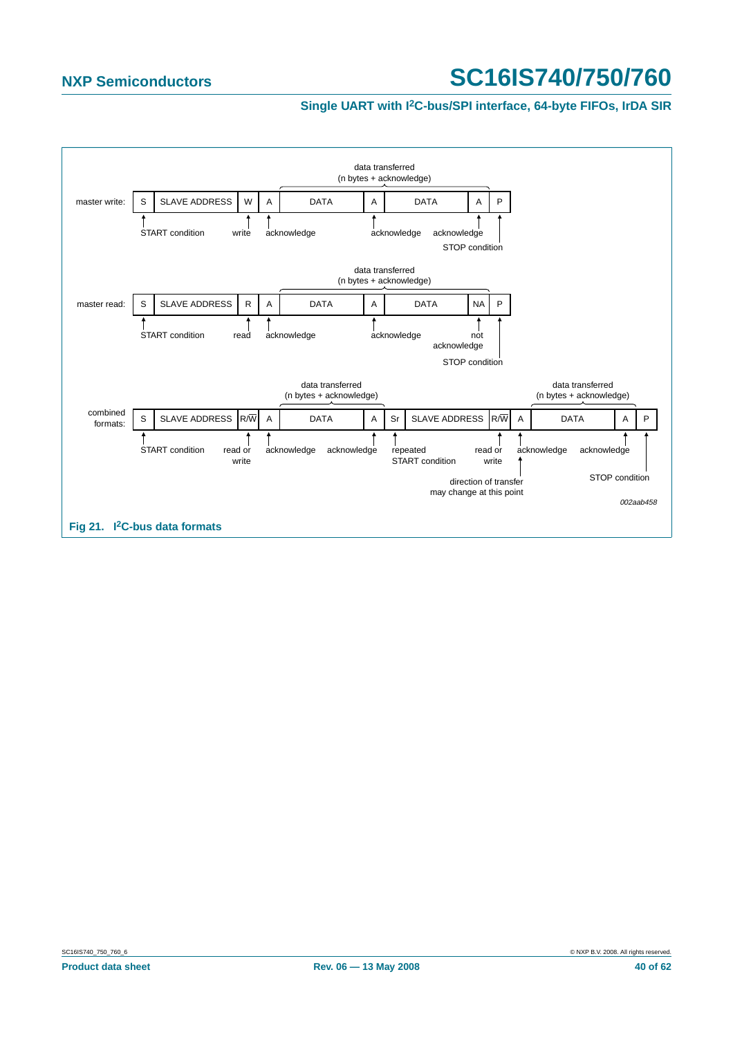master write:

| S | SLAVE ADDRESS | W | A | DATA | A | DATA | A | P |
|---|---|---|---|---|---|---|---|---|

START condition; write; acknowledge; acknowledge; acknowledge; STOP condition

data transferred (n bytes + acknowledge)

master read:

| S | SLAVE ADDRESS | R | A | DATA | A | DATA | NA | P |
|---|---|---|---|---|---|---|---|---|

START condition; read; acknowledge; acknowledge; not acknowledge; STOP condition

data transferred (n bytes + acknowledge)

combined formats:

| S | SLAVE ADDRESS | R/$\overline{W}$ | A | DATA | A | Sr | SLAVE ADDRESS | R/$\overline{W}$ | A | DATA | A | P |
|---|---|---|---|---|---|---|---|---|---|---|---|---|

START condition; read or write; acknowledge; acknowledge; repeated START condition; read or write; acknowledge; acknowledge; STOP condition

data transferred (n bytes + acknowledge)

direction of transfer may change at this point

002aab458

**Fig 21. I²C-bus data formats**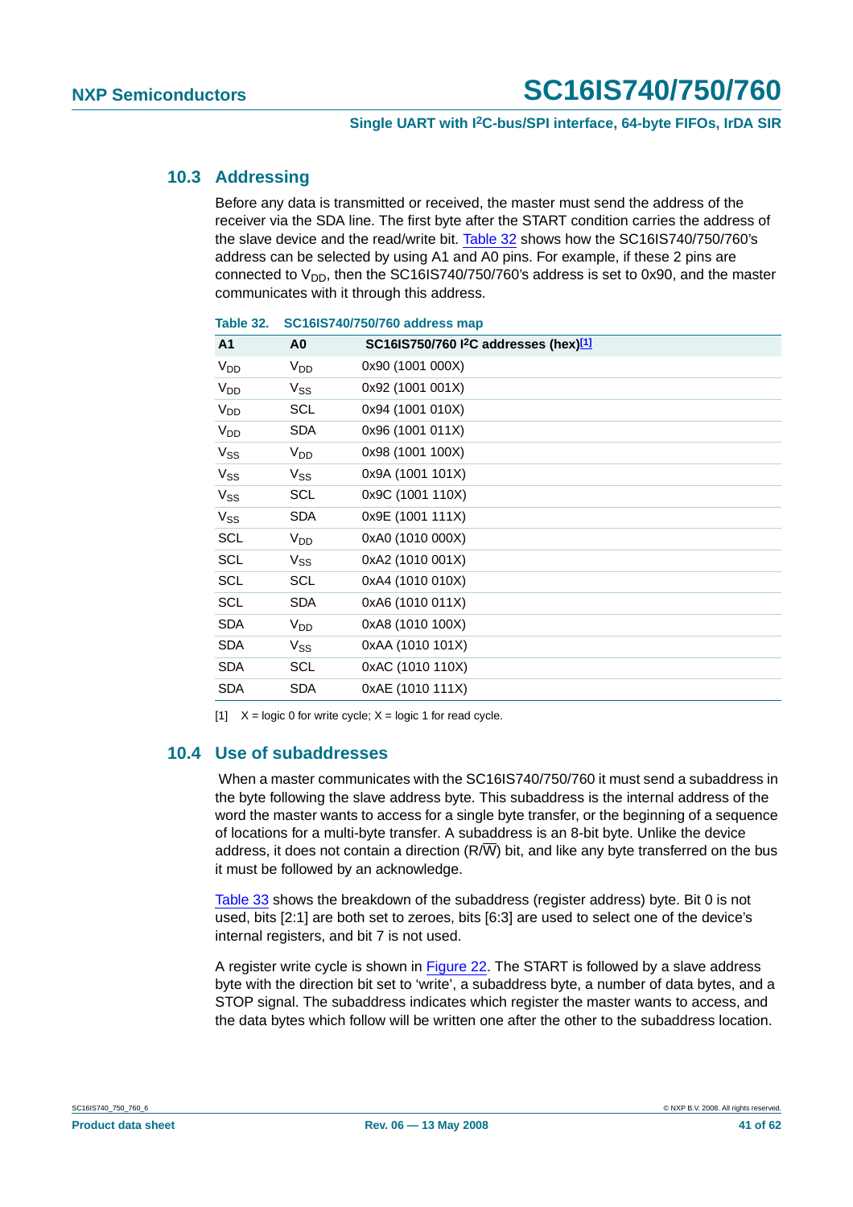## 10.3 Addressing

Before any data is transmitted or received, the master must send the address of the receiver via the SDA line. The first byte after the START condition carries the address of the slave device and the read/write bit. Table 32 shows how the SC16IS740/750/760's address can be selected by using A1 and A0 pins. For example, if these 2 pins are connected to $V_{DD}$, then the SC16IS740/750/760's address is set to 0x90, and the master communicates with it through this address.

**Table 32. SC16IS740/750/760 address map**

| A1 | A0 | SC16IS750/760 I²C addresses (hex)[1] |
|---|---|---|
| $V_{DD}$ | $V_{DD}$ | 0x90 (1001 000X) |
| $V_{DD}$ | $V_{SS}$ | 0x92 (1001 001X) |
| $V_{DD}$ | SCL | 0x94 (1001 010X) |
| $V_{DD}$ | SDA | 0x96 (1001 011X) |
| $V_{SS}$ | $V_{DD}$ | 0x98 (1001 100X) |
| $V_{SS}$ | $V_{SS}$ | 0x9A (1001 101X) |
| $V_{SS}$ | SCL | 0x9C (1001 110X) |
| $V_{SS}$ | SDA | 0x9E (1001 111X) |
| SCL | $V_{DD}$ | 0xA0 (1010 000X) |
| SCL | $V_{SS}$ | 0xA2 (1010 001X) |
| SCL | SCL | 0xA4 (1010 010X) |
| SCL | SDA | 0xA6 (1010 011X) |
| SDA | $V_{DD}$ | 0xA8 (1010 100X) |
| SDA | $V_{SS}$ | 0xAA (1010 101X) |
| SDA | SCL | 0xAC (1010 110X) |
| SDA | SDA | 0xAE (1010 111X) |

[1] X = logic 0 for write cycle; X = logic 1 for read cycle.

## 10.4 Use of subaddresses

When a master communicates with the SC16IS740/750/760 it must send a subaddress in the byte following the slave address byte. This subaddress is the internal address of the word the master wants to access for a single byte transfer, or the beginning of a sequence of locations for a multi-byte transfer. A subaddress is an 8-bit byte. Unlike the device address, it does not contain a direction (R/$\overline{W}$) bit, and like any byte transferred on the bus it must be followed by an acknowledge.

Table 33 shows the breakdown of the subaddress (register address) byte. Bit 0 is not used, bits [2:1] are both set to zeroes, bits [6:3] are used to select one of the device's internal registers, and bit 7 is not used.

A register write cycle is shown in Figure 22. The START is followed by a slave address byte with the direction bit set to 'write', a subaddress byte, a number of data bytes, and a STOP signal. The subaddress indicates which register the master wants to access, and the data bytes which follow will be written one after the other to the subaddress location.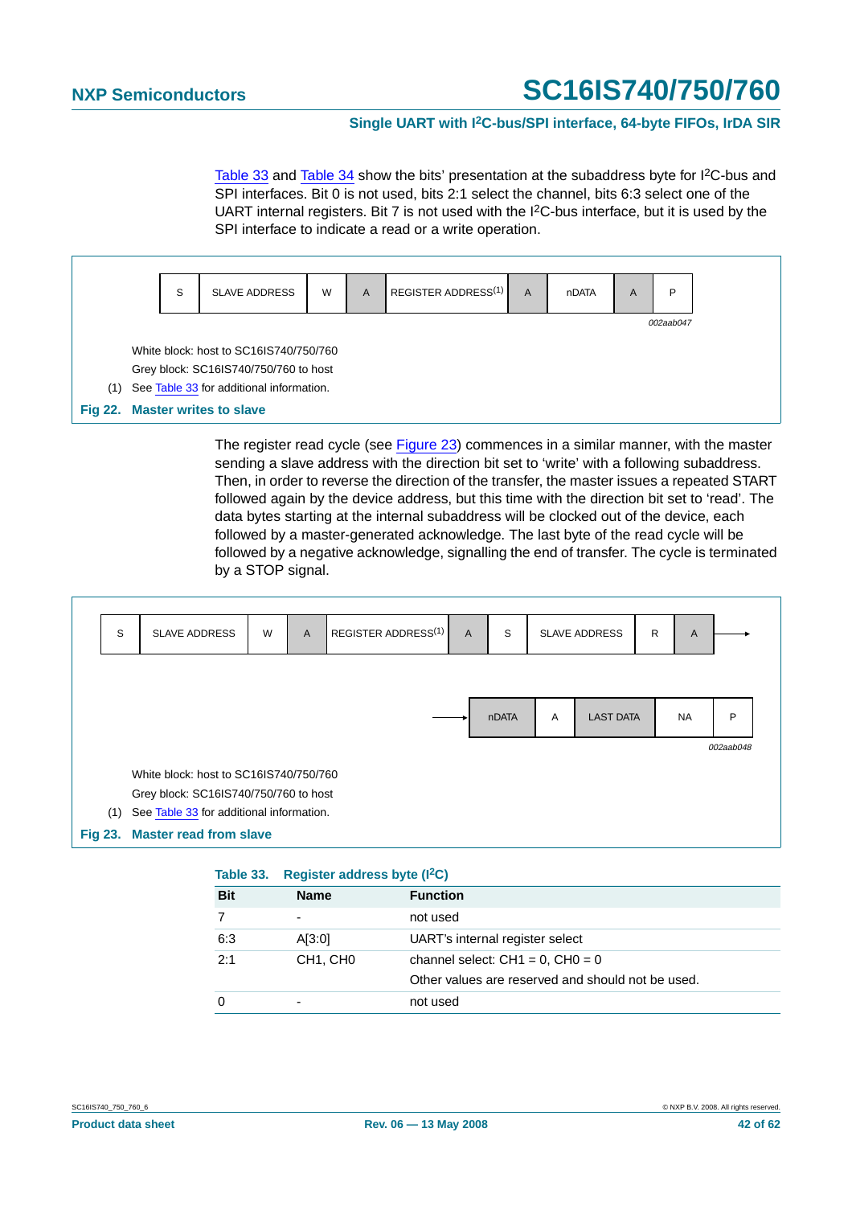Table 33 and Table 34 show the bits' presentation at the subaddress byte for I2C-bus and SPI interfaces. Bit 0 is not used, bits 2:1 select the channel, bits 6:3 select one of the UART internal registers. Bit 7 is not used with the I2C-bus interface, but it is used by the SPI interface to indicate a read or a write operation.

| S | SLAVE ADDRESS | W | A | REGISTER ADDRESS(1) | A | nDATA | A | P |
|---|---|---|---|---|---|---|---|---|

002aab047

White block: host to SC16IS740/750/760

Grey block: SC16IS740/750/760 to host

(1) See Table 33 for additional information.

**Fig 22. Master writes to slave**

The register read cycle (see Figure 23) commences in a similar manner, with the master sending a slave address with the direction bit set to 'write' with a following subaddress. Then, in order to reverse the direction of the transfer, the master issues a repeated START followed again by the device address, but this time with the direction bit set to 'read'. The data bytes starting at the internal subaddress will be clocked out of the device, each followed by a master-generated acknowledge. The last byte of the read cycle will be followed by a negative acknowledge, signalling the end of transfer. The cycle is terminated by a STOP signal.

| S | SLAVE ADDRESS | W | A | REGISTER ADDRESS(1) | A | S | SLAVE ADDRESS | R | A |
|---|---|---|---|---|---|---|---|---|---|

→

| nDATA | A | LAST DATA | NA | P |
|---|---|---|---|---|

002aab048

White block: host to SC16IS740/750/760

Grey block: SC16IS740/750/760 to host

(1) See Table 33 for additional information.

**Fig 23. Master read from slave**

**Table 33. Register address byte (I2C)**

| Bit | Name | Function |
|---|---|---|
| 7 | - | not used |
| 6:3 | A[3:0] | UART's internal register select |
| 2:1 | CH1, CH0 | channel select: CH1 = 0, CH0 = 0<br>Other values are reserved and should not be used. |
| 0 | - | not used |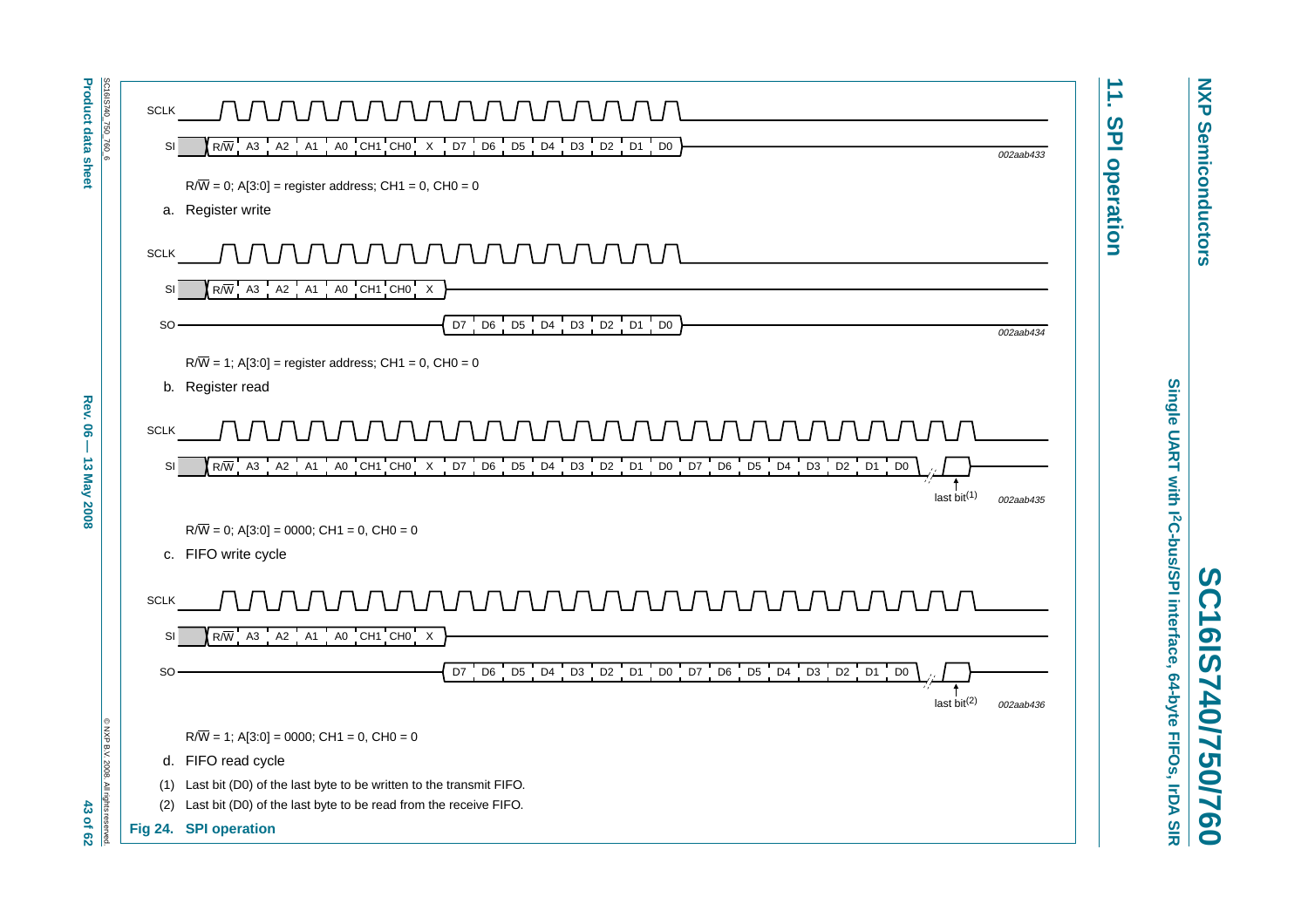## 11. SPI operation

SCLK

SI: R/$\overline{W}$ A3 A2 A1 A0 CH1 CH0 X D7 D6 D5 D4 D3 D2 D1 D0

002aab433

R/$\overline{W}$ = 0; A[3:0] = register address; CH1 = 0, CH0 = 0

a. Register write

SCLK

SI: R/$\overline{W}$ A3 A2 A1 A0 CH1 CH0 X

SO: D7 D6 D5 D4 D3 D2 D1 D0

002aab434

R/$\overline{W}$ = 1; A[3:0] = register address; CH1 = 0, CH0 = 0

b. Register read

SCLK

SI: R/$\overline{W}$ A3 A2 A1 A0 CH1 CH0 X D7 D6 D5 D4 D3 D2 D1 D0 D7 D6 D5 D4 D3 D2 D1 D0

last bit(1)

002aab435

R/$\overline{W}$ = 0; A[3:0] = 0000; CH1 = 0, CH0 = 0

c. FIFO write cycle

SCLK

SI: R/$\overline{W}$ A3 A2 A1 A0 CH1 CH0 X

SO: D7 D6 D5 D4 D3 D2 D1 D0 D7 D6 D5 D4 D3 D2 D1 D0

last bit(2)

002aab436

R/$\overline{W}$ = 1; A[3:0] = 0000; CH1 = 0, CH0 = 0

d. FIFO read cycle

(1) Last bit (D0) of the last byte to be written to the transmit FIFO.

(2) Last bit (D0) of the last byte to be read from the receive FIFO.

**Fig 24. SPI operation**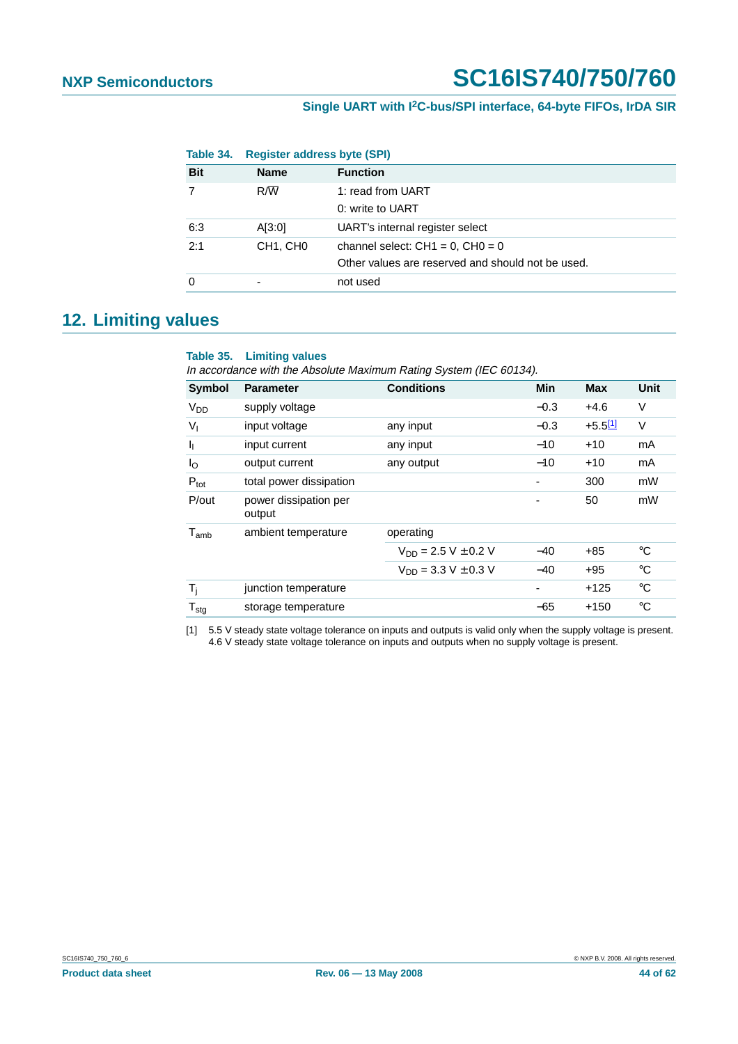**Table 34. Register address byte (SPI)**

| Bit | Name | Function |
|---|---|---|
| 7 | R/$\overline{W}$ | 1: read from UART |
| | | 0: write to UART |
| 6:3 | A[3:0] | UART's internal register select |
| 2:1 | CH1, CH0 | channel select: CH1 = 0, CH0 = 0 |
| | | Other values are reserved and should not be used. |
| 0 | - | not used |

## 12. Limiting values

**Table 35. Limiting values**

*In accordance with the Absolute Maximum Rating System (IEC 60134).*

| Symbol | Parameter | Conditions | Min | Max | Unit |
|---|---|---|---|---|---|
| $V_{DD}$ | supply voltage | | −0.3 | +4.6 | V |
| $V_I$ | input voltage | any input | −0.3 | +5.5[1] | V |
| $I_I$ | input current | any input | −10 | +10 | mA |
| $I_O$ | output current | any output | −10 | +10 | mA |
| $P_{tot}$ | total power dissipation | | - | 300 | mW |
| P/out | power dissipation per output | | - | 50 | mW |
| $T_{amb}$ | ambient temperature | operating | | | |
| | | $V_{DD}$ = 2.5 V ±0.2 V | −40 | +85 | °C |
| | | $V_{DD}$ = 3.3 V ±0.3 V | −40 | +95 | °C |
| $T_j$ | junction temperature | | - | +125 | °C |
| $T_{stg}$ | storage temperature | | −65 | +150 | °C |

[1] 5.5 V steady state voltage tolerance on inputs and outputs is valid only when the supply voltage is present. 4.6 V steady state voltage tolerance on inputs and outputs when no supply voltage is present.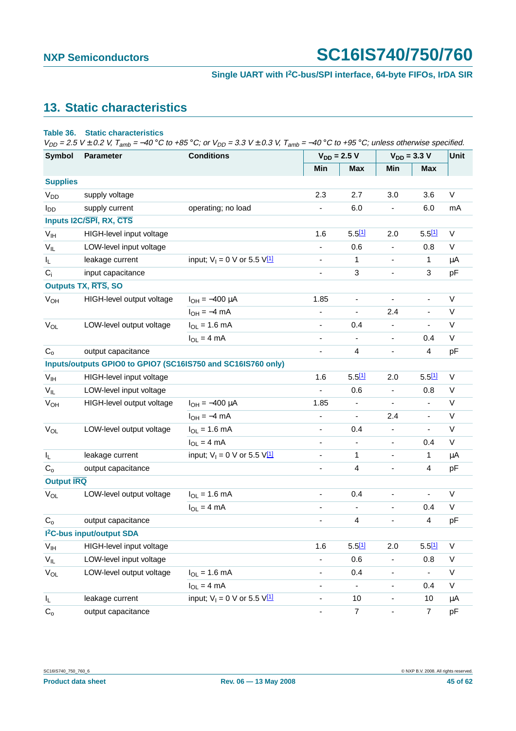## 13. Static characteristics

**Table 36. Static characteristics**

*$V_{DD}$ = 2.5 V ± 0.2 V, $T_{amb}$ = −40 °C to +85 °C; or $V_{DD}$ = 3.3 V ± 0.3 V, $T_{amb}$ = −40 °C to +95 °C; unless otherwise specified.*

| Symbol | Parameter | Conditions | $V_{DD}$ = 2.5 V | | $V_{DD}$ = 3.3 V | | Unit |
|---|---|---|---|---|---|---|---|
| | | | Min | Max | Min | Max | |
| **Supplies** | | | | | | | |
| $V_{DD}$ | supply voltage | | 2.3 | 2.7 | 3.0 | 3.6 | V |
| $I_{DD}$ | supply current | operating; no load | - | 6.0 | - | 6.0 | mA |
| **Inputs I2C/$\overline{SPI}$, RX, $\overline{CTS}$** | | | | | | | |
| $V_{IH}$ | HIGH-level input voltage | | 1.6 | 5.5[1] | 2.0 | 5.5[1] | V |
| $V_{IL}$ | LOW-level input voltage | | - | 0.6 | - | 0.8 | V |
| $I_L$ | leakage current | input; $V_I$ = 0 V or 5.5 V[1] | - | 1 | - | 1 | μA |
| $C_i$ | input capacitance | | - | 3 | - | 3 | pF |
| **Outputs TX, $\overline{RTS}$, SO** | | | | | | | |
| $V_{OH}$ | HIGH-level output voltage | $I_{OH}$ = −400 μA | 1.85 | - | - | - | V |
| | | $I_{OH}$ = −4 mA | - | - | 2.4 | - | V |
| $V_{OL}$ | LOW-level output voltage | $I_{OL}$ = 1.6 mA | - | 0.4 | - | - | V |
| | | $I_{OL}$ = 4 mA | - | - | - | 0.4 | V |
| $C_o$ | output capacitance | | - | 4 | - | 4 | pF |
| **Inputs/outputs GPIO0 to GPIO7 (SC16IS750 and SC16IS760 only)** | | | | | | | |
| $V_{IH}$ | HIGH-level input voltage | | 1.6 | 5.5[1] | 2.0 | 5.5[1] | V |
| $V_{IL}$ | LOW-level input voltage | | - | 0.6 | - | 0.8 | V |
| $V_{OH}$ | HIGH-level output voltage | $I_{OH}$ = −400 μA | 1.85 | - | - | - | V |
| | | $I_{OH}$ = −4 mA | - | - | 2.4 | - | V |
| $V_{OL}$ | LOW-level output voltage | $I_{OL}$ = 1.6 mA | - | 0.4 | - | - | V |
| | | $I_{OL}$ = 4 mA | - | - | - | 0.4 | V |
| $I_L$ | leakage current | input; $V_I$ = 0 V or 5.5 V[1] | - | 1 | - | 1 | μA |
| $C_o$ | output capacitance | | - | 4 | - | 4 | pF |
| **Output $\overline{IRQ}$** | | | | | | | |
| $V_{OL}$ | LOW-level output voltage | $I_{OL}$ = 1.6 mA | - | 0.4 | - | - | V |
| | | $I_{OL}$ = 4 mA | - | - | - | 0.4 | V |
| $C_o$ | output capacitance | | - | 4 | - | 4 | pF |
| **I²C-bus input/output SDA** | | | | | | | |
| $V_{IH}$ | HIGH-level input voltage | | 1.6 | 5.5[1] | 2.0 | 5.5[1] | V |
| $V_{IL}$ | LOW-level input voltage | | - | 0.6 | - | 0.8 | V |
| $V_{OL}$ | LOW-level output voltage | $I_{OL}$ = 1.6 mA | - | 0.4 | - | - | V |
| | | $I_{OL}$ = 4 mA | - | - | - | 0.4 | V |
| $I_L$ | leakage current | input; $V_I$ = 0 V or 5.5 V[1] | - | 10 | - | 10 | μA |
| $C_o$ | output capacitance | | - | 7 | - | 7 | pF |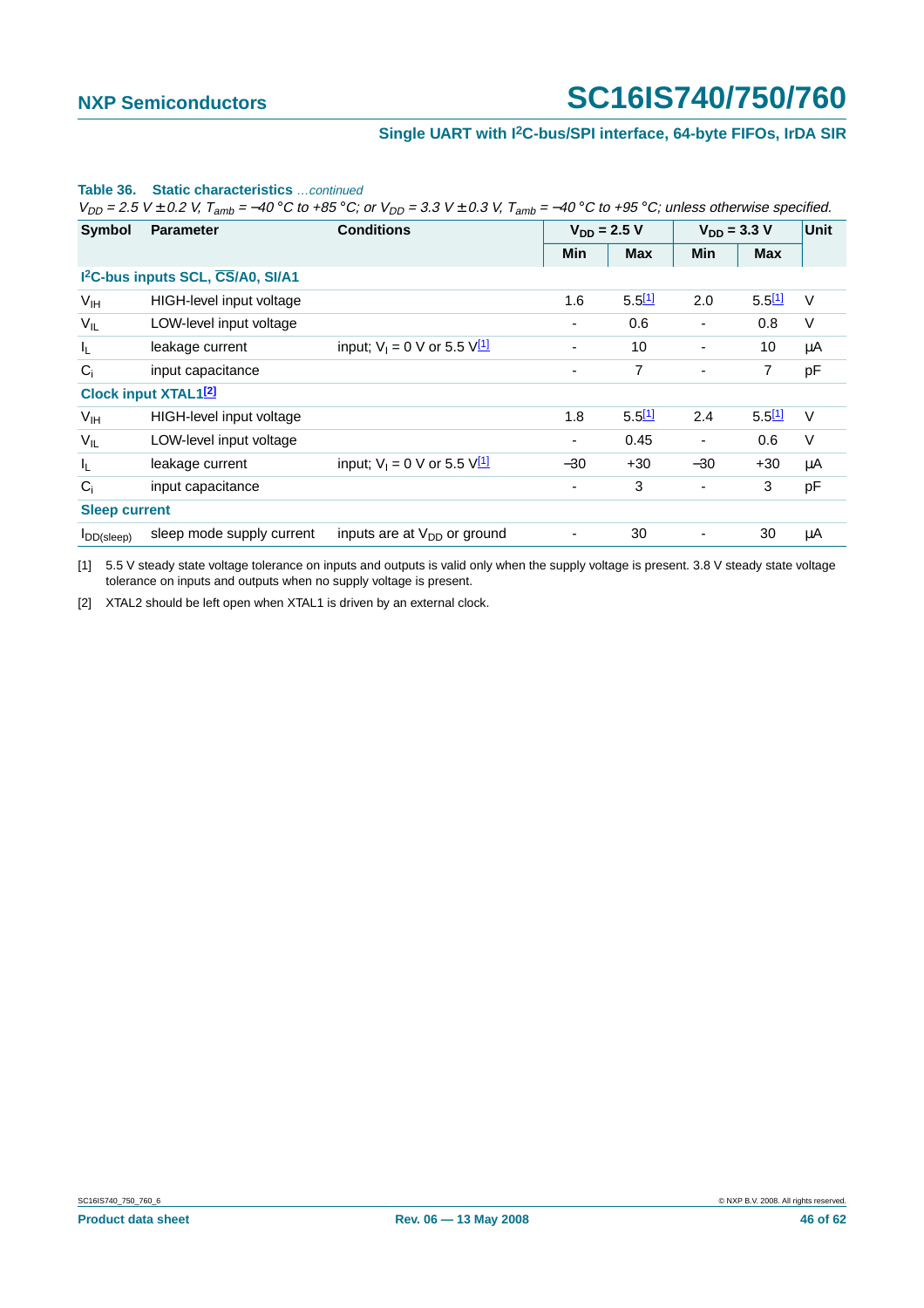**Table 36. Static characteristics** *…continued*

*$V_{DD}$ = 2.5 V ± 0.2 V, $T_{amb}$ = −40 °C to +85 °C; or $V_{DD}$ = 3.3 V ± 0.3 V, $T_{amb}$ = −40 °C to +95 °C; unless otherwise specified.*

| Symbol | Parameter | Conditions | $V_{DD}$ = 2.5 V | | $V_{DD}$ = 3.3 V | | Unit |
|---|---|---|---|---|---|---|---|
| | | | Min | Max | Min | Max | |
| **$I^2$C-bus inputs SCL, $\overline{CS}$/A0, SI/A1** | | | | | | | |
| $V_{IH}$ | HIGH-level input voltage | | 1.6 | 5.5[1] | 2.0 | 5.5[1] | V |
| $V_{IL}$ | LOW-level input voltage | | - | 0.6 | - | 0.8 | V |
| $I_L$ | leakage current | input; $V_I$ = 0 V or 5.5 V[1] | - | 10 | - | 10 | μA |
| $C_i$ | input capacitance | | - | 7 | - | 7 | pF |
| **Clock input XTAL1[2]** | | | | | | | |
| $V_{IH}$ | HIGH-level input voltage | | 1.8 | 5.5[1] | 2.4 | 5.5[1] | V |
| $V_{IL}$ | LOW-level input voltage | | - | 0.45 | - | 0.6 | V |
| $I_L$ | leakage current | input; $V_I$ = 0 V or 5.5 V[1] | −30 | +30 | −30 | +30 | μA |
| $C_i$ | input capacitance | | - | 3 | - | 3 | pF |
| **Sleep current** | | | | | | | |
| $I_{DD(sleep)}$ | sleep mode supply current | inputs are at $V_{DD}$ or ground | - | 30 | - | 30 | μA |

[1] 5.5 V steady state voltage tolerance on inputs and outputs is valid only when the supply voltage is present. 3.8 V steady state voltage tolerance on inputs and outputs when no supply voltage is present.

[2] XTAL2 should be left open when XTAL1 is driven by an external clock.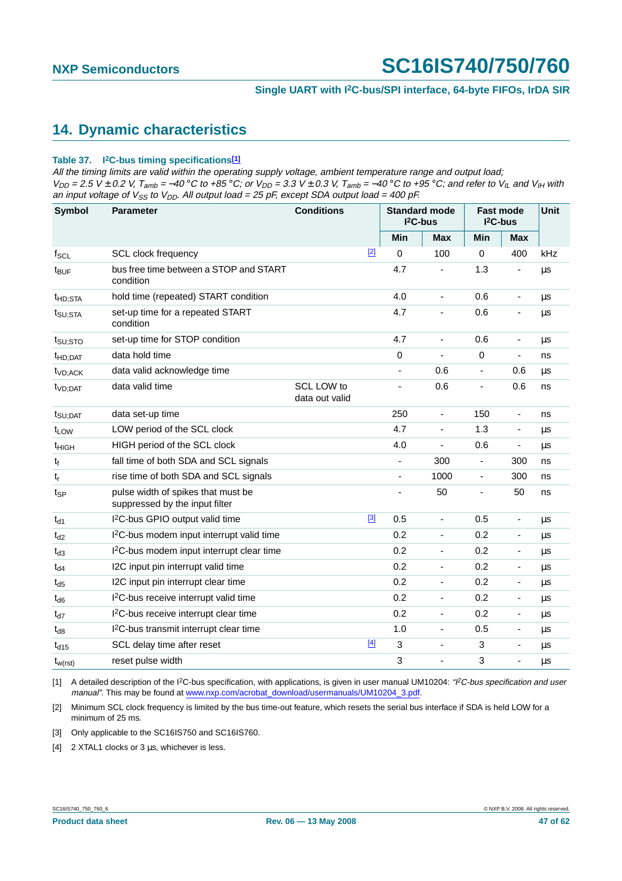## 14. Dynamic characteristics

**Table 37. I²C-bus timing specifications[1]**

*All the timing limits are valid within the operating supply voltage, ambient temperature range and output load; $V_{DD}$ = 2.5 V ± 0.2 V, $T_{amb}$ = −40 °C to +85 °C; or $V_{DD}$ = 3.3 V ± 0.3 V, $T_{amb}$ = −40 °C to +95 °C; and refer to $V_{IL}$ and $V_{IH}$ with an input voltage of $V_{SS}$ to $V_{DD}$. All output load = 25 pF, except SDA output load = 400 pF.*

| Symbol | Parameter | Conditions | | Standard mode I²C-bus | | Fast mode I²C-bus | | Unit |
|---|---|---|---|---|---|---|---|---|
| | | | | Min | Max | Min | Max | |
| $f_{SCL}$ | SCL clock frequency | | [2] | 0 | 100 | 0 | 400 | kHz |
| $t_{BUF}$ | bus free time between a STOP and START condition | | | 4.7 | - | 1.3 | - | µs |
| $t_{HD;STA}$ | hold time (repeated) START condition | | | 4.0 | - | 0.6 | - | µs |
| $t_{SU;STA}$ | set-up time for a repeated START condition | | | 4.7 | - | 0.6 | - | µs |
| $t_{SU;STO}$ | set-up time for STOP condition | | | 4.7 | - | 0.6 | - | µs |
| $t_{HD;DAT}$ | data hold time | | | 0 | - | 0 | - | ns |
| $t_{VD;ACK}$ | data valid acknowledge time | | | - | 0.6 | - | 0.6 | µs |
| $t_{VD;DAT}$ | data valid time | SCL LOW to data out valid | | - | 0.6 | - | 0.6 | ns |
| $t_{SU;DAT}$ | data set-up time | | | 250 | - | 150 | - | ns |
| $t_{LOW}$ | LOW period of the SCL clock | | | 4.7 | - | 1.3 | - | µs |
| $t_{HIGH}$ | HIGH period of the SCL clock | | | 4.0 | - | 0.6 | - | µs |
| $t_f$ | fall time of both SDA and SCL signals | | | - | 300 | - | 300 | ns |
| $t_r$ | rise time of both SDA and SCL signals | | | - | 1000 | - | 300 | ns |
| $t_{SP}$ | pulse width of spikes that must be suppressed by the input filter | | | - | 50 | - | 50 | ns |
| $t_{d1}$ | I²C-bus GPIO output valid time | | [3] | 0.5 | - | 0.5 | - | µs |
| $t_{d2}$ | I²C-bus modem input interrupt valid time | | | 0.2 | - | 0.2 | - | µs |
| $t_{d3}$ | I²C-bus modem input interrupt clear time | | | 0.2 | - | 0.2 | - | µs |
| $t_{d4}$ | I2C input pin interrupt valid time | | | 0.2 | - | 0.2 | - | µs |
| $t_{d5}$ | I2C input pin interrupt clear time | | | 0.2 | - | 0.2 | - | µs |
| $t_{d6}$ | I²C-bus receive interrupt valid time | | | 0.2 | - | 0.2 | - | µs |
| $t_{d7}$ | I²C-bus receive interrupt clear time | | | 0.2 | - | 0.2 | - | µs |
| $t_{d8}$ | I²C-bus transmit interrupt clear time | | | 1.0 | - | 0.5 | - | µs |
| $t_{d15}$ | SCL delay time after reset | | [4] | 3 | - | 3 | - | µs |
| $t_{w(rst)}$ | reset pulse width | | | 3 | - | 3 | - | µs |

[1] A detailed description of the I²C-bus specification, with applications, is given in user manual UM10204: *"I²C-bus specification and user manual"*. This may be found at www.nxp.com/acrobat_download/usermanuals/UM10204_3.pdf.

[2] Minimum SCL clock frequency is limited by the bus time-out feature, which resets the serial bus interface if SDA is held LOW for a minimum of 25 ms.

[3] Only applicable to the SC16IS750 and SC16IS760.

[4] 2 XTAL1 clocks or 3 µs, whichever is less.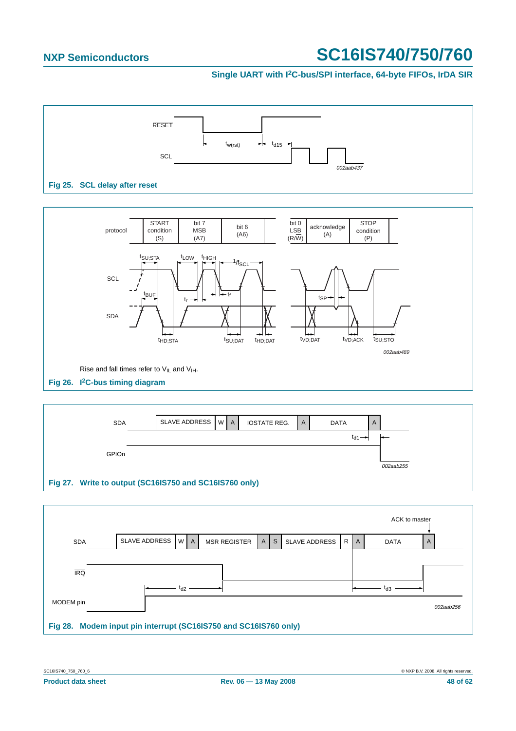RESET

SCL

$t_{w(rst)}$ $t_{d15}$

002aab437

**Fig 25. SCL delay after reset**

| protocol | START condition (S) | bit 7 MSB (A7) | bit 6 (A6) | bit 0 LSB (R/W) | acknowledge (A) | STOP condition (P) |
|---|---|---|---|---|---|---|

SCL, SDA

$t_{SU;STA}$, $t_{LOW}$, $t_{HIGH}$, $1/f_{SCL}$, $t_{BUF}$, $t_r$, $t_f$, $t_{SP}$, $t_{HD;STA}$, $t_{SU;DAT}$, $t_{HD;DAT}$, $t_{VD;DAT}$, $t_{VD;ACK}$, $t_{SU;STO}$

002aab489

Rise and fall times refer to $V_{IL}$ and $V_{IH}$.

**Fig 26. I²C-bus timing diagram**

SDA: SLAVE ADDRESS | W | A | IOSTATE REG. | A | DATA | A

GPIOn

$t_{d1}$

002aab255

**Fig 27. Write to output (SC16IS750 and SC16IS760 only)**

ACK to master

SDA: SLAVE ADDRESS | W | A | MSR REGISTER | A | S | SLAVE ADDRESS | R | A | DATA | A

IRQ

MODEM pin

$t_{d2}$ $t_{d3}$

002aab256

**Fig 28. Modem input pin interrupt (SC16IS750 and SC16IS760 only)**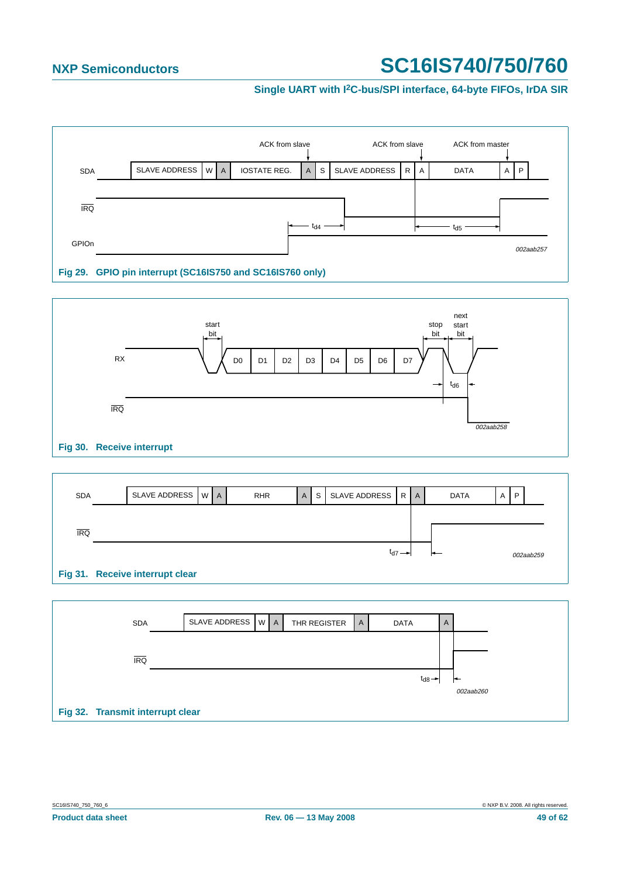SDA: SLAVE ADDRESS | W | A | IOSTATE REG. | A | S | SLAVE ADDRESS | R | A | DATA | A | P

ACK from slave — ACK from slave — ACK from master

IRQ

$t_{d4}$ — $t_{d5}$

GPIOn

002aab257

**Fig 29. GPIO pin interrupt (SC16IS750 and SC16IS760 only)**

RX: start bit | D0 | D1 | D2 | D3 | D4 | D5 | D6 | D7 | stop bit | next start bit

$t_{d6}$

IRQ

002aab258

**Fig 30. Receive interrupt**

SDA: SLAVE ADDRESS | W | A | RHR | A | S | SLAVE ADDRESS | R | A | DATA | A | P

IRQ

$t_{d7}$

002aab259

**Fig 31. Receive interrupt clear**

SDA: SLAVE ADDRESS | W | A | THR REGISTER | A | DATA | A

IRQ

$t_{d8}$

002aab260

**Fig 32. Transmit interrupt clear**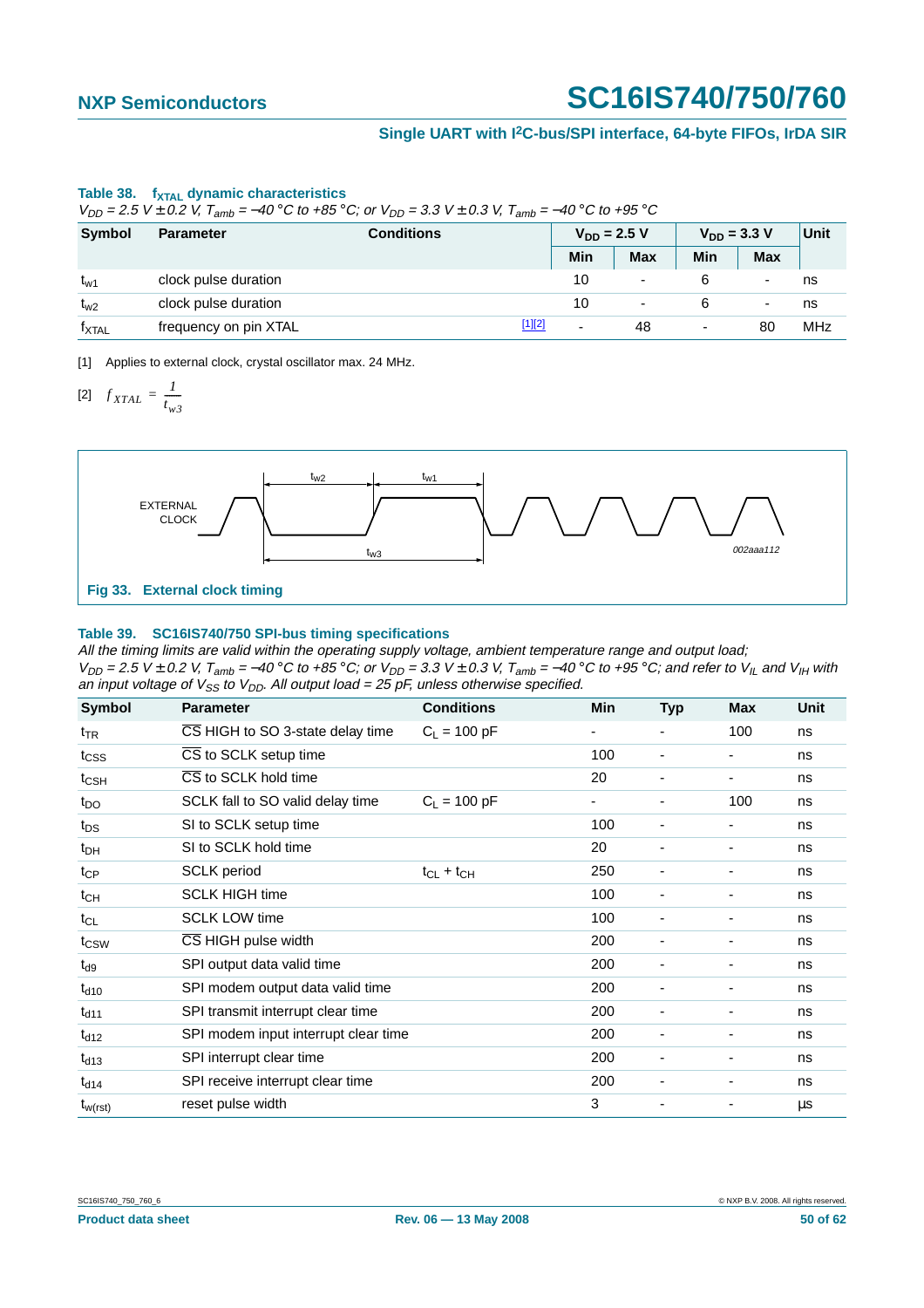**Table 38. $f_{XTAL}$ dynamic characteristics**

*$V_{DD}$ = 2.5 V ± 0.2 V, $T_{amb}$ = −40 °C to +85 °C; or $V_{DD}$ = 3.3 V ± 0.3 V, $T_{amb}$ = −40 °C to +95 °C*

| Symbol | Parameter | Conditions | $V_{DD}$ = 2.5 V | | $V_{DD}$ = 3.3 V | | Unit |
|---|---|---|---|---|---|---|---|
| | | | Min | Max | Min | Max | |
| $t_{w1}$ | clock pulse duration | | 10 | - | 6 | - | ns |
| $t_{w2}$ | clock pulse duration | | 10 | - | 6 | - | ns |
| $f_{XTAL}$ | frequency on pin XTAL | [1][2] | - | 48 | - | 80 | MHz |

[1] Applies to external clock, crystal oscillator max. 24 MHz.

[2] $f_{XTAL} = \frac{1}{t_{w3}}$

**Fig 33. External clock timing**

**Table 39. SC16IS740/750 SPI-bus timing specifications**

*All the timing limits are valid within the operating supply voltage, ambient temperature range and output load; $V_{DD}$ = 2.5 V ± 0.2 V, $T_{amb}$ = −40 °C to +85 °C; or $V_{DD}$ = 3.3 V ± 0.3 V, $T_{amb}$ = −40 °C to +95 °C; and refer to $V_{IL}$ and $V_{IH}$ with an input voltage of $V_{SS}$ to $V_{DD}$. All output load = 25 pF, unless otherwise specified.*

| Symbol | Parameter | Conditions | Min | Typ | Max | Unit |
|---|---|---|---|---|---|---|
| $t_{TR}$ | $\overline{CS}$ HIGH to SO 3-state delay time | $C_L$ = 100 pF | - | - | 100 | ns |
| $t_{CSS}$ | $\overline{CS}$ to SCLK setup time | | 100 | - | - | ns |
| $t_{CSH}$ | $\overline{CS}$ to SCLK hold time | | 20 | - | - | ns |
| $t_{DO}$ | SCLK fall to SO valid delay time | $C_L$ = 100 pF | - | - | 100 | ns |
| $t_{DS}$ | SI to SCLK setup time | | 100 | - | - | ns |
| $t_{DH}$ | SI to SCLK hold time | | 20 | - | - | ns |
| $t_{CP}$ | SCLK period | $t_{CL} + t_{CH}$ | 250 | - | - | ns |
| $t_{CH}$ | SCLK HIGH time | | 100 | - | - | ns |
| $t_{CL}$ | SCLK LOW time | | 100 | - | - | ns |
| $t_{CSW}$ | $\overline{CS}$ HIGH pulse width | | 200 | - | - | ns |
| $t_{d9}$ | SPI output data valid time | | 200 | - | - | ns |
| $t_{d10}$ | SPI modem output data valid time | | 200 | - | - | ns |
| $t_{d11}$ | SPI transmit interrupt clear time | | 200 | - | - | ns |
| $t_{d12}$ | SPI modem input interrupt clear time | | 200 | - | - | ns |
| $t_{d13}$ | SPI interrupt clear time | | 200 | - | - | ns |
| $t_{d14}$ | SPI receive interrupt clear time | | 200 | - | - | ns |
| $t_{w(rst)}$ | reset pulse width | | 3 | - | - | μs |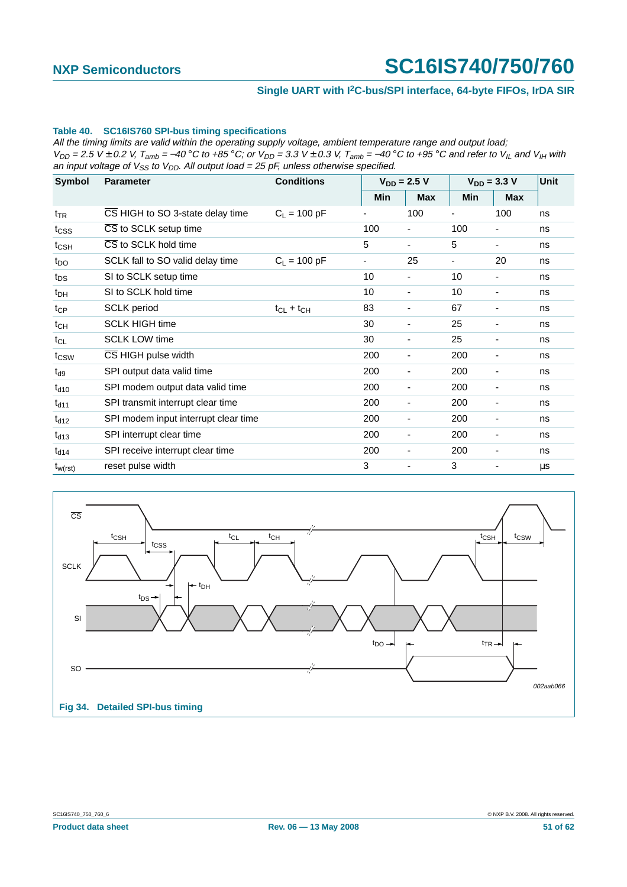**Table 40. SC16IS760 SPI-bus timing specifications**

*All the timing limits are valid within the operating supply voltage, ambient temperature range and output load; $V_{DD}$ = 2.5 V ± 0.2 V, $T_{amb}$ = −40 °C to +85 °C; or $V_{DD}$ = 3.3 V ± 0.3 V, $T_{amb}$ = −40 °C to +95 °C and refer to $V_{IL}$ and $V_{IH}$ with an input voltage of $V_{SS}$ to $V_{DD}$. All output load = 25 pF, unless otherwise specified.*

| Symbol | Parameter | Conditions | $V_{DD}$ = 2.5 V | | $V_{DD}$ = 3.3 V | | Unit |
|---|---|---|---|---|---|---|---|
| | | | Min | Max | Min | Max | |
| $t_{TR}$ | $\overline{CS}$ HIGH to SO 3-state delay time | $C_L$ = 100 pF | - | 100 | - | 100 | ns |
| $t_{CSS}$ | $\overline{CS}$ to SCLK setup time | | 100 | - | 100 | - | ns |
| $t_{CSH}$ | $\overline{CS}$ to SCLK hold time | | 5 | - | 5 | - | ns |
| $t_{DO}$ | SCLK fall to SO valid delay time | $C_L$ = 100 pF | - | 25 | - | 20 | ns |
| $t_{DS}$ | SI to SCLK setup time | | 10 | - | 10 | - | ns |
| $t_{DH}$ | SI to SCLK hold time | | 10 | - | 10 | - | ns |
| $t_{CP}$ | SCLK period | $t_{CL} + t_{CH}$ | 83 | - | 67 | - | ns |
| $t_{CH}$ | SCLK HIGH time | | 30 | - | 25 | - | ns |
| $t_{CL}$ | SCLK LOW time | | 30 | - | 25 | - | ns |
| $t_{CSW}$ | $\overline{CS}$ HIGH pulse width | | 200 | - | 200 | - | ns |
| $t_{d9}$ | SPI output data valid time | | 200 | - | 200 | - | ns |
| $t_{d10}$ | SPI modem output data valid time | | 200 | - | 200 | - | ns |
| $t_{d11}$ | SPI transmit interrupt clear time | | 200 | - | 200 | - | ns |
| $t_{d12}$ | SPI modem input interrupt clear time | | 200 | - | 200 | - | ns |
| $t_{d13}$ | SPI interrupt clear time | | 200 | - | 200 | - | ns |
| $t_{d14}$ | SPI receive interrupt clear time | | 200 | - | 200 | - | ns |
| $t_{w(rst)}$ | reset pulse width | | 3 | - | 3 | - | μs |

**Fig 34. Detailed SPI-bus timing**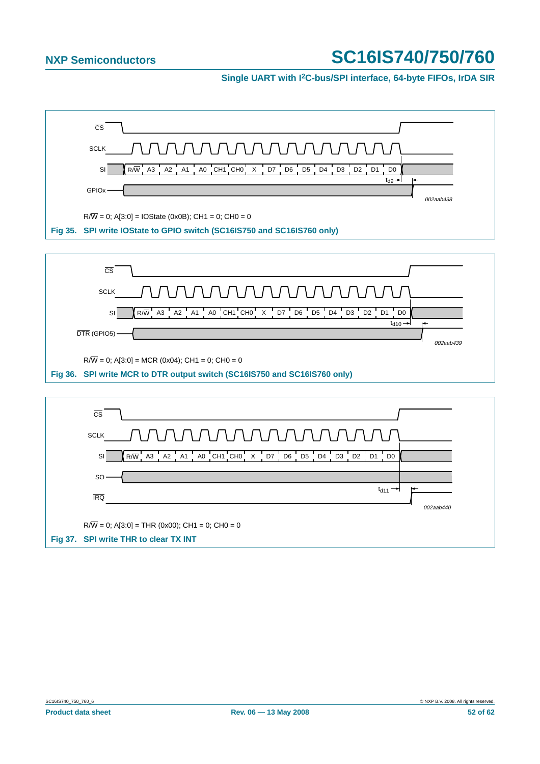CS

SCLK

SI  R/W A3 A2 A1 A0 CH1 CH0 X D7 D6 D5 D4 D3 D2 D1 D0

$t_{d9}$

GPIOx

*002aab438*

R/W = 0; A[3:0] = IOState (0x0B); CH1 = 0; CH0 = 0

**Fig 35. SPI write IOState to GPIO switch (SC16IS750 and SC16IS760 only)**

CS

SCLK

SI  R/W A3 A2 A1 A0 CH1 CH0 X D7 D6 D5 D4 D3 D2 D1 D0

$t_{d10}$

DTR (GPIO5)

*002aab439*

R/W = 0; A[3:0] = MCR (0x04); CH1 = 0; CH0 = 0

**Fig 36. SPI write MCR to DTR output switch (SC16IS750 and SC16IS760 only)**

CS

SCLK

SI  R/W A3 A2 A1 A0 CH1 CH0 X D7 D6 D5 D4 D3 D2 D1 D0

SO

$t_{d11}$

IRQ

*002aab440*

R/W = 0; A[3:0] = THR (0x00); CH1 = 0; CH0 = 0

**Fig 37. SPI write THR to clear TX INT**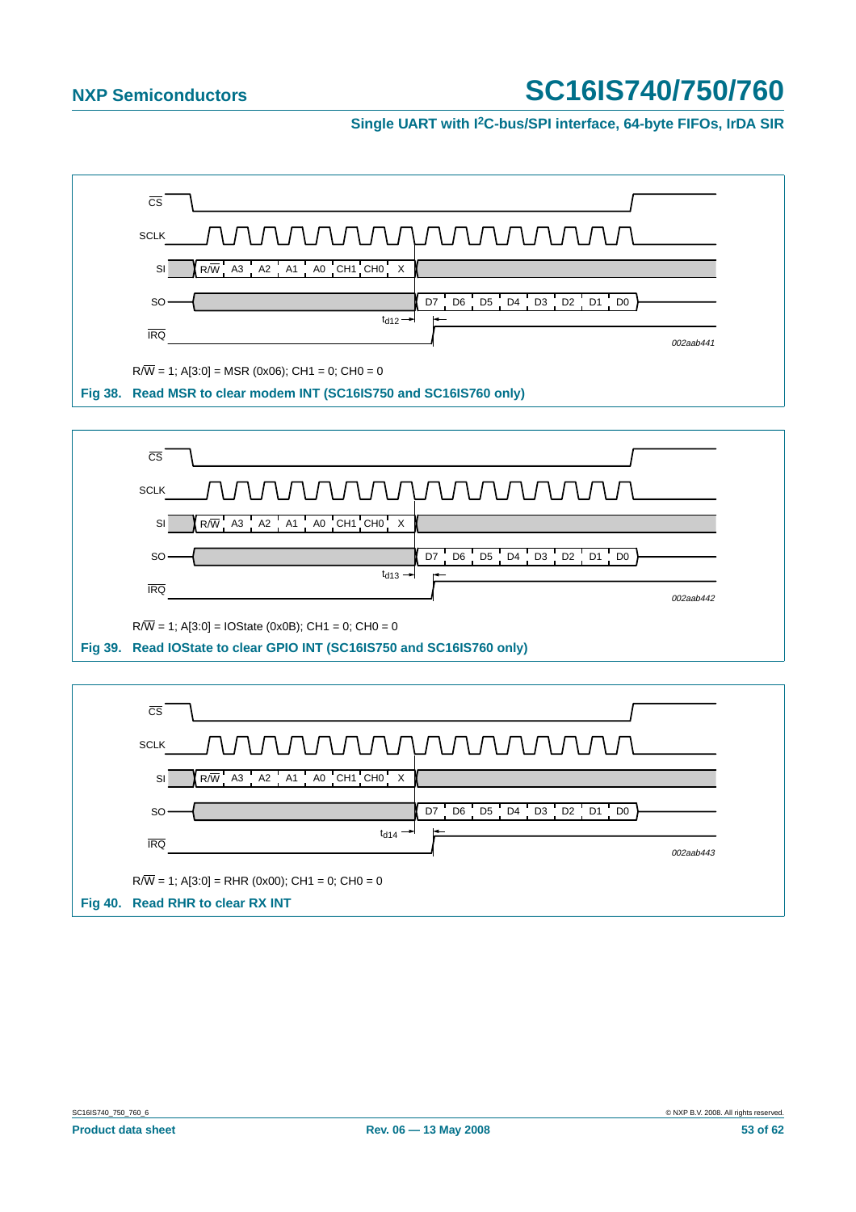R/$\overline{W}$ = 1; A[3:0] = MSR (0x06); CH1 = 0; CH0 = 0

**Fig 38. Read MSR to clear modem INT (SC16IS750 and SC16IS760 only)**

R/$\overline{W}$ = 1; A[3:0] = IOState (0x0B); CH1 = 0; CH0 = 0

**Fig 39. Read IOState to clear GPIO INT (SC16IS750 and SC16IS760 only)**

R/$\overline{W}$ = 1; A[3:0] = RHR (0x00); CH1 = 0; CH0 = 0

**Fig 40. Read RHR to clear RX INT**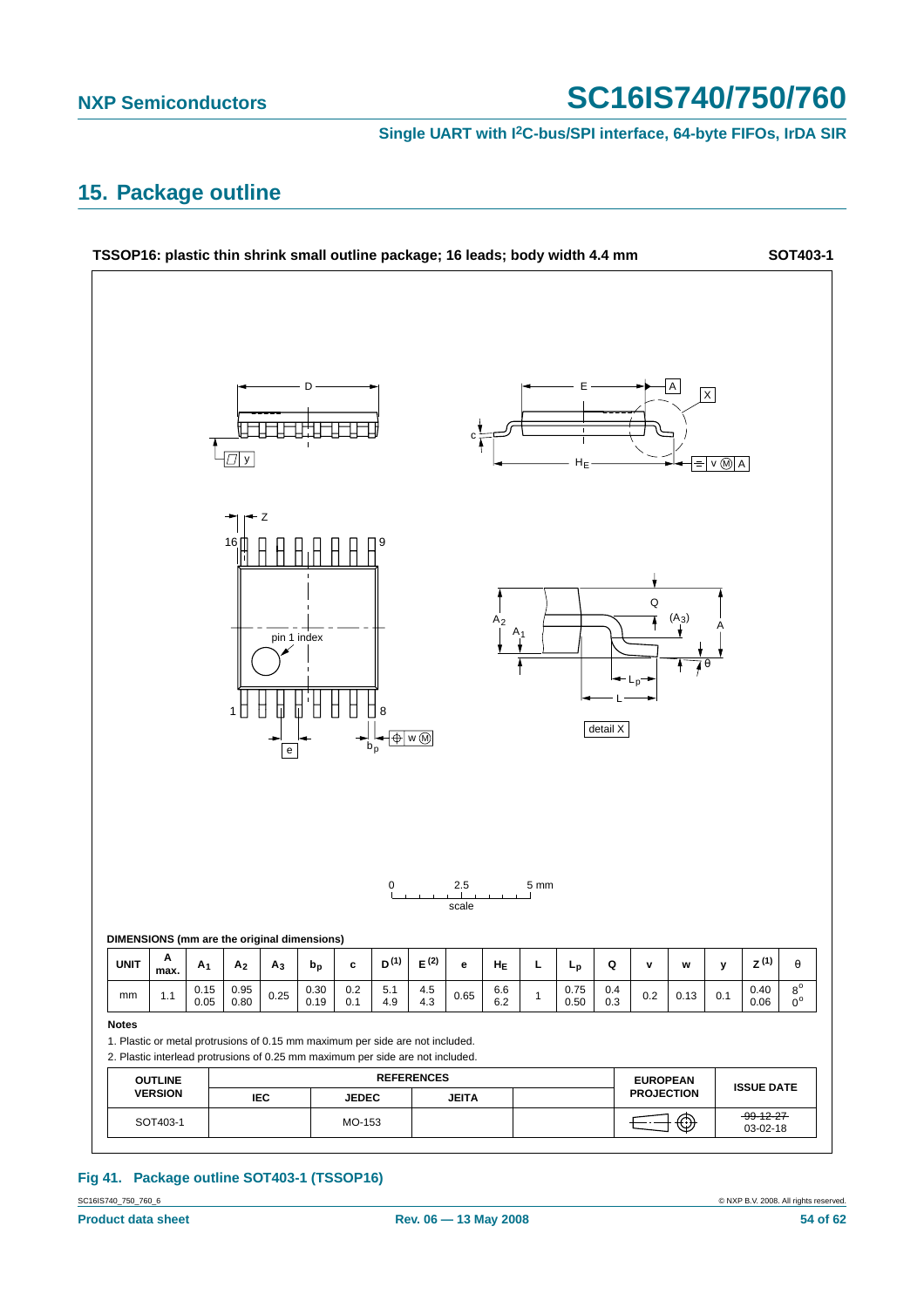## 15. Package outline

**TSSOP16: plastic thin shrink small outline package; 16 leads; body width 4.4 mm** **SOT403-1**

**DIMENSIONS (mm are the original dimensions)**

| UNIT | A max. | $A_1$ | $A_2$ | $A_3$ | $b_p$ | c | D [(1)] | E [(2)] | e | $H_E$ | L | $L_p$ | Q | v | w | y | Z [(1)] | θ |
|---|---|---|---|---|---|---|---|---|---|---|---|---|---|---|---|---|---|---|
| mm | 1.1 | 0.15<br>0.05 | 0.95<br>0.80 | 0.25 | 0.30<br>0.19 | 0.2<br>0.1 | 5.1<br>4.9 | 4.5<br>4.3 | 0.65 | 6.6<br>6.2 | 1 | 0.75<br>0.50 | 0.4<br>0.3 | 0.2 | 0.13 | 0.1 | 0.40<br>0.06 | 8°<br>0° |

**Notes**

1. Plastic or metal protrusions of 0.15 mm maximum per side are not included.
2. Plastic interlead protrusions of 0.25 mm maximum per side are not included.

| OUTLINE VERSION | REFERENCES | | | | EUROPEAN PROJECTION | ISSUE DATE |
|---|---|---|---|---|---|---|
| | IEC | JEDEC | JEITA | | | |
| SOT403-1 | | MO-153 | | | | ~~99-12-27~~<br>03-02-18 |

**Fig 41. Package outline SOT403-1 (TSSOP16)**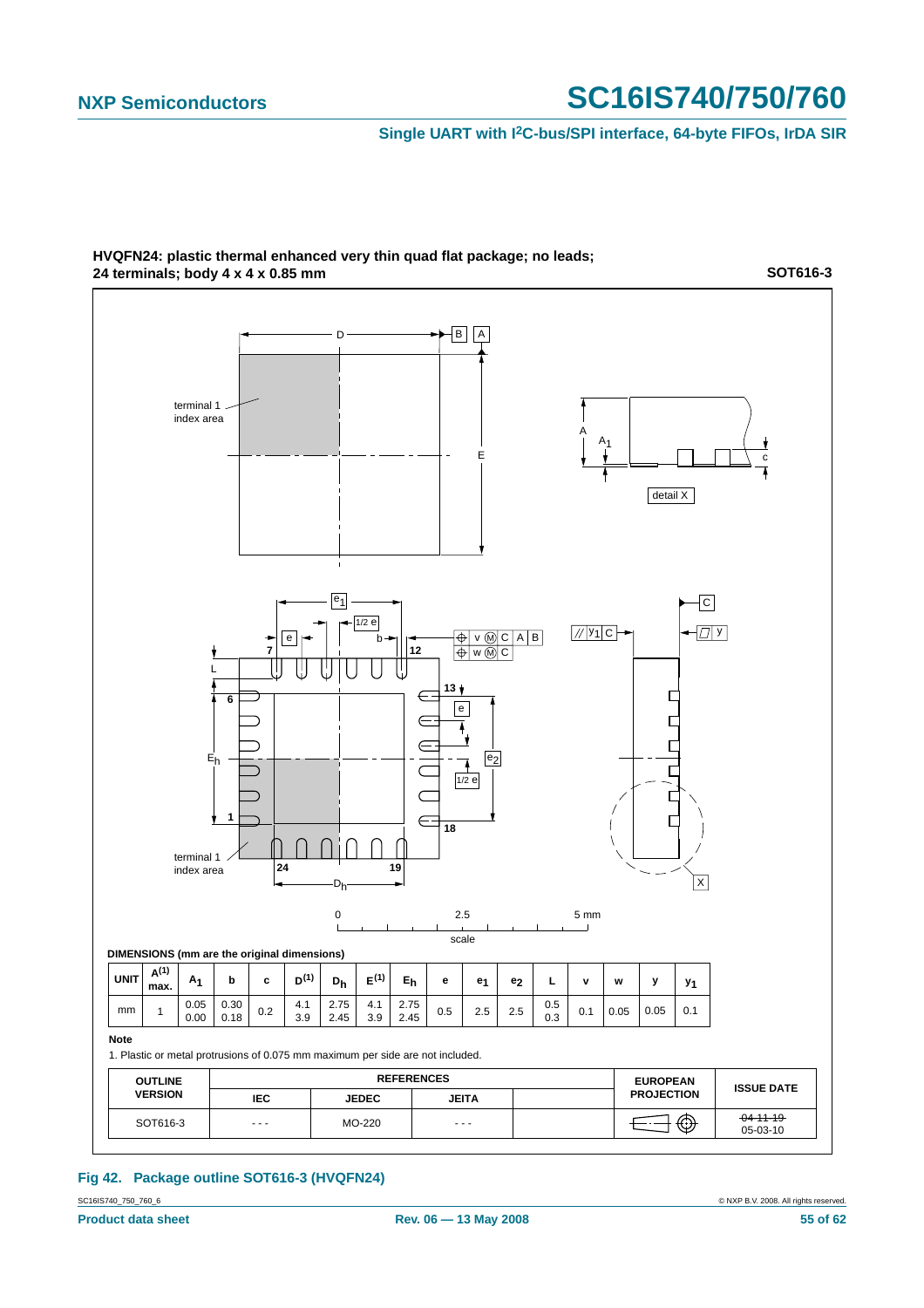**HVQFN24: plastic thermal enhanced very thin quad flat package; no leads; 24 terminals; body 4 x 4 x 0.85 mm**

**SOT616-3**

DIMENSIONS (mm are the original dimensions)

| UNIT | A(1) max. | $A_1$ | b | c | D(1) | $D_h$ | E(1) | $E_h$ | e | $e_1$ | $e_2$ | L | v | w | y | $y_1$ |
|---|---|---|---|---|---|---|---|---|---|---|---|---|---|---|---|---|
| mm | 1 | 0.05<br>0.00 | 0.30<br>0.18 | 0.2 | 4.1<br>3.9 | 2.75<br>2.45 | 4.1<br>3.9 | 2.75<br>2.45 | 0.5 | 2.5 | 2.5 | 0.5<br>0.3 | 0.1 | 0.05 | 0.05 | 0.1 |

**Note**

1. Plastic or metal protrusions of 0.075 mm maximum per side are not included.

| OUTLINE VERSION | REFERENCES | | | | EUROPEAN PROJECTION | ISSUE DATE |
|---|---|---|---|---|---|---|
| | IEC | JEDEC | JEITA | | | |
| SOT616-3 | - - - | MO-220 | - - - | | | ~~04-11-19~~<br>05-03-10 |

**Fig 42. Package outline SOT616-3 (HVQFN24)**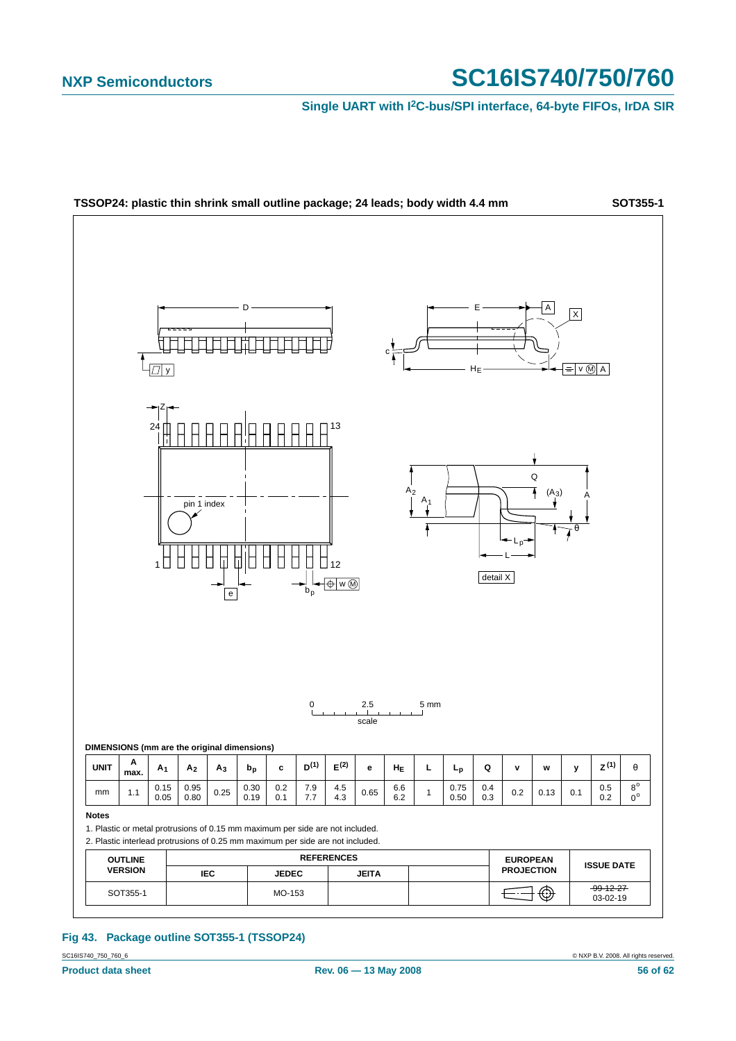**TSSOP24: plastic thin shrink small outline package; 24 leads; body width 4.4 mm** **SOT355-1**

**DIMENSIONS (mm are the original dimensions)**

| UNIT | A max. | $A_1$ | $A_2$ | $A_3$ | $b_p$ | c | D[(1)] | E[(2)] | e | $H_E$ | L | $L_p$ | Q | v | w | y | Z[(1)] | θ |
|---|---|---|---|---|---|---|---|---|---|---|---|---|---|---|---|---|---|---|
| mm | 1.1 | 0.15<br>0.05 | 0.95<br>0.80 | 0.25 | 0.30<br>0.19 | 0.2<br>0.1 | 7.9<br>7.7 | 4.5<br>4.3 | 0.65 | 6.6<br>6.2 | 1 | 0.75<br>0.50 | 0.4<br>0.3 | 0.2 | 0.13 | 0.1 | 0.5<br>0.2 | 8°<br>0° |

**Notes**

1. Plastic or metal protrusions of 0.15 mm maximum per side are not included.
2. Plastic interlead protrusions of 0.25 mm maximum per side are not included.

| OUTLINE VERSION | REFERENCES | | | | EUROPEAN PROJECTION | ISSUE DATE |
|---|---|---|---|---|---|---|
| | IEC | JEDEC | JEITA | | | |
| SOT355-1 | | MO-153 | | | | ~~99-12-27~~<br>03-02-19 |

**Fig 43. Package outline SOT355-1 (TSSOP24)**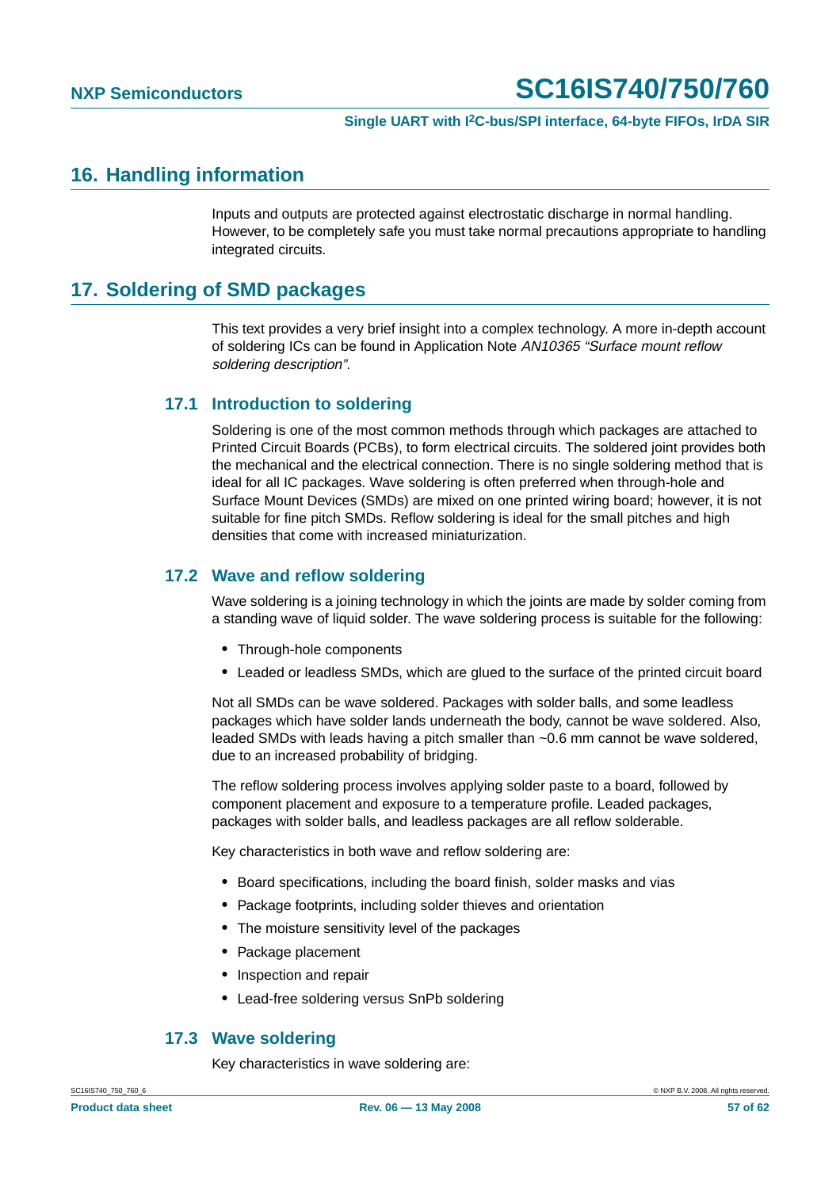## 16. Handling information

Inputs and outputs are protected against electrostatic discharge in normal handling. However, to be completely safe you must take normal precautions appropriate to handling integrated circuits.

## 17. Soldering of SMD packages

This text provides a very brief insight into a complex technology. A more in-depth account of soldering ICs can be found in Application Note *AN10365 “Surface mount reflow soldering description”*.

### 17.1 Introduction to soldering

Soldering is one of the most common methods through which packages are attached to Printed Circuit Boards (PCBs), to form electrical circuits. The soldered joint provides both the mechanical and the electrical connection. There is no single soldering method that is ideal for all IC packages. Wave soldering is often preferred when through-hole and Surface Mount Devices (SMDs) are mixed on one printed wiring board; however, it is not suitable for fine pitch SMDs. Reflow soldering is ideal for the small pitches and high densities that come with increased miniaturization.

### 17.2 Wave and reflow soldering

Wave soldering is a joining technology in which the joints are made by solder coming from a standing wave of liquid solder. The wave soldering process is suitable for the following:

- Through-hole components
- Leaded or leadless SMDs, which are glued to the surface of the printed circuit board

Not all SMDs can be wave soldered. Packages with solder balls, and some leadless packages which have solder lands underneath the body, cannot be wave soldered. Also, leaded SMDs with leads having a pitch smaller than ~0.6 mm cannot be wave soldered, due to an increased probability of bridging.

The reflow soldering process involves applying solder paste to a board, followed by component placement and exposure to a temperature profile. Leaded packages, packages with solder balls, and leadless packages are all reflow solderable.

Key characteristics in both wave and reflow soldering are:

- Board specifications, including the board finish, solder masks and vias
- Package footprints, including solder thieves and orientation
- The moisture sensitivity level of the packages
- Package placement
- Inspection and repair
- Lead-free soldering versus SnPb soldering

### 17.3 Wave soldering

Key characteristics in wave soldering are: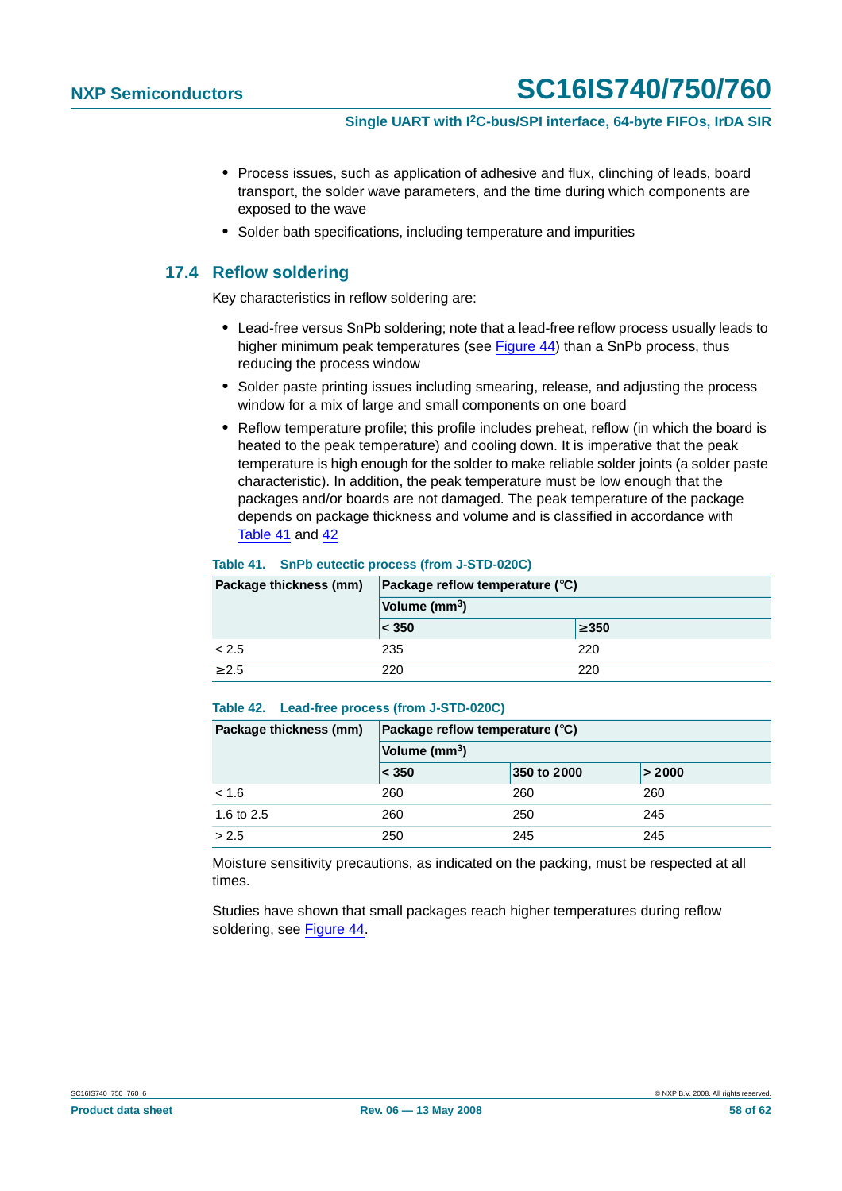- Process issues, such as application of adhesive and flux, clinching of leads, board transport, the solder wave parameters, and the time during which components are exposed to the wave
- Solder bath specifications, including temperature and impurities

## 17.4 Reflow soldering

Key characteristics in reflow soldering are:

- Lead-free versus SnPb soldering; note that a lead-free reflow process usually leads to higher minimum peak temperatures (see Figure 44) than a SnPb process, thus reducing the process window
- Solder paste printing issues including smearing, release, and adjusting the process window for a mix of large and small components on one board
- Reflow temperature profile; this profile includes preheat, reflow (in which the board is heated to the peak temperature) and cooling down. It is imperative that the peak temperature is high enough for the solder to make reliable solder joints (a solder paste characteristic). In addition, the peak temperature must be low enough that the packages and/or boards are not damaged. The peak temperature of the package depends on package thickness and volume and is classified in accordance with Table 41 and 42

**Table 41. SnPb eutectic process (from J-STD-020C)**

| Package thickness (mm) | Package reflow temperature (°C) | |
|---|---|---|
| | Volume ($mm^3$) | |
| | < 350 | ≥350 |
| < 2.5 | 235 | 220 |
| ≥2.5 | 220 | 220 |

**Table 42. Lead-free process (from J-STD-020C)**

| Package thickness (mm) | Package reflow temperature (°C) | | |
|---|---|---|---|
| | Volume ($mm^3$) | | |
| | < 350 | 350 to 2000 | > 2000 |
| < 1.6 | 260 | 260 | 260 |
| 1.6 to 2.5 | 260 | 250 | 245 |
| > 2.5 | 250 | 245 | 245 |

Moisture sensitivity precautions, as indicated on the packing, must be respected at all times.

Studies have shown that small packages reach higher temperatures during reflow soldering, see Figure 44.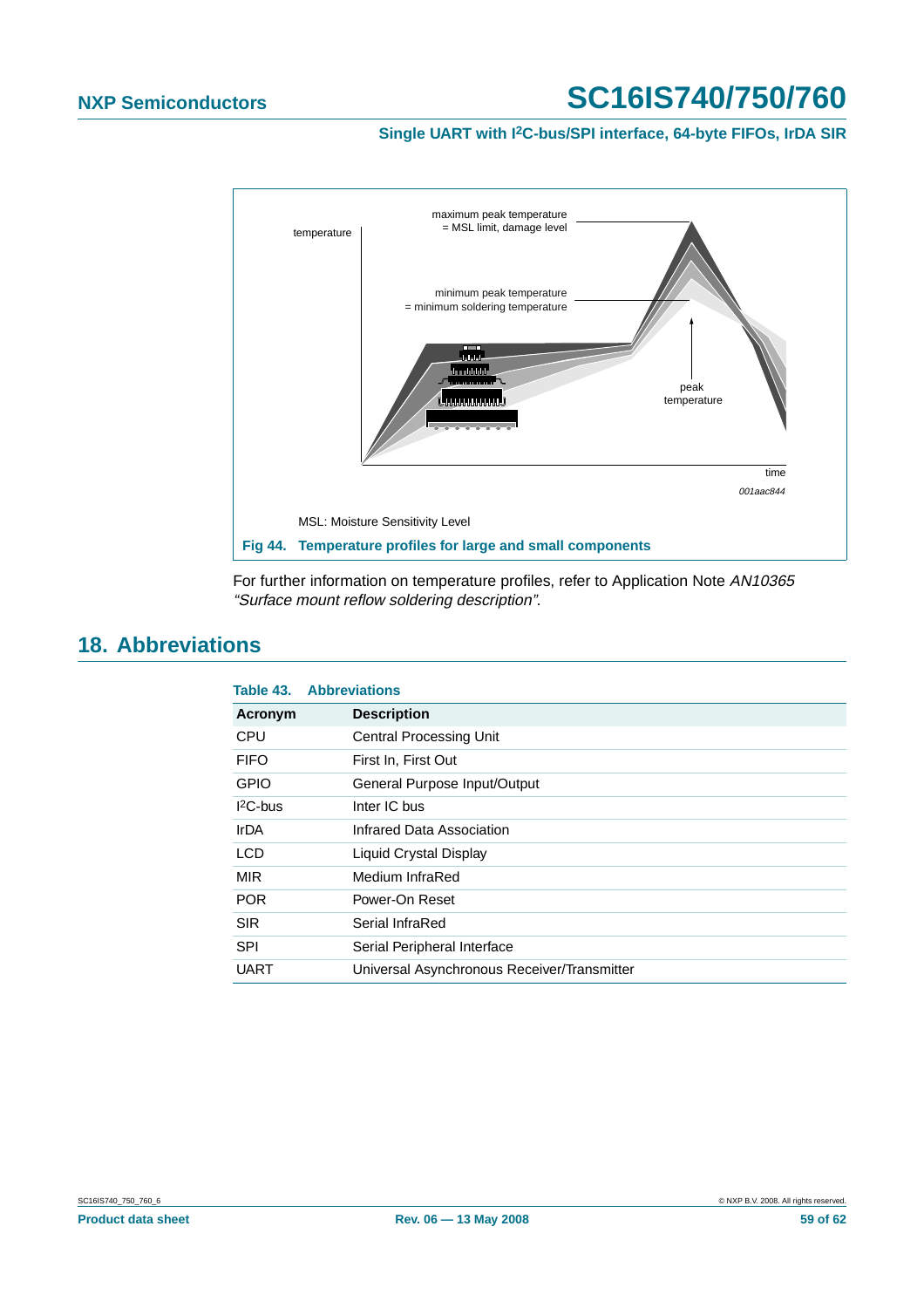temperature

maximum peak temperature
= MSL limit, damage level

minimum peak temperature
= minimum soldering temperature

peak
temperature

time

001aac844

MSL: Moisture Sensitivity Level

**Fig 44. Temperature profiles for large and small components**

For further information on temperature profiles, refer to Application Note *AN10365 “Surface mount reflow soldering description”*.

## 18. Abbreviations

**Table 43. Abbreviations**

| Acronym | Description |
|---|---|
| CPU | Central Processing Unit |
| FIFO | First In, First Out |
| GPIO | General Purpose Input/Output |
| $I^2C$-bus | Inter IC bus |
| IrDA | Infrared Data Association |
| LCD | Liquid Crystal Display |
| MIR | Medium InfraRed |
| POR | Power-On Reset |
| SIR | Serial InfraRed |
| SPI | Serial Peripheral Interface |
| UART | Universal Asynchronous Receiver/Transmitter |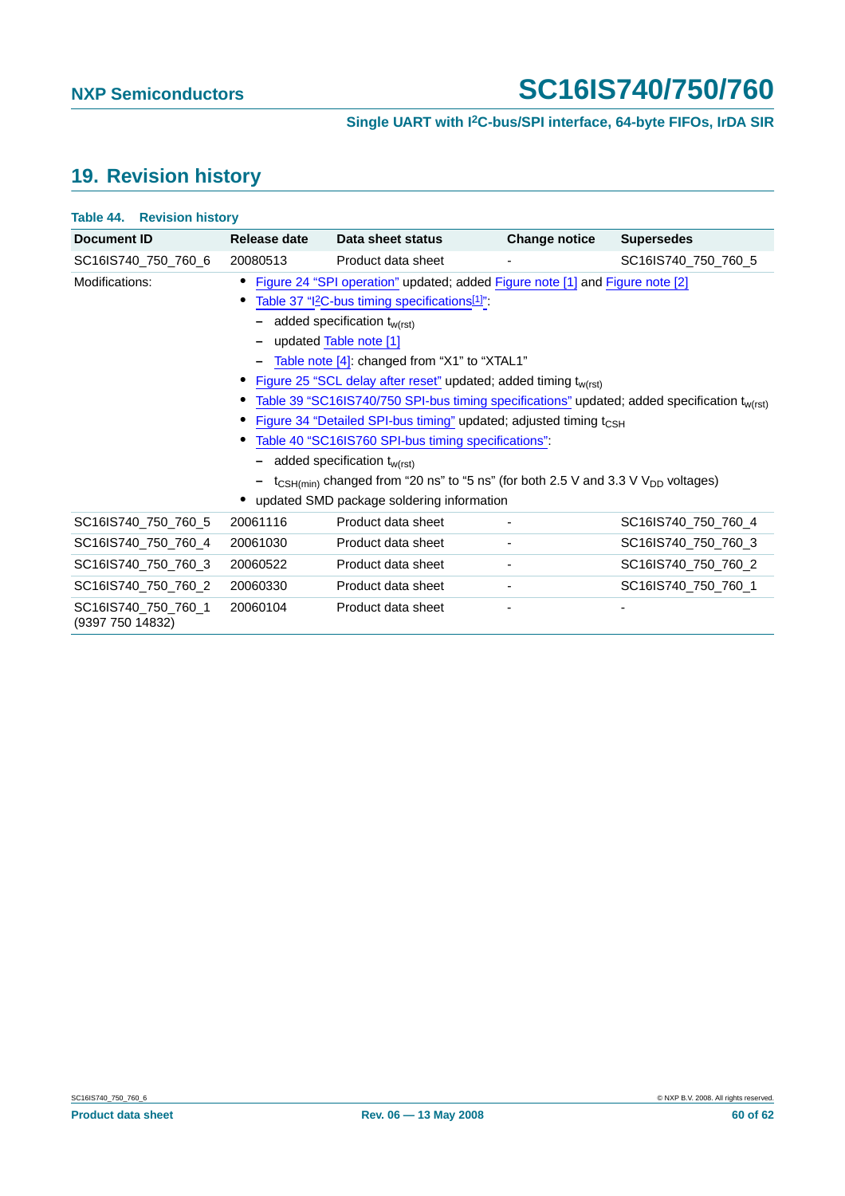## 19. Revision history

**Table 44. Revision history**

| Document ID | Release date | Data sheet status | Change notice | Supersedes |
|---|---|---|---|---|
| SC16IS740_750_760_6 | 20080513 | Product data sheet | - | SC16IS740_750_760_5 |
| Modifications: | • Figure 24 "SPI operation" updated; added Figure note [1] and Figure note [2]<br>• Table 37 "I²C-bus timing specifications[1]":<br>– added specification $t_{w(rst)}$<br>– updated Table note [1]<br>– Table note [4]: changed from "X1" to "XTAL1"<br>• Figure 25 "SCL delay after reset" updated; added timing $t_{w(rst)}$<br>• Table 39 "SC16IS740/750 SPI-bus timing specifications" updated; added specification $t_{w(rst)}$<br>• Figure 34 "Detailed SPI-bus timing" updated; adjusted timing $t_{CSH}$<br>• Table 40 "SC16IS760 SPI-bus timing specifications":<br>– added specification $t_{w(rst)}$<br>– $t_{CSH(min)}$ changed from "20 ns" to "5 ns" (for both 2.5 V and 3.3 V $V_{DD}$ voltages)<br>• updated SMD package soldering information | | | |
| SC16IS740_750_760_5 | 20061116 | Product data sheet | - | SC16IS740_750_760_4 |
| SC16IS740_750_760_4 | 20061030 | Product data sheet | - | SC16IS740_750_760_3 |
| SC16IS740_750_760_3 | 20060522 | Product data sheet | - | SC16IS740_750_760_2 |
| SC16IS740_750_760_2 | 20060330 | Product data sheet | - | SC16IS740_750_760_1 |
| SC16IS740_750_760_1 (9397 750 14832) | 20060104 | Product data sheet | - | - |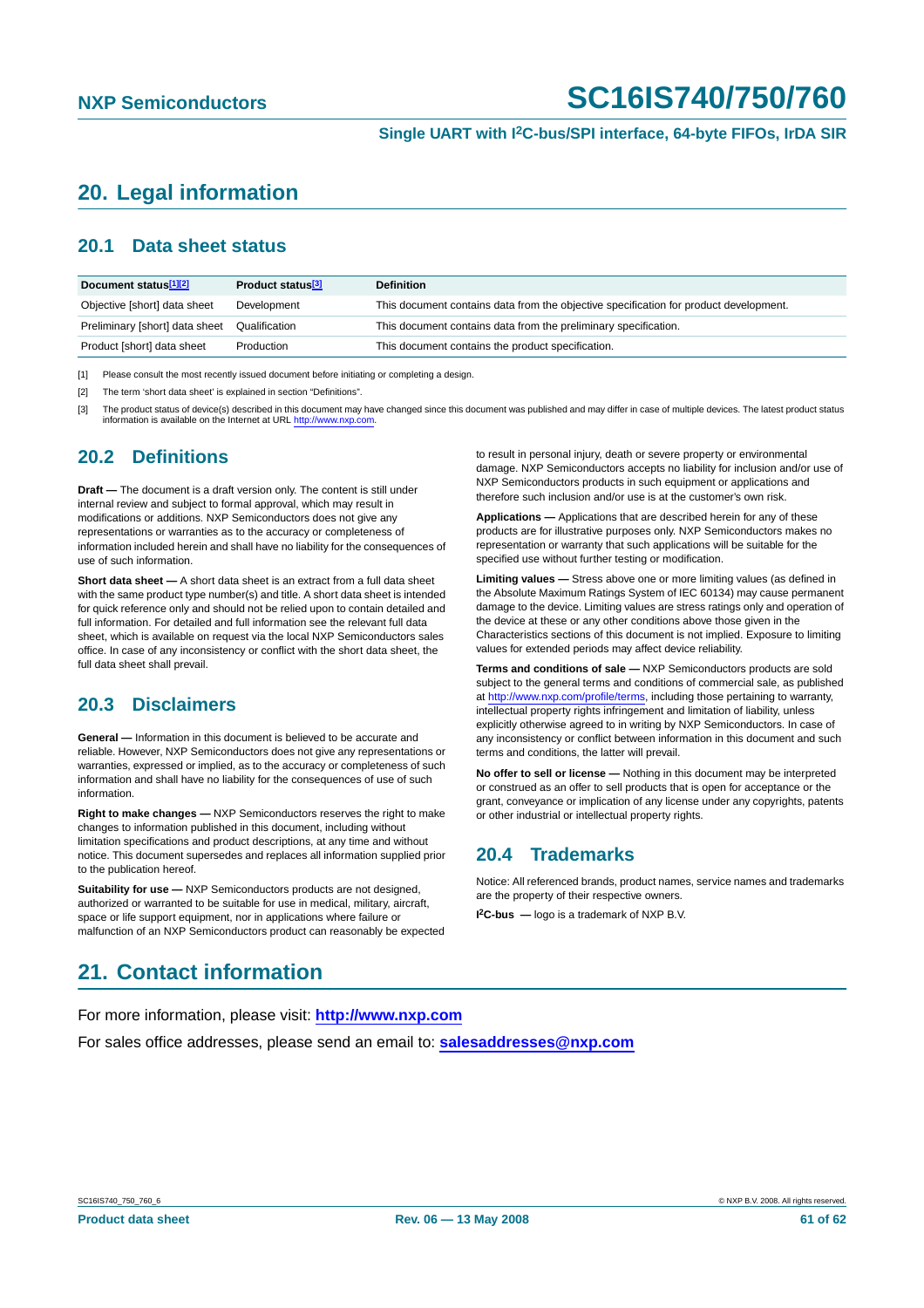# 20. Legal information

## 20.1 Data sheet status

| Document status[1][2] | Product status[3] | Definition |
|---|---|---|
| Objective [short] data sheet | Development | This document contains data from the objective specification for product development. |
| Preliminary [short] data sheet | Qualification | This document contains data from the preliminary specification. |
| Product [short] data sheet | Production | This document contains the product specification. |

[1] Please consult the most recently issued document before initiating or completing a design.

[2] The term 'short data sheet' is explained in section "Definitions".

[3] The product status of device(s) described in this document may have changed since this document was published and may differ in case of multiple devices. The latest product status information is available on the Internet at URL http://www.nxp.com.

## 20.2 Definitions

**Draft —** The document is a draft version only. The content is still under internal review and subject to formal approval, which may result in modifications or additions. NXP Semiconductors does not give any representations or warranties as to the accuracy or completeness of information included herein and shall have no liability for the consequences of use of such information.

**Short data sheet —** A short data sheet is an extract from a full data sheet with the same product type number(s) and title. A short data sheet is intended for quick reference only and should not be relied upon to contain detailed and full information. For detailed and full information see the relevant full data sheet, which is available on request via the local NXP Semiconductors sales office. In case of any inconsistency or conflict with the short data sheet, the full data sheet shall prevail.

## 20.3 Disclaimers

**General —** Information in this document is believed to be accurate and reliable. However, NXP Semiconductors does not give any representations or warranties, expressed or implied, as to the accuracy or completeness of such information and shall have no liability for the consequences of use of such information.

**Right to make changes —** NXP Semiconductors reserves the right to make changes to information published in this document, including without limitation specifications and product descriptions, at any time and without notice. This document supersedes and replaces all information supplied prior to the publication hereof.

**Suitability for use —** NXP Semiconductors products are not designed, authorized or warranted to be suitable for use in medical, military, aircraft, space or life support equipment, nor in applications where failure or malfunction of an NXP Semiconductors product can reasonably be expected to result in personal injury, death or severe property or environmental damage. NXP Semiconductors accepts no liability for inclusion and/or use of NXP Semiconductors products in such equipment or applications and therefore such inclusion and/or use is at the customer's own risk.

**Applications —** Applications that are described herein for any of these products are for illustrative purposes only. NXP Semiconductors makes no representation or warranty that such applications will be suitable for the specified use without further testing or modification.

**Limiting values —** Stress above one or more limiting values (as defined in the Absolute Maximum Ratings System of IEC 60134) may cause permanent damage to the device. Limiting values are stress ratings only and operation of the device at these or any other conditions above those given in the Characteristics sections of this document is not implied. Exposure to limiting values for extended periods may affect device reliability.

**Terms and conditions of sale —** NXP Semiconductors products are sold subject to the general terms and conditions of commercial sale, as published at http://www.nxp.com/profile/terms, including those pertaining to warranty, intellectual property rights infringement and limitation of liability, unless explicitly otherwise agreed to in writing by NXP Semiconductors. In case of any inconsistency or conflict between information in this document and such terms and conditions, the latter will prevail.

**No offer to sell or license —** Nothing in this document may be interpreted or construed as an offer to sell products that is open for acceptance or the grant, conveyance or implication of any license under any copyrights, patents or other industrial or intellectual property rights.

## 20.4 Trademarks

Notice: All referenced brands, product names, service names and trademarks are the property of their respective owners.

**I²C-bus —** logo is a trademark of NXP B.V.

# 21. Contact information

For more information, please visit: **http://www.nxp.com**

For sales office addresses, please send an email to: **salesaddresses@nxp.com**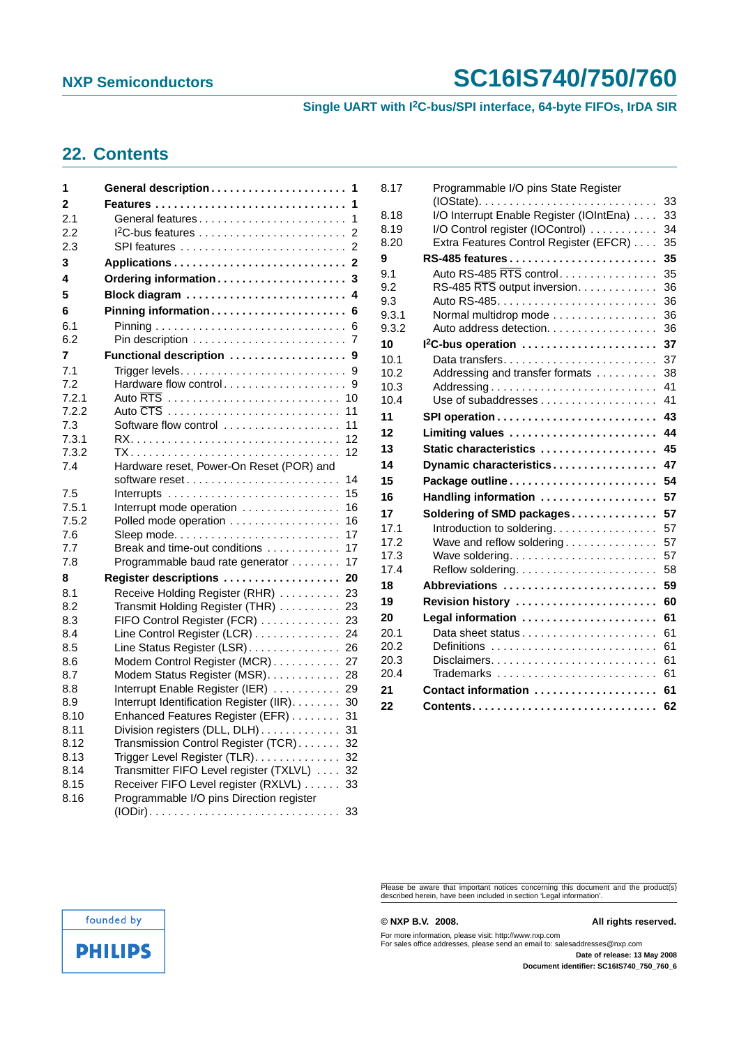## 22. Contents

| | | |
|---|---|---|
| **1** | **General description** | **1** |
| **2** | **Features** | **1** |
| 2.1 | General features | 1 |
| 2.2 | I²C-bus features | 2 |
| 2.3 | SPI features | 2 |
| **3** | **Applications** | **2** |
| **4** | **Ordering information** | **3** |
| **5** | **Block diagram** | **4** |
| **6** | **Pinning information** | **6** |
| 6.1 | Pinning | 6 |
| 6.2 | Pin description | 7 |
| **7** | **Functional description** | **9** |
| 7.1 | Trigger levels | 9 |
| 7.2 | Hardware flow control | 9 |
| 7.2.1 | Auto RTS | 10 |
| 7.2.2 | Auto CTS | 11 |
| 7.3 | Software flow control | 11 |
| 7.3.1 | RX | 12 |
| 7.3.2 | TX | 12 |
| 7.4 | Hardware reset, Power-On Reset (POR) and software reset | 14 |
| 7.5 | Interrupts | 15 |
| 7.5.1 | Interrupt mode operation | 16 |
| 7.5.2 | Polled mode operation | 16 |
| 7.6 | Sleep mode | 17 |
| 7.7 | Break and time-out conditions | 17 |
| 7.8 | Programmable baud rate generator | 17 |
| **8** | **Register descriptions** | **20** |
| 8.1 | Receive Holding Register (RHR) | 23 |
| 8.2 | Transmit Holding Register (THR) | 23 |
| 8.3 | FIFO Control Register (FCR) | 23 |
| 8.4 | Line Control Register (LCR) | 24 |
| 8.5 | Line Status Register (LSR) | 26 |
| 8.6 | Modem Control Register (MCR) | 27 |
| 8.7 | Modem Status Register (MSR) | 28 |
| 8.8 | Interrupt Enable Register (IER) | 29 |
| 8.9 | Interrupt Identification Register (IIR) | 30 |
| 8.10 | Enhanced Features Register (EFR) | 31 |
| 8.11 | Division registers (DLL, DLH) | 31 |
| 8.12 | Transmission Control Register (TCR) | 32 |
| 8.13 | Trigger Level Register (TLR) | 32 |
| 8.14 | Transmitter FIFO Level register (TXLVL) | 32 |
| 8.15 | Receiver FIFO Level register (RXLVL) | 33 |
| 8.16 | Programmable I/O pins Direction register (IODir) | 33 |
| 8.17 | Programmable I/O pins State Register (IOState) | 33 |
| 8.18 | I/O Interrupt Enable Register (IOIntEna) | 33 |
| 8.19 | I/O Control register (IOControl) | 34 |
| 8.20 | Extra Features Control Register (EFCR) | 35 |
| **9** | **RS-485 features** | **35** |
| 9.1 | Auto RS-485 RTS control | 35 |
| 9.2 | RS-485 RTS output inversion | 36 |
| 9.3 | Auto RS-485 | 36 |
| 9.3.1 | Normal multidrop mode | 36 |
| 9.3.2 | Auto address detection | 36 |
| **10** | **I²C-bus operation** | **37** |
| 10.1 | Data transfers | 37 |
| 10.2 | Addressing and transfer formats | 38 |
| 10.3 | Addressing | 41 |
| 10.4 | Use of subaddresses | 41 |
| **11** | **SPI operation** | **43** |
| **12** | **Limiting values** | **44** |
| **13** | **Static characteristics** | **45** |
| **14** | **Dynamic characteristics** | **47** |
| **15** | **Package outline** | **54** |
| **16** | **Handling information** | **57** |
| **17** | **Soldering of SMD packages** | **57** |
| 17.1 | Introduction to soldering | 57 |
| 17.2 | Wave and reflow soldering | 57 |
| 17.3 | Wave soldering | 57 |
| 17.4 | Reflow soldering | 58 |
| **18** | **Abbreviations** | **59** |
| **19** | **Revision history** | **60** |
| **20** | **Legal information** | **61** |
| 20.1 | Data sheet status | 61 |
| 20.2 | Definitions | 61 |
| 20.3 | Disclaimers | 61 |
| 20.4 | Trademarks | 61 |
| **21** | **Contact information** | **61** |
| **22** | **Contents** | **62** |

Please be aware that important notices concerning this document and the product(s) described herein, have been included in section 'Legal information'.

**© NXP B.V. 2008. All rights reserved.**

For more information, please visit: http://www.nxp.com
For sales office addresses, please send an email to: salesaddresses@nxp.com

**Date of release: 13 May 2008**

**Document identifier: SC16IS740_750_760_6**

founded by PHILIPS